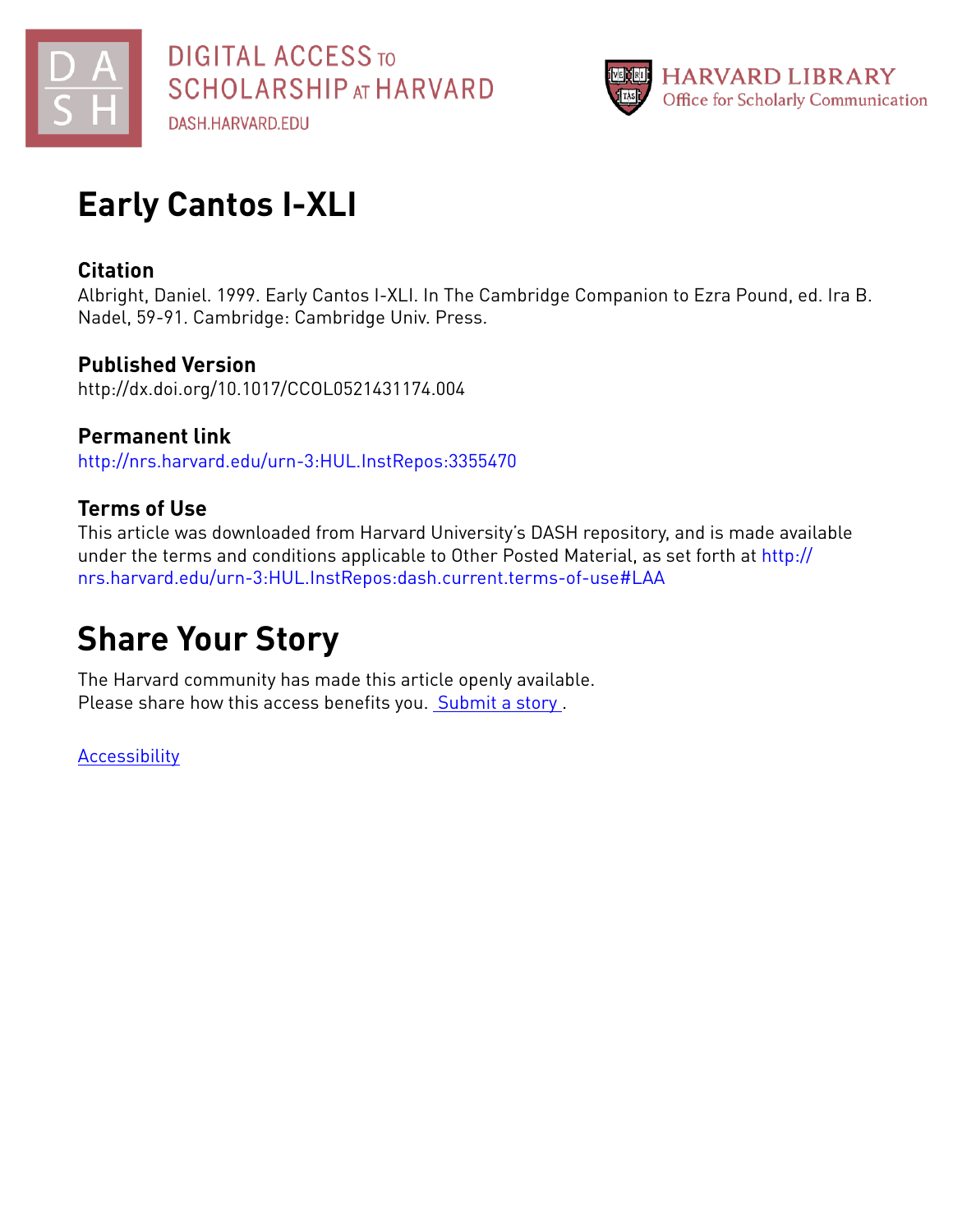DIGITAL ACCESS TO SCHOLARSHIP AT HARVARD
DASH.HARVARD.EDU

HARVARD LIBRARY
Office for Scholarly Communication

# Early Cantos I-XLI

## Citation

Albright, Daniel. 1999. Early Cantos I-XLI. In The Cambridge Companion to Ezra Pound, ed. Ira B. Nadel, 59-91. Cambridge: Cambridge Univ. Press.

## Published Version

http://dx.doi.org/10.1017/CCOL0521431174.004

## Permanent link

http://nrs.harvard.edu/urn-3:HUL.InstRepos:3355470

## Terms of Use

This article was downloaded from Harvard University's DASH repository, and is made available under the terms and conditions applicable to Other Posted Material, as set forth at http://nrs.harvard.edu/urn-3:HUL.InstRepos:dash.current.terms-of-use#LAA

# Share Your Story

The Harvard community has made this article openly available.
Please share how this access benefits you. Submit a story .

Accessibility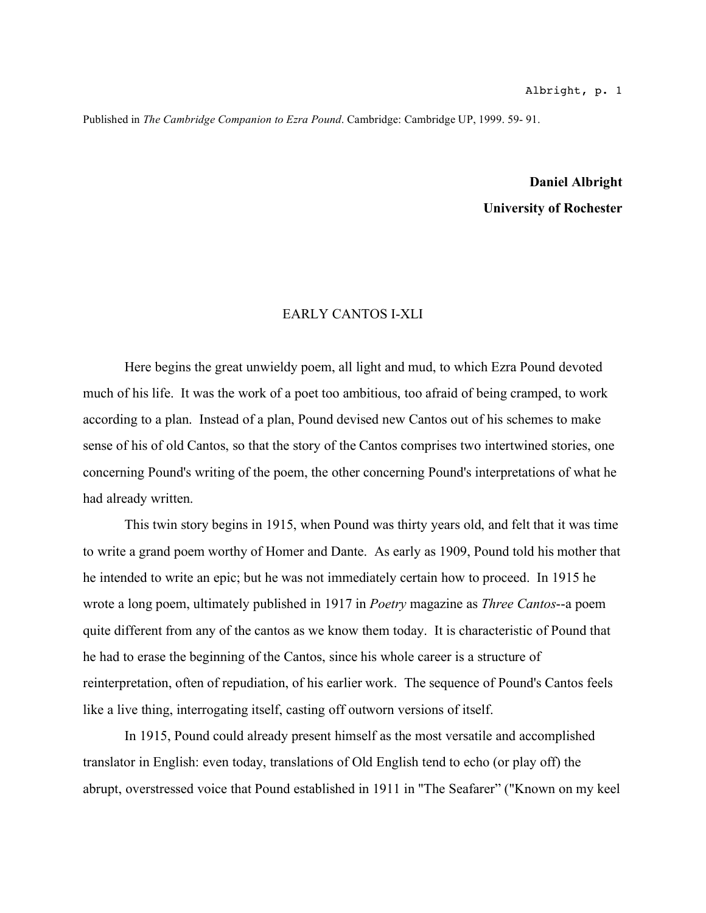Published in *The Cambridge Companion to Ezra Pound*. Cambridge: Cambridge UP, 1999. 59- 91.

**Daniel Albright**
**University of Rochester**

# EARLY CANTOS I-XLI

Here begins the great unwieldy poem, all light and mud, to which Ezra Pound devoted much of his life. It was the work of a poet too ambitious, too afraid of being cramped, to work according to a plan. Instead of a plan, Pound devised new Cantos out of his schemes to make sense of his of old Cantos, so that the story of the Cantos comprises two intertwined stories, one concerning Pound's writing of the poem, the other concerning Pound's interpretations of what he had already written.

This twin story begins in 1915, when Pound was thirty years old, and felt that it was time to write a grand poem worthy of Homer and Dante. As early as 1909, Pound told his mother that he intended to write an epic; but he was not immediately certain how to proceed. In 1915 he wrote a long poem, ultimately published in 1917 in *Poetry* magazine as *Three Cantos*--a poem quite different from any of the cantos as we know them today. It is characteristic of Pound that he had to erase the beginning of the Cantos, since his whole career is a structure of reinterpretation, often of repudiation, of his earlier work. The sequence of Pound's Cantos feels like a live thing, interrogating itself, casting off outworn versions of itself.

In 1915, Pound could already present himself as the most versatile and accomplished translator in English: even today, translations of Old English tend to echo (or play off) the abrupt, overstressed voice that Pound established in 1911 in "The Seafarer" ("Known on my keel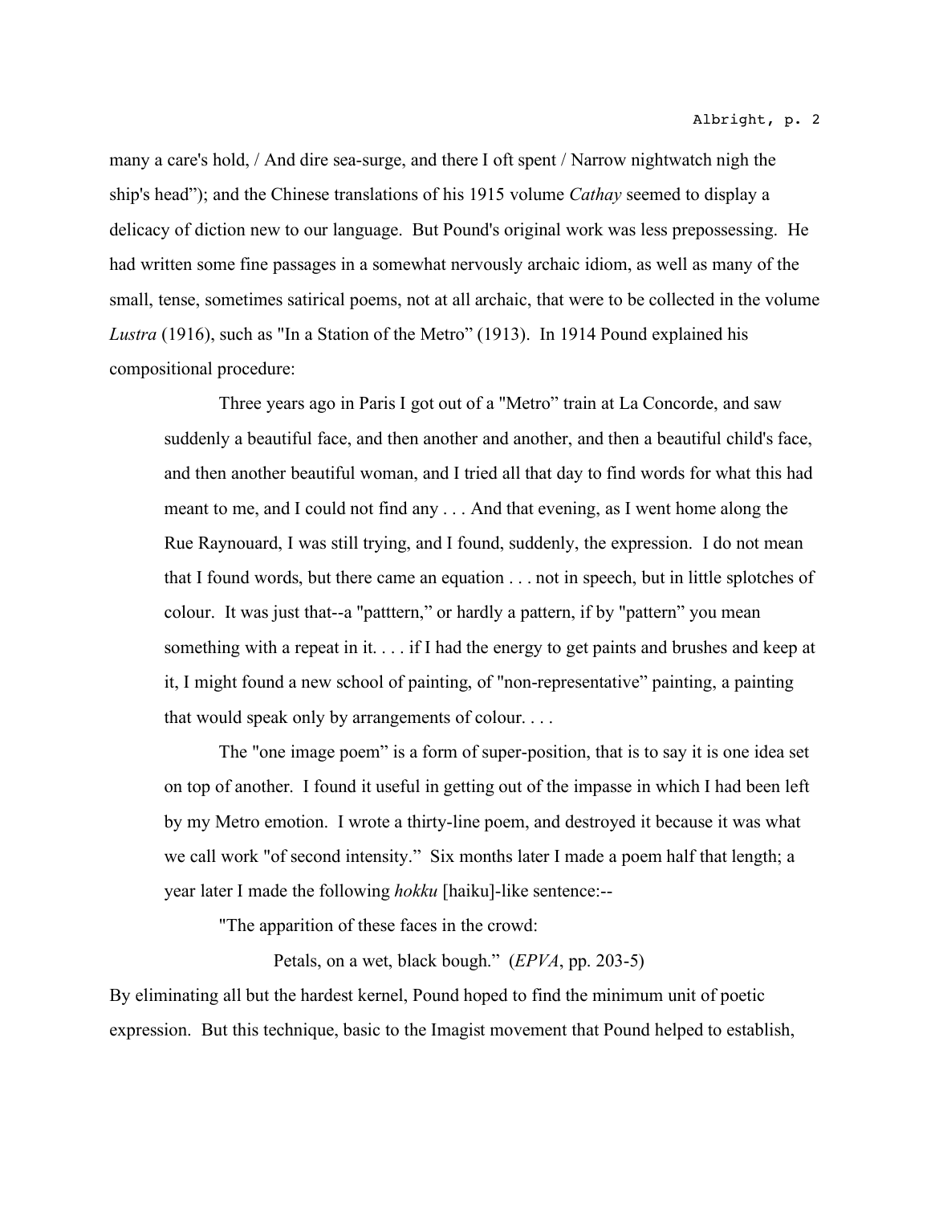many a care's hold, / And dire sea-surge, and there I oft spent / Narrow nightwatch nigh the ship's head"); and the Chinese translations of his 1915 volume *Cathay* seemed to display a delicacy of diction new to our language. But Pound's original work was less prepossessing. He had written some fine passages in a somewhat nervously archaic idiom, as well as many of the small, tense, sometimes satirical poems, not at all archaic, that were to be collected in the volume *Lustra* (1916), such as "In a Station of the Metro" (1913). In 1914 Pound explained his compositional procedure:

> Three years ago in Paris I got out of a "Metro" train at La Concorde, and saw suddenly a beautiful face, and then another and another, and then a beautiful child's face, and then another beautiful woman, and I tried all that day to find words for what this had meant to me, and I could not find any . . . And that evening, as I went home along the Rue Raynouard, I was still trying, and I found, suddenly, the expression. I do not mean that I found words, but there came an equation . . . not in speech, but in little splotches of colour. It was just that--a "patttern," or hardly a pattern, if by "pattern" you mean something with a repeat in it. . . . if I had the energy to get paints and brushes and keep at it, I might found a new school of painting, of "non-representative" painting, a painting that would speak only by arrangements of colour. . . .
>
> The "one image poem" is a form of super-position, that is to say it is one idea set on top of another. I found it useful in getting out of the impasse in which I had been left by my Metro emotion. I wrote a thirty-line poem, and destroyed it because it was what we call work "of second intensity." Six months later I made a poem half that length; a year later I made the following *hokku* [haiku]-like sentence:--
>
> "The apparition of these faces in the crowd:
>
> Petals, on a wet, black bough." (*EPVA*, pp. 203-5)

By eliminating all but the hardest kernel, Pound hoped to find the minimum unit of poetic expression. But this technique, basic to the Imagist movement that Pound helped to establish,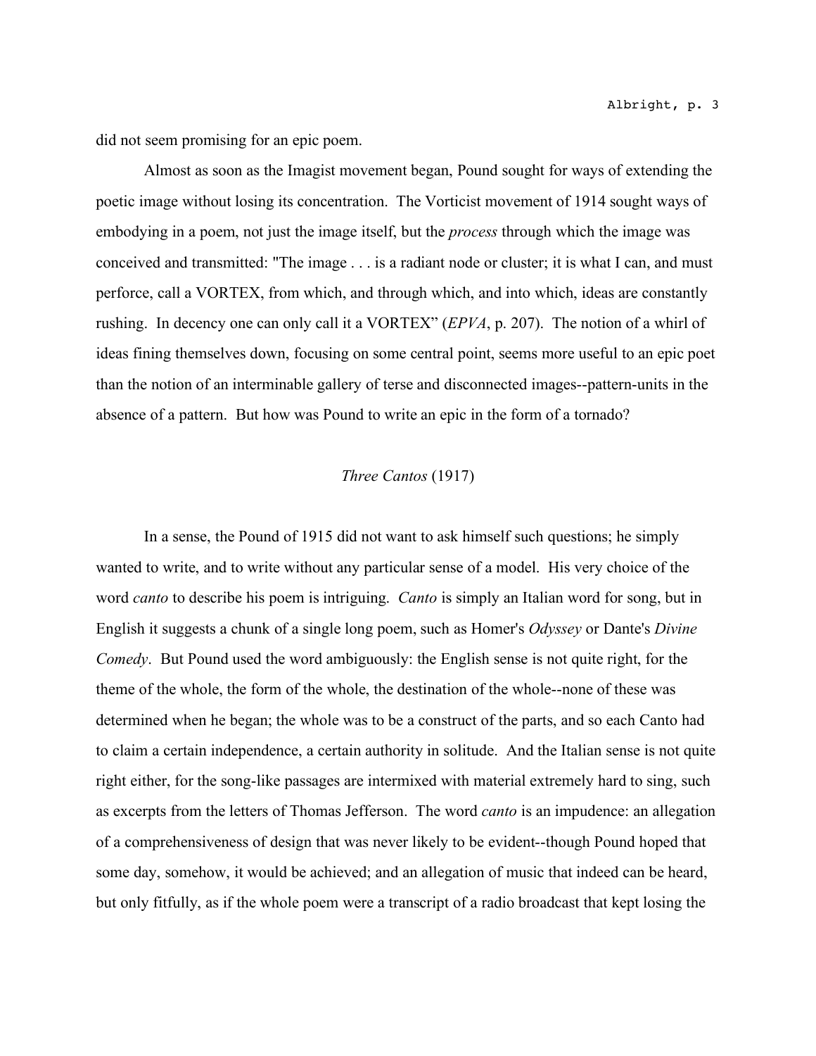did not seem promising for an epic poem.

Almost as soon as the Imagist movement began, Pound sought for ways of extending the poetic image without losing its concentration. The Vorticist movement of 1914 sought ways of embodying in a poem, not just the image itself, but the *process* through which the image was conceived and transmitted: "The image . . . is a radiant node or cluster; it is what I can, and must perforce, call a VORTEX, from which, and through which, and into which, ideas are constantly rushing. In decency one can only call it a VORTEX" (*EPVA*, p. 207). The notion of a whirl of ideas fining themselves down, focusing on some central point, seems more useful to an epic poet than the notion of an interminable gallery of terse and disconnected images--pattern-units in the absence of a pattern. But how was Pound to write an epic in the form of a tornado?

## *Three Cantos* (1917)

In a sense, the Pound of 1915 did not want to ask himself such questions; he simply wanted to write, and to write without any particular sense of a model. His very choice of the word *canto* to describe his poem is intriguing. *Canto* is simply an Italian word for song, but in English it suggests a chunk of a single long poem, such as Homer's *Odyssey* or Dante's *Divine Comedy*. But Pound used the word ambiguously: the English sense is not quite right, for the theme of the whole, the form of the whole, the destination of the whole--none of these was determined when he began; the whole was to be a construct of the parts, and so each Canto had to claim a certain independence, a certain authority in solitude. And the Italian sense is not quite right either, for the song-like passages are intermixed with material extremely hard to sing, such as excerpts from the letters of Thomas Jefferson. The word *canto* is an impudence: an allegation of a comprehensiveness of design that was never likely to be evident--though Pound hoped that some day, somehow, it would be achieved; and an allegation of music that indeed can be heard, but only fitfully, as if the whole poem were a transcript of a radio broadcast that kept losing the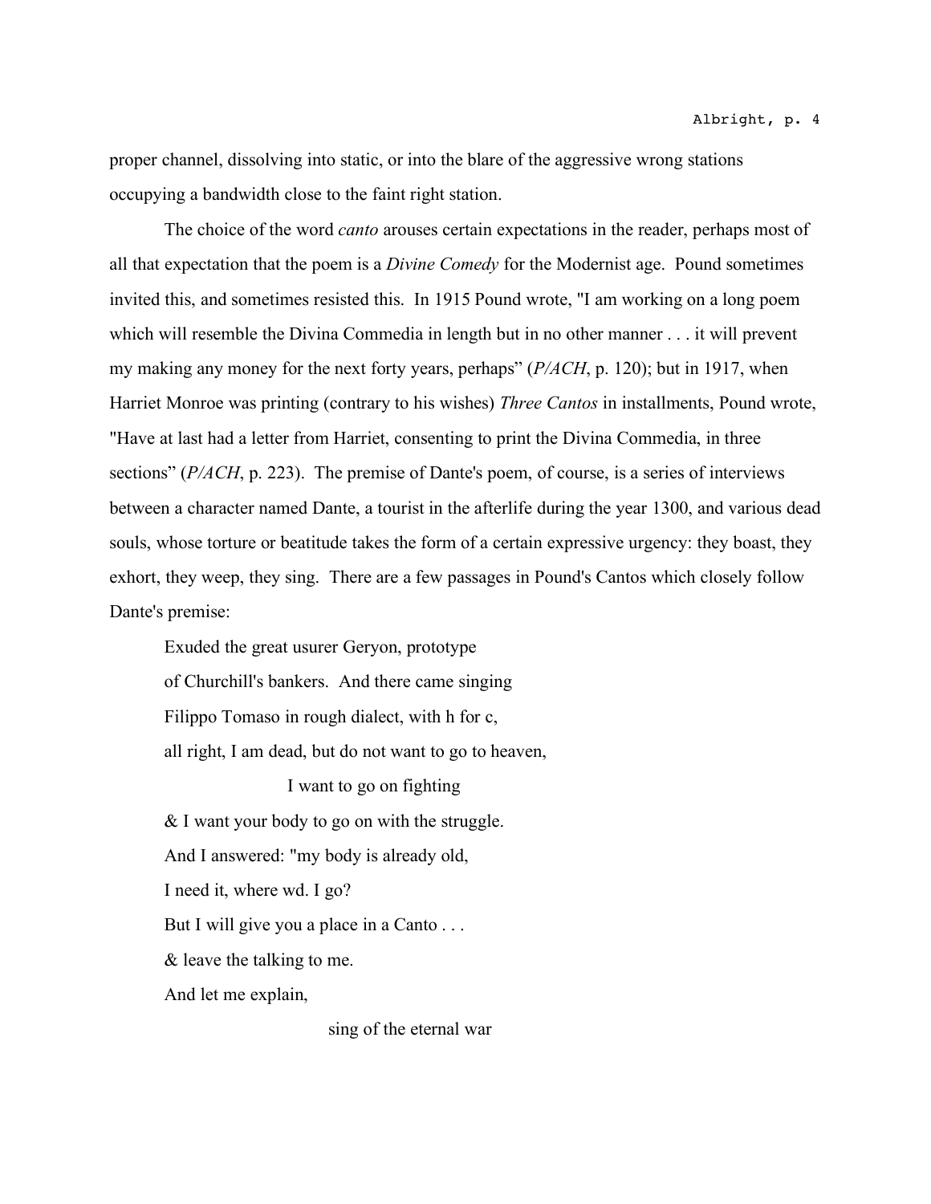proper channel, dissolving into static, or into the blare of the aggressive wrong stations occupying a bandwidth close to the faint right station.

The choice of the word *canto* arouses certain expectations in the reader, perhaps most of all that expectation that the poem is a *Divine Comedy* for the Modernist age. Pound sometimes invited this, and sometimes resisted this. In 1915 Pound wrote, "I am working on a long poem which will resemble the Divina Commedia in length but in no other manner . . . it will prevent my making any money for the next forty years, perhaps" (*P/ACH*, p. 120); but in 1917, when Harriet Monroe was printing (contrary to his wishes) *Three Cantos* in installments, Pound wrote, "Have at last had a letter from Harriet, consenting to print the Divina Commedia, in three sections" (*P/ACH*, p. 223). The premise of Dante's poem, of course, is a series of interviews between a character named Dante, a tourist in the afterlife during the year 1300, and various dead souls, whose torture or beatitude takes the form of a certain expressive urgency: they boast, they exhort, they weep, they sing. There are a few passages in Pound's Cantos which closely follow Dante's premise:

> Exuded the great usurer Geryon, prototype
> of Churchill's bankers. And there came singing
> Filippo Tomaso in rough dialect, with h for c,
> all right, I am dead, but do not want to go to heaven,
>                         I want to go on fighting
> & I want your body to go on with the struggle.
> And I answered: "my body is already old,
> I need it, where wd. I go?
> But I will give you a place in a Canto . . .
> & leave the talking to me.
> And let me explain,
>                                 sing of the eternal war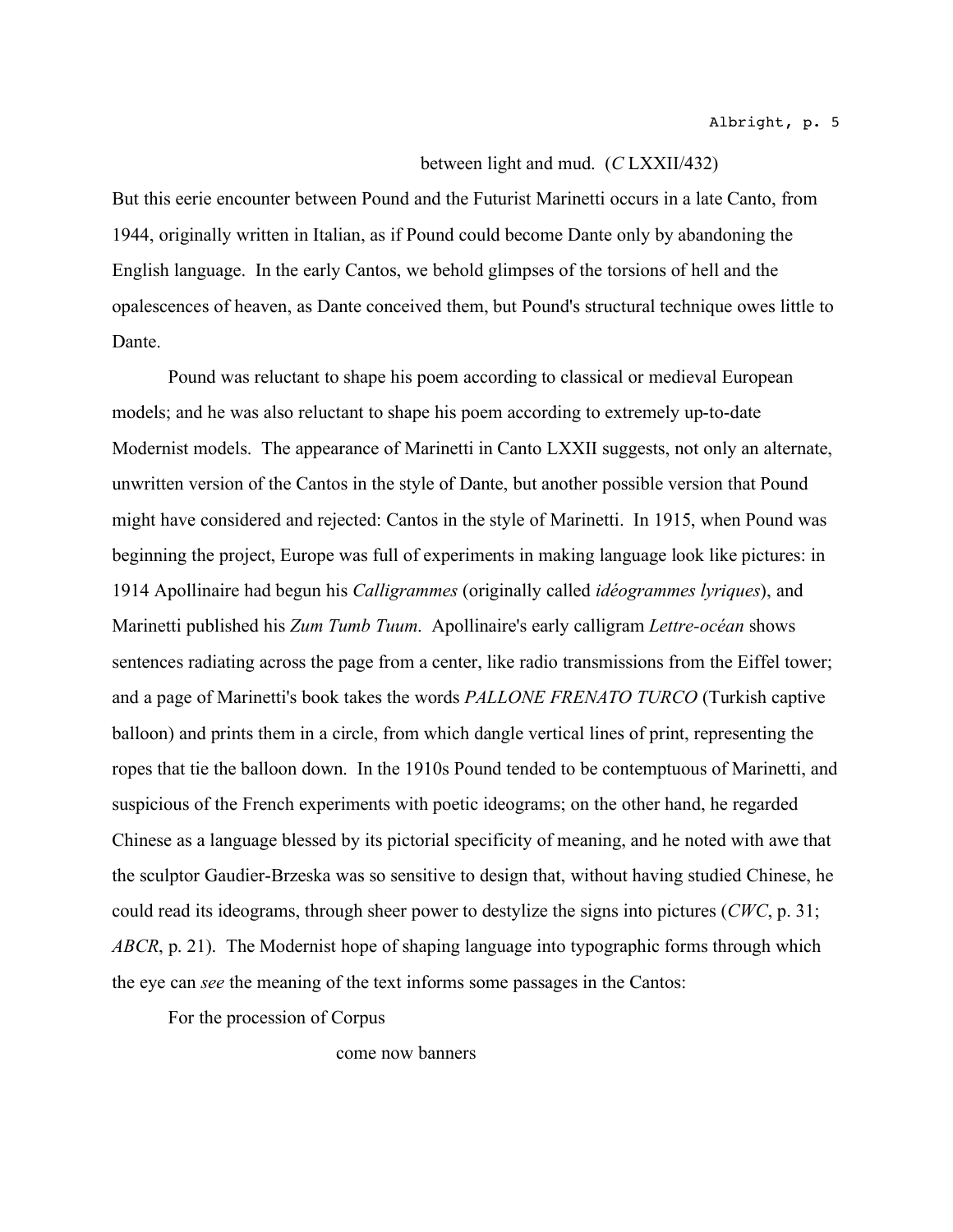between light and mud. (*C* LXXII/432)

But this eerie encounter between Pound and the Futurist Marinetti occurs in a late Canto, from 1944, originally written in Italian, as if Pound could become Dante only by abandoning the English language. In the early Cantos, we behold glimpses of the torsions of hell and the opalescences of heaven, as Dante conceived them, but Pound's structural technique owes little to Dante.

Pound was reluctant to shape his poem according to classical or medieval European models; and he was also reluctant to shape his poem according to extremely up-to-date Modernist models. The appearance of Marinetti in Canto LXXII suggests, not only an alternate, unwritten version of the Cantos in the style of Dante, but another possible version that Pound might have considered and rejected: Cantos in the style of Marinetti. In 1915, when Pound was beginning the project, Europe was full of experiments in making language look like pictures: in 1914 Apollinaire had begun his *Calligrammes* (originally called *idéogrammes lyriques*), and Marinetti published his *Zum Tumb Tuum*. Apollinaire's early calligram *Lettre-océan* shows sentences radiating across the page from a center, like radio transmissions from the Eiffel tower; and a page of Marinetti's book takes the words *PALLONE FRENATO TURCO* (Turkish captive balloon) and prints them in a circle, from which dangle vertical lines of print, representing the ropes that tie the balloon down. In the 1910s Pound tended to be contemptuous of Marinetti, and suspicious of the French experiments with poetic ideograms; on the other hand, he regarded Chinese as a language blessed by its pictorial specificity of meaning, and he noted with awe that the sculptor Gaudier-Brzeska was so sensitive to design that, without having studied Chinese, he could read its ideograms, through sheer power to destylize the signs into pictures (*CWC*, p. 31; *ABCR*, p. 21). The Modernist hope of shaping language into typographic forms through which the eye can *see* the meaning of the text informs some passages in the Cantos:

For the procession of Corpus

come now banners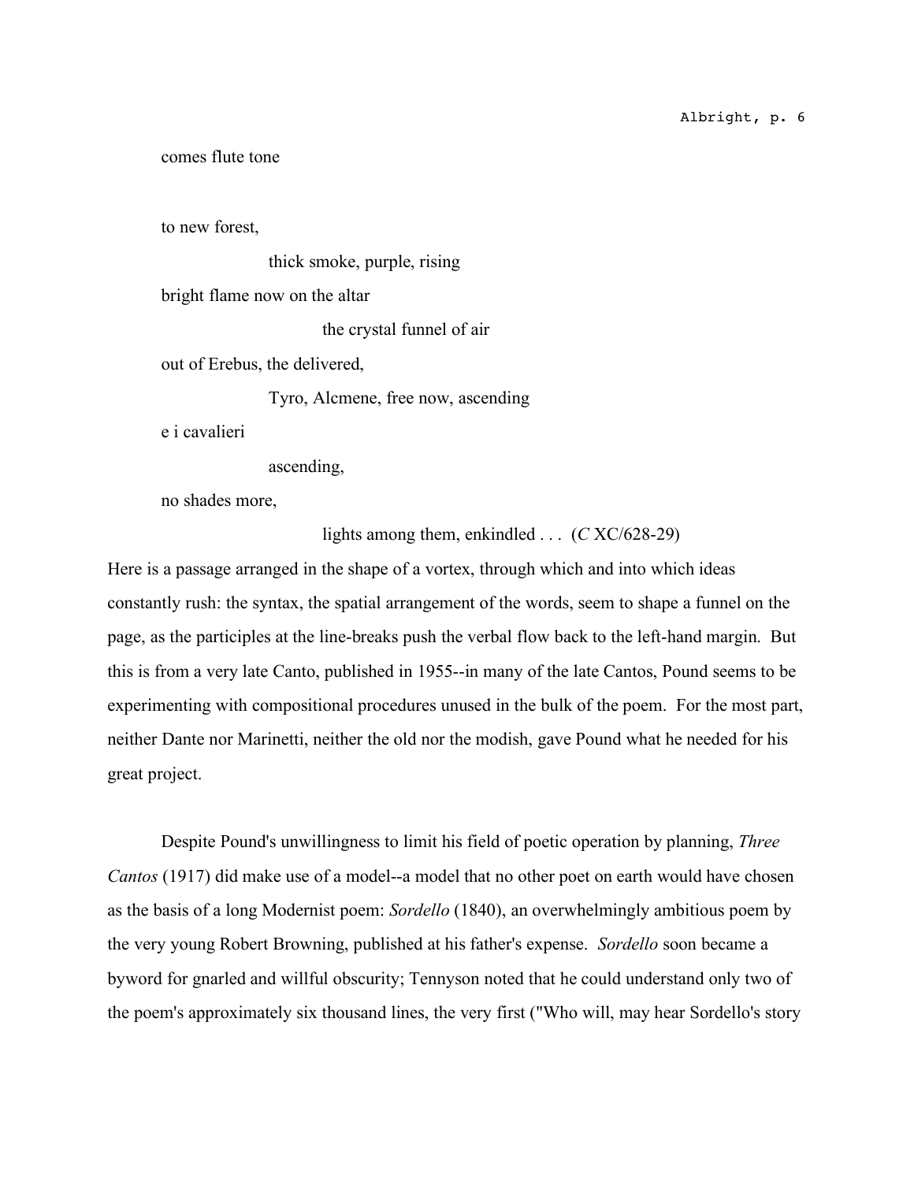comes flute tone

to new forest,

thick smoke, purple, rising

bright flame now on the altar

the crystal funnel of air

out of Erebus, the delivered,

Tyro, Alcmene, free now, ascending

e i cavalieri

ascending,

no shades more,

lights among them, enkindled . . . (*C* XC/628-29)

Here is a passage arranged in the shape of a vortex, through which and into which ideas constantly rush: the syntax, the spatial arrangement of the words, seem to shape a funnel on the page, as the participles at the line-breaks push the verbal flow back to the left-hand margin. But this is from a very late Canto, published in 1955--in many of the late Cantos, Pound seems to be experimenting with compositional procedures unused in the bulk of the poem. For the most part, neither Dante nor Marinetti, neither the old nor the modish, gave Pound what he needed for his great project.

Despite Pound's unwillingness to limit his field of poetic operation by planning, *Three Cantos* (1917) did make use of a model--a model that no other poet on earth would have chosen as the basis of a long Modernist poem: *Sordello* (1840), an overwhelmingly ambitious poem by the very young Robert Browning, published at his father's expense. *Sordello* soon became a byword for gnarled and willful obscurity; Tennyson noted that he could understand only two of the poem's approximately six thousand lines, the very first ("Who will, may hear Sordello's story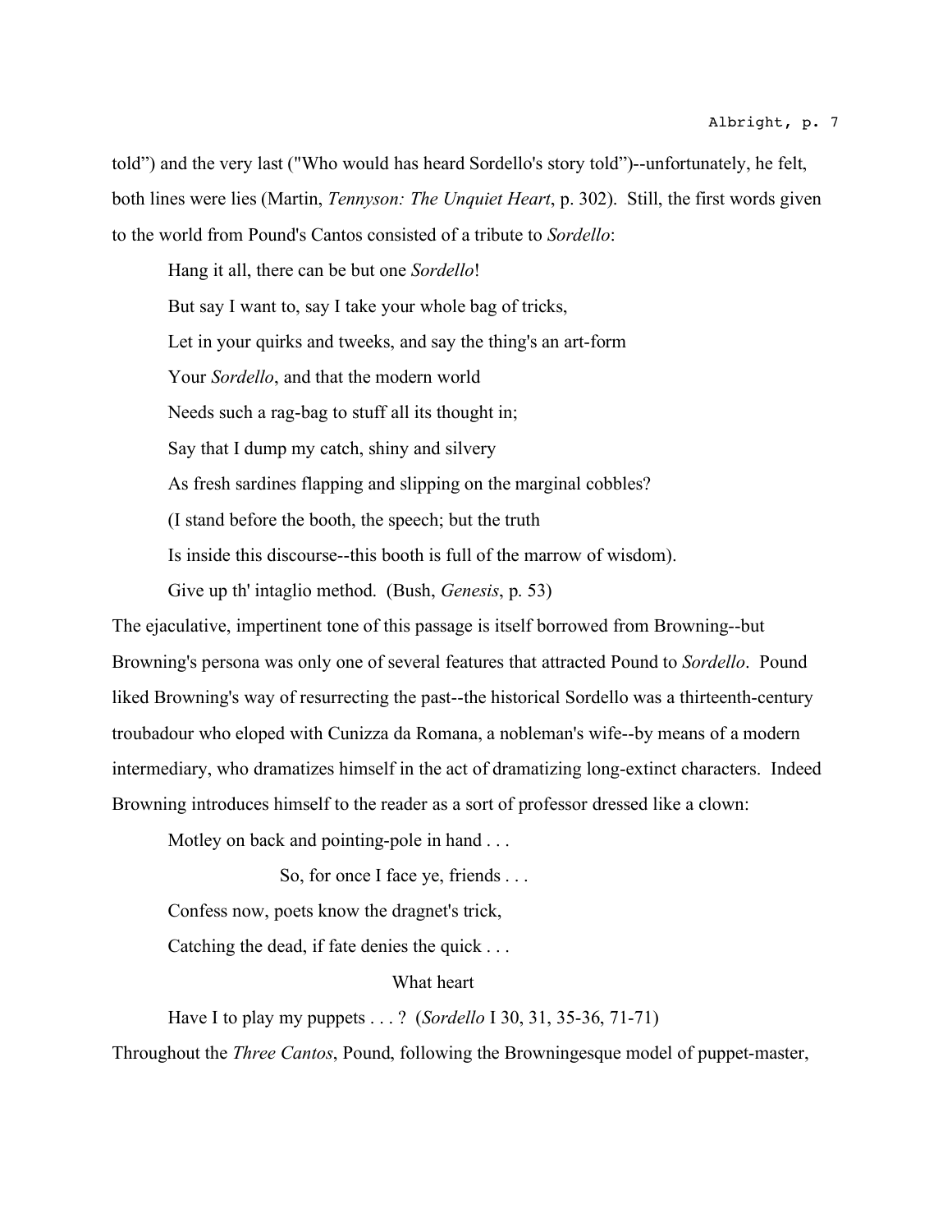told") and the very last ("Who would has heard Sordello's story told")--unfortunately, he felt, both lines were lies (Martin, *Tennyson: The Unquiet Heart*, p. 302). Still, the first words given to the world from Pound's Cantos consisted of a tribute to *Sordello*:

> Hang it all, there can be but one *Sordello*!
>
> But say I want to, say I take your whole bag of tricks,
>
> Let in your quirks and tweeks, and say the thing's an art-form
>
> Your *Sordello*, and that the modern world
>
> Needs such a rag-bag to stuff all its thought in;
>
> Say that I dump my catch, shiny and silvery
>
> As fresh sardines flapping and slipping on the marginal cobbles?
>
> (I stand before the booth, the speech; but the truth
>
> Is inside this discourse--this booth is full of the marrow of wisdom).
>
> Give up th' intaglio method. (Bush, *Genesis*, p. 53)

The ejaculative, impertinent tone of this passage is itself borrowed from Browning--but Browning's persona was only one of several features that attracted Pound to *Sordello*. Pound liked Browning's way of resurrecting the past--the historical Sordello was a thirteenth-century troubadour who eloped with Cunizza da Romana, a nobleman's wife--by means of a modern intermediary, who dramatizes himself in the act of dramatizing long-extinct characters. Indeed Browning introduces himself to the reader as a sort of professor dressed like a clown:

> Motley on back and pointing-pole in hand . . .
>
> So, for once I face ye, friends . . .
>
> Confess now, poets know the dragnet's trick,
>
> Catching the dead, if fate denies the quick . . .
>
> What heart
>
> Have I to play my puppets . . . ? (*Sordello* I 30, 31, 35-36, 71-71)

Throughout the *Three Cantos*, Pound, following the Browningesque model of puppet-master,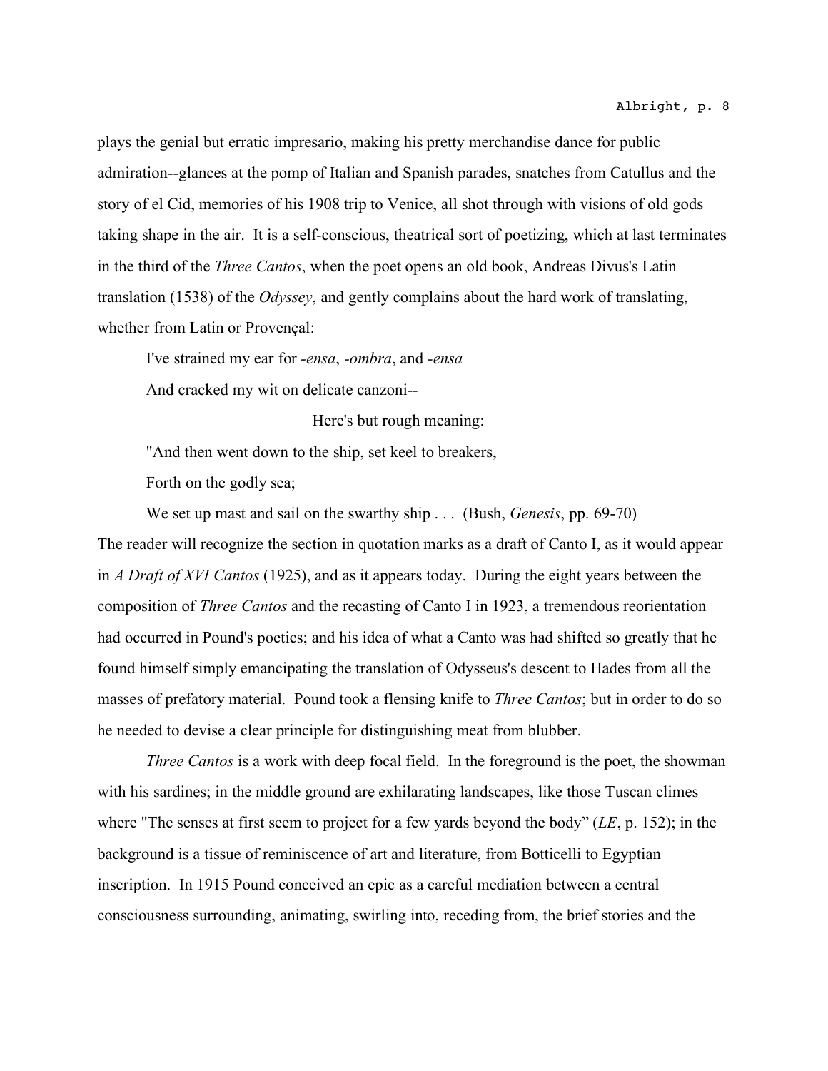plays the genial but erratic impresario, making his pretty merchandise dance for public admiration--glances at the pomp of Italian and Spanish parades, snatches from Catullus and the story of el Cid, memories of his 1908 trip to Venice, all shot through with visions of old gods taking shape in the air. It is a self-conscious, theatrical sort of poetizing, which at last terminates in the third of the *Three Cantos*, when the poet opens an old book, Andreas Divus's Latin translation (1538) of the *Odyssey*, and gently complains about the hard work of translating, whether from Latin or Provençal:

> I've strained my ear for *-ensa*, *-ombra*, and *-ensa*
>
> And cracked my wit on delicate canzoni--
>
> Here's but rough meaning:
>
> "And then went down to the ship, set keel to breakers,
>
> Forth on the godly sea;
>
> We set up mast and sail on the swarthy ship . . . (Bush, *Genesis*, pp. 69-70)

The reader will recognize the section in quotation marks as a draft of Canto I, as it would appear in *A Draft of XVI Cantos* (1925), and as it appears today. During the eight years between the composition of *Three Cantos* and the recasting of Canto I in 1923, a tremendous reorientation had occurred in Pound's poetics; and his idea of what a Canto was had shifted so greatly that he found himself simply emancipating the translation of Odysseus's descent to Hades from all the masses of prefatory material. Pound took a flensing knife to *Three Cantos*; but in order to do so he needed to devise a clear principle for distinguishing meat from blubber.

*Three Cantos* is a work with deep focal field. In the foreground is the poet, the showman with his sardines; in the middle ground are exhilarating landscapes, like those Tuscan climes where "The senses at first seem to project for a few yards beyond the body" (*LE*, p. 152); in the background is a tissue of reminiscence of art and literature, from Botticelli to Egyptian inscription. In 1915 Pound conceived an epic as a careful mediation between a central consciousness surrounding, animating, swirling into, receding from, the brief stories and the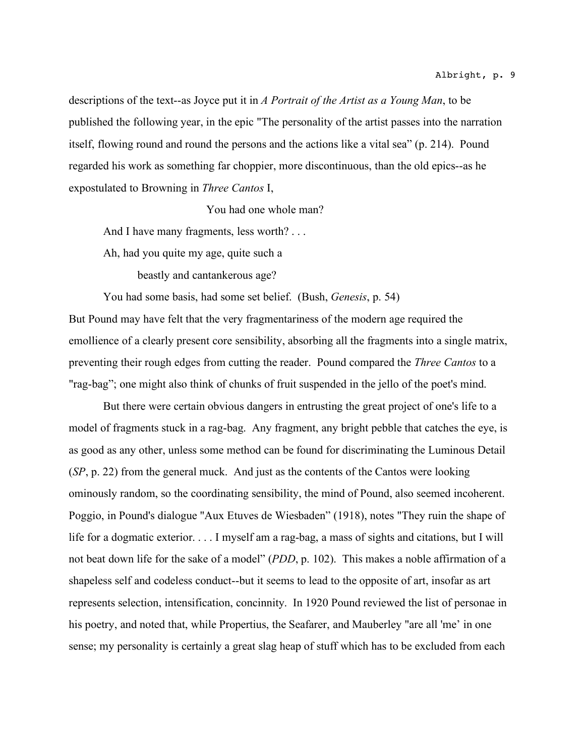descriptions of the text--as Joyce put it in *A Portrait of the Artist as a Young Man*, to be published the following year, in the epic "The personality of the artist passes into the narration itself, flowing round and round the persons and the actions like a vital sea" (p. 214). Pound regarded his work as something far choppier, more discontinuous, than the old epics--as he expostulated to Browning in *Three Cantos* I,

> You had one whole man?
>
> And I have many fragments, less worth? . . .
>
> Ah, had you quite my age, quite such a
>
> beastly and cantankerous age?
>
> You had some basis, had some set belief. (Bush, *Genesis*, p. 54)

But Pound may have felt that the very fragmentariness of the modern age required the emollience of a clearly present core sensibility, absorbing all the fragments into a single matrix, preventing their rough edges from cutting the reader. Pound compared the *Three Cantos* to a "rag-bag"; one might also think of chunks of fruit suspended in the jello of the poet's mind.

But there were certain obvious dangers in entrusting the great project of one's life to a model of fragments stuck in a rag-bag. Any fragment, any bright pebble that catches the eye, is as good as any other, unless some method can be found for discriminating the Luminous Detail (*SP*, p. 22) from the general muck. And just as the contents of the Cantos were looking ominously random, so the coordinating sensibility, the mind of Pound, also seemed incoherent. Poggio, in Pound's dialogue "Aux Etuves de Wiesbaden" (1918), notes "They ruin the shape of life for a dogmatic exterior. . . . I myself am a rag-bag, a mass of sights and citations, but I will not beat down life for the sake of a model" (*PDD*, p. 102). This makes a noble affirmation of a shapeless self and codeless conduct--but it seems to lead to the opposite of art, insofar as art represents selection, intensification, concinnity. In 1920 Pound reviewed the list of personae in his poetry, and noted that, while Propertius, the Seafarer, and Mauberley "are all 'me' in one sense; my personality is certainly a great slag heap of stuff which has to be excluded from each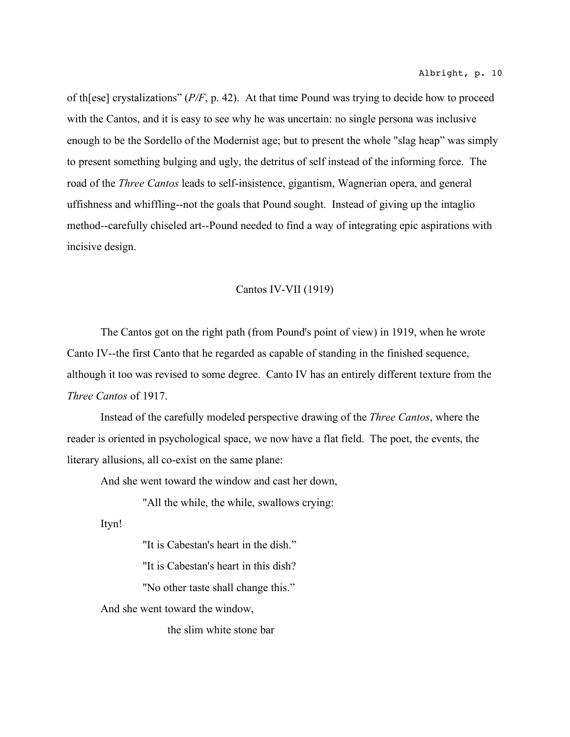of th[ese] crystalizations" (*P/F*, p. 42). At that time Pound was trying to decide how to proceed with the Cantos, and it is easy to see why he was uncertain: no single persona was inclusive enough to be the Sordello of the Modernist age; but to present the whole "slag heap" was simply to present something bulging and ugly, the detritus of self instead of the informing force. The road of the *Three Cantos* leads to self-insistence, gigantism, Wagnerian opera, and general uffishness and whiffling--not the goals that Pound sought. Instead of giving up the intaglio method--carefully chiseled art--Pound needed to find a way of integrating epic aspirations with incisive design.

## Cantos IV-VII (1919)

The Cantos got on the right path (from Pound's point of view) in 1919, when he wrote Canto IV--the first Canto that he regarded as capable of standing in the finished sequence, although it too was revised to some degree. Canto IV has an entirely different texture from the *Three Cantos* of 1917.

Instead of the carefully modeled perspective drawing of the *Three Cantos*, where the reader is oriented in psychological space, we now have a flat field. The poet, the events, the literary allusions, all co-exist on the same plane:

> And she went toward the window and cast her down,
>
> "All the while, the while, swallows crying:
>
> Ityn!
>
> "It is Cabestan's heart in the dish."
>
> "It is Cabestan's heart in this dish?
>
> "No other taste shall change this."
>
> And she went toward the window,
>
> the slim white stone bar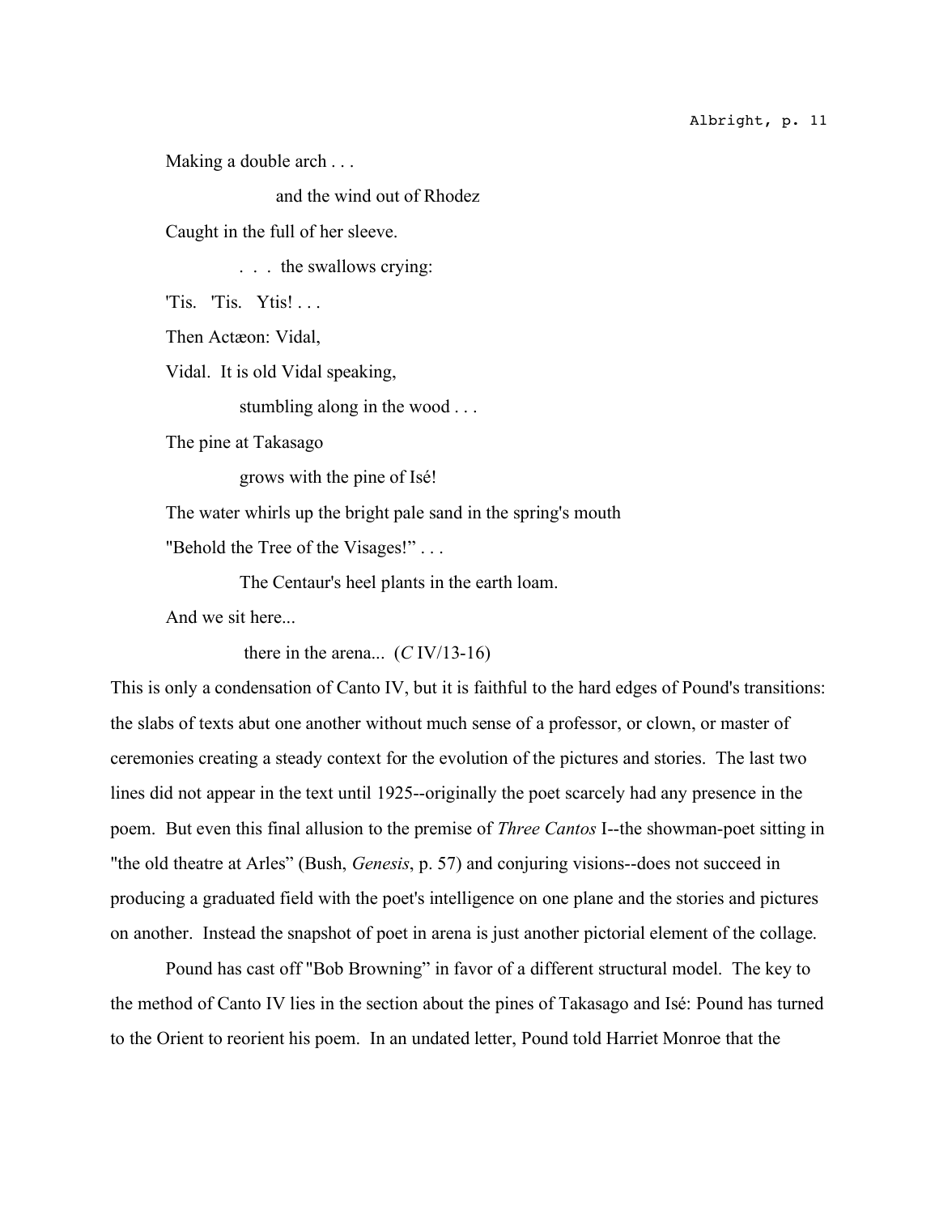Making a double arch . . .

&nbsp;&nbsp;&nbsp;&nbsp;&nbsp;&nbsp;&nbsp;&nbsp;&nbsp;&nbsp;&nbsp;&nbsp;and the wind out of Rhodez

Caught in the full of her sleeve.

&nbsp;&nbsp;&nbsp;&nbsp;&nbsp;&nbsp;&nbsp;&nbsp;. . . the swallows crying:

'Tis. 'Tis. Ytis! . . .

Then Actæon: Vidal,

Vidal. It is old Vidal speaking,

&nbsp;&nbsp;&nbsp;&nbsp;&nbsp;&nbsp;&nbsp;&nbsp;stumbling along in the wood . . .

The pine at Takasago

&nbsp;&nbsp;&nbsp;&nbsp;&nbsp;&nbsp;&nbsp;&nbsp;grows with the pine of Isé!

The water whirls up the bright pale sand in the spring's mouth

"Behold the Tree of the Visages!" . . .

&nbsp;&nbsp;&nbsp;&nbsp;&nbsp;&nbsp;&nbsp;&nbsp;The Centaur's heel plants in the earth loam.

And we sit here...

&nbsp;&nbsp;&nbsp;&nbsp;&nbsp;&nbsp;&nbsp;&nbsp;there in the arena... (*C* IV/13-16)

This is only a condensation of Canto IV, but it is faithful to the hard edges of Pound's transitions: the slabs of texts abut one another without much sense of a professor, or clown, or master of ceremonies creating a steady context for the evolution of the pictures and stories. The last two lines did not appear in the text until 1925--originally the poet scarcely had any presence in the poem. But even this final allusion to the premise of *Three Cantos* I--the showman-poet sitting in "the old theatre at Arles" (Bush, *Genesis*, p. 57) and conjuring visions--does not succeed in producing a graduated field with the poet's intelligence on one plane and the stories and pictures on another. Instead the snapshot of poet in arena is just another pictorial element of the collage.

Pound has cast off "Bob Browning" in favor of a different structural model. The key to the method of Canto IV lies in the section about the pines of Takasago and Isé: Pound has turned to the Orient to reorient his poem. In an undated letter, Pound told Harriet Monroe that the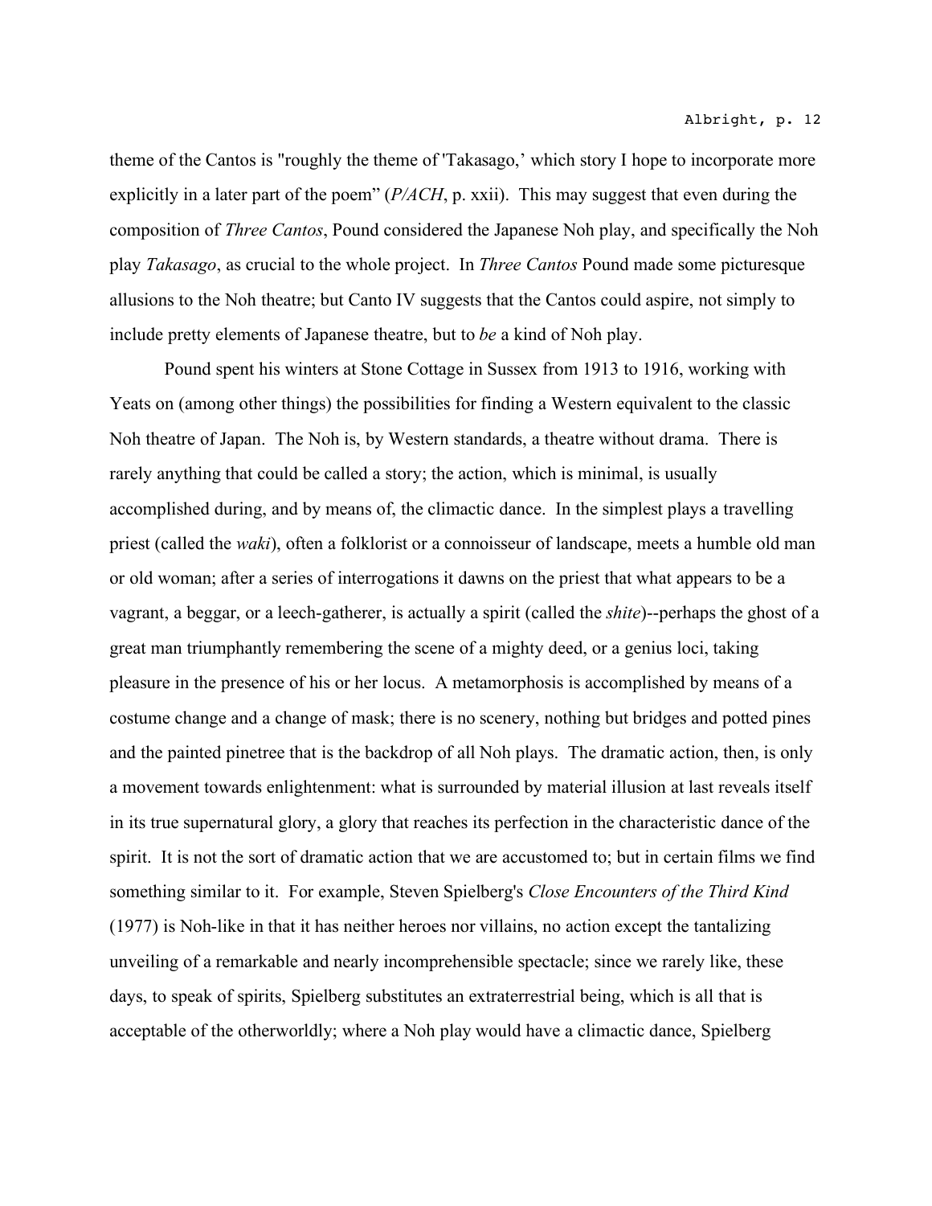theme of the Cantos is "roughly the theme of 'Takasago,' which story I hope to incorporate more explicitly in a later part of the poem" (*P/ACH*, p. xxii). This may suggest that even during the composition of *Three Cantos*, Pound considered the Japanese Noh play, and specifically the Noh play *Takasago*, as crucial to the whole project. In *Three Cantos* Pound made some picturesque allusions to the Noh theatre; but Canto IV suggests that the Cantos could aspire, not simply to include pretty elements of Japanese theatre, but to *be* a kind of Noh play.

Pound spent his winters at Stone Cottage in Sussex from 1913 to 1916, working with Yeats on (among other things) the possibilities for finding a Western equivalent to the classic Noh theatre of Japan. The Noh is, by Western standards, a theatre without drama. There is rarely anything that could be called a story; the action, which is minimal, is usually accomplished during, and by means of, the climactic dance. In the simplest plays a travelling priest (called the *waki*), often a folklorist or a connoisseur of landscape, meets a humble old man or old woman; after a series of interrogations it dawns on the priest that what appears to be a vagrant, a beggar, or a leech-gatherer, is actually a spirit (called the *shite*)--perhaps the ghost of a great man triumphantly remembering the scene of a mighty deed, or a genius loci, taking pleasure in the presence of his or her locus. A metamorphosis is accomplished by means of a costume change and a change of mask; there is no scenery, nothing but bridges and potted pines and the painted pinetree that is the backdrop of all Noh plays. The dramatic action, then, is only a movement towards enlightenment: what is surrounded by material illusion at last reveals itself in its true supernatural glory, a glory that reaches its perfection in the characteristic dance of the spirit. It is not the sort of dramatic action that we are accustomed to; but in certain films we find something similar to it. For example, Steven Spielberg's *Close Encounters of the Third Kind* (1977) is Noh-like in that it has neither heroes nor villains, no action except the tantalizing unveiling of a remarkable and nearly incomprehensible spectacle; since we rarely like, these days, to speak of spirits, Spielberg substitutes an extraterrestrial being, which is all that is acceptable of the otherworldly; where a Noh play would have a climactic dance, Spielberg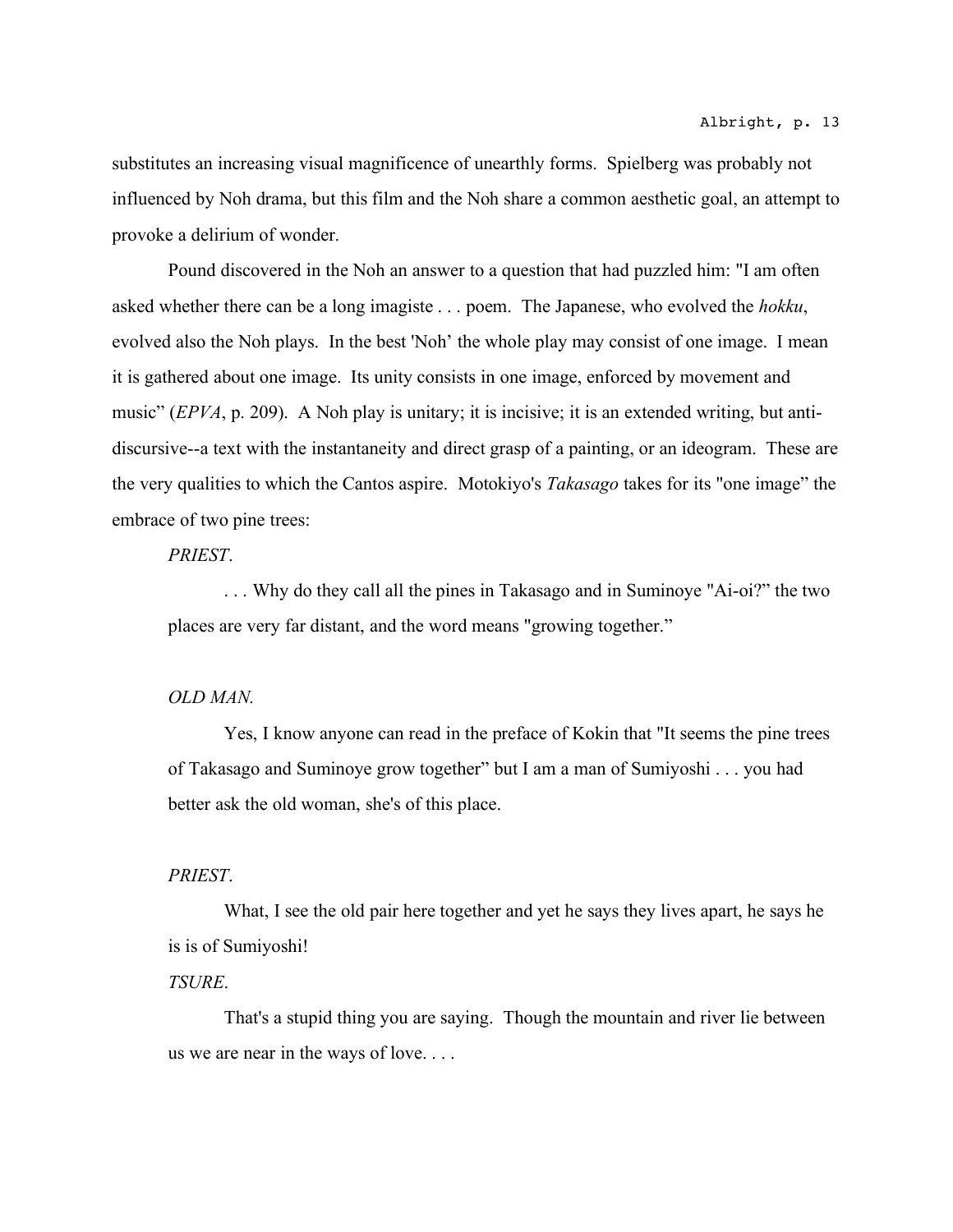substitutes an increasing visual magnificence of unearthly forms. Spielberg was probably not influenced by Noh drama, but this film and the Noh share a common aesthetic goal, an attempt to provoke a delirium of wonder.

Pound discovered in the Noh an answer to a question that had puzzled him: "I am often asked whether there can be a long imagiste . . . poem. The Japanese, who evolved the *hokku*, evolved also the Noh plays. In the best 'Noh' the whole play may consist of one image. I mean it is gathered about one image. Its unity consists in one image, enforced by movement and music" (*EPVA*, p. 209). A Noh play is unitary; it is incisive; it is an extended writing, but anti-discursive--a text with the instantaneity and direct grasp of a painting, or an ideogram. These are the very qualities to which the Cantos aspire. Motokiyo's *Takasago* takes for its "one image" the embrace of two pine trees:

> *PRIEST*.
>
> . . . Why do they call all the pines in Takasago and in Suminoye "Ai-oi?" the two places are very far distant, and the word means "growing together."
>
> *OLD MAN.*
>
> Yes, I know anyone can read in the preface of Kokin that "It seems the pine trees of Takasago and Suminoye grow together" but I am a man of Sumiyoshi . . . you had better ask the old woman, she's of this place.
>
> *PRIEST*.
>
> What, I see the old pair here together and yet he says they lives apart, he says he is is of Sumiyoshi!
>
> *TSURE*.
>
> That's a stupid thing you are saying. Though the mountain and river lie between us we are near in the ways of love. . . .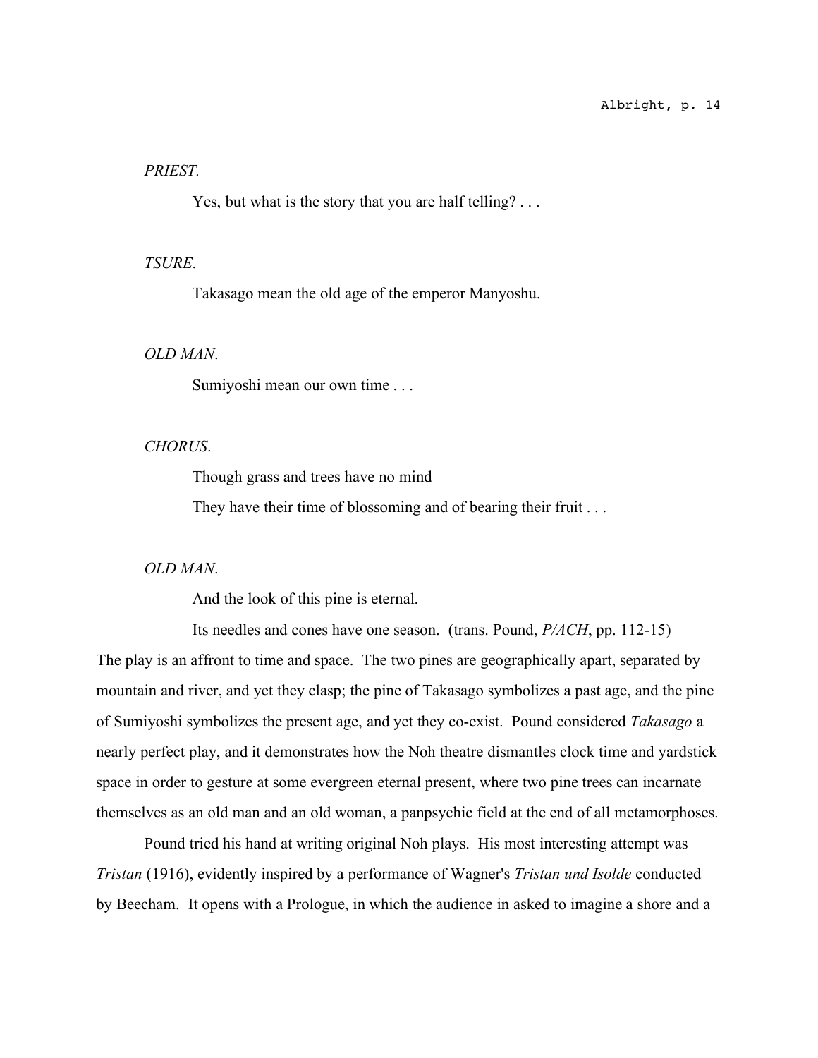*PRIEST.*

Yes, but what is the story that you are half telling? . . .

*TSURE.*

Takasago mean the old age of the emperor Manyoshu.

*OLD MAN.*

Sumiyoshi mean our own time . . .

*CHORUS.*

Though grass and trees have no mind

They have their time of blossoming and of bearing their fruit . . .

*OLD MAN.*

And the look of this pine is eternal.

Its needles and cones have one season. (trans. Pound, *P/ACH*, pp. 112-15)

The play is an affront to time and space. The two pines are geographically apart, separated by mountain and river, and yet they clasp; the pine of Takasago symbolizes a past age, and the pine of Sumiyoshi symbolizes the present age, and yet they co-exist. Pound considered *Takasago* a nearly perfect play, and it demonstrates how the Noh theatre dismantles clock time and yardstick space in order to gesture at some evergreen eternal present, where two pine trees can incarnate themselves as an old man and an old woman, a panpsychic field at the end of all metamorphoses.

Pound tried his hand at writing original Noh plays. His most interesting attempt was *Tristan* (1916), evidently inspired by a performance of Wagner's *Tristan und Isolde* conducted by Beecham. It opens with a Prologue, in which the audience in asked to imagine a shore and a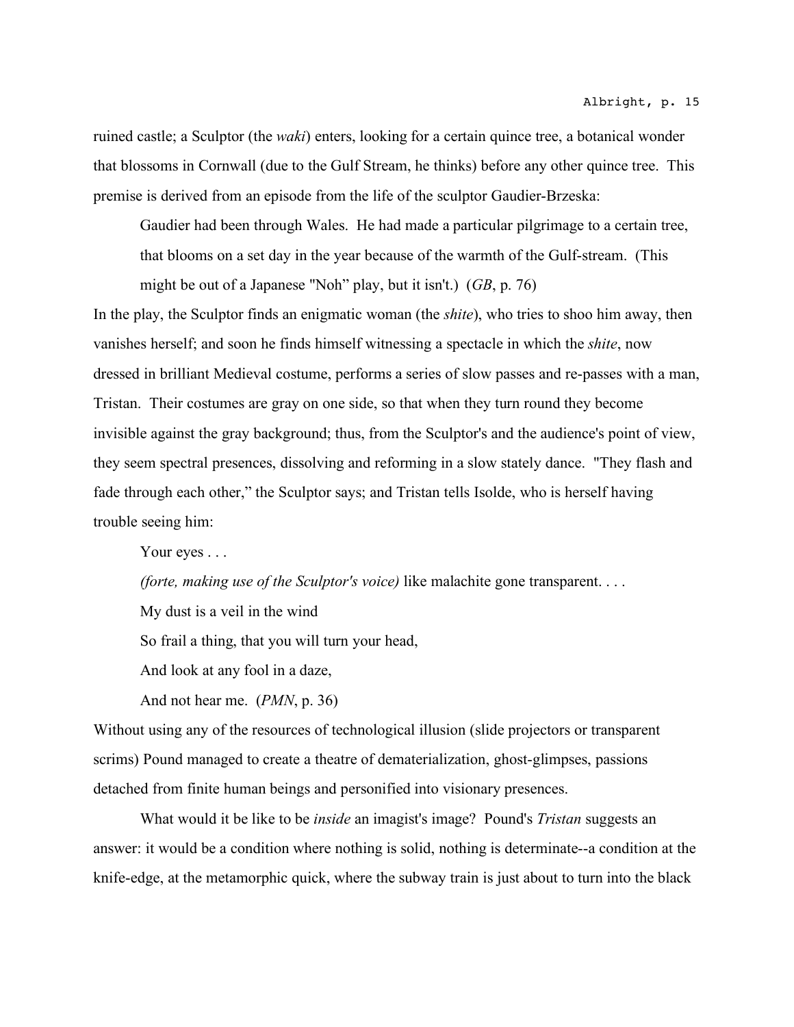ruined castle; a Sculptor (the *waki*) enters, looking for a certain quince tree, a botanical wonder that blossoms in Cornwall (due to the Gulf Stream, he thinks) before any other quince tree. This premise is derived from an episode from the life of the sculptor Gaudier-Brzeska:

> Gaudier had been through Wales. He had made a particular pilgrimage to a certain tree, that blooms on a set day in the year because of the warmth of the Gulf-stream. (This might be out of a Japanese "Noh" play, but it isn't.) (*GB*, p. 76)

In the play, the Sculptor finds an enigmatic woman (the *shite*), who tries to shoo him away, then vanishes herself; and soon he finds himself witnessing a spectacle in which the *shite*, now dressed in brilliant Medieval costume, performs a series of slow passes and re-passes with a man, Tristan. Their costumes are gray on one side, so that when they turn round they become invisible against the gray background; thus, from the Sculptor's and the audience's point of view, they seem spectral presences, dissolving and reforming in a slow stately dance. "They flash and fade through each other," the Sculptor says; and Tristan tells Isolde, who is herself having trouble seeing him:

> Your eyes . . .
>
> *(forte, making use of the Sculptor's voice)* like malachite gone transparent. . . .
>
> My dust is a veil in the wind
>
> So frail a thing, that you will turn your head,
>
> And look at any fool in a daze,
>
> And not hear me. (*PMN*, p. 36)

Without using any of the resources of technological illusion (slide projectors or transparent scrims) Pound managed to create a theatre of dematerialization, ghost-glimpses, passions detached from finite human beings and personified into visionary presences.

What would it be like to be *inside* an imagist's image? Pound's *Tristan* suggests an answer: it would be a condition where nothing is solid, nothing is determinate--a condition at the knife-edge, at the metamorphic quick, where the subway train is just about to turn into the black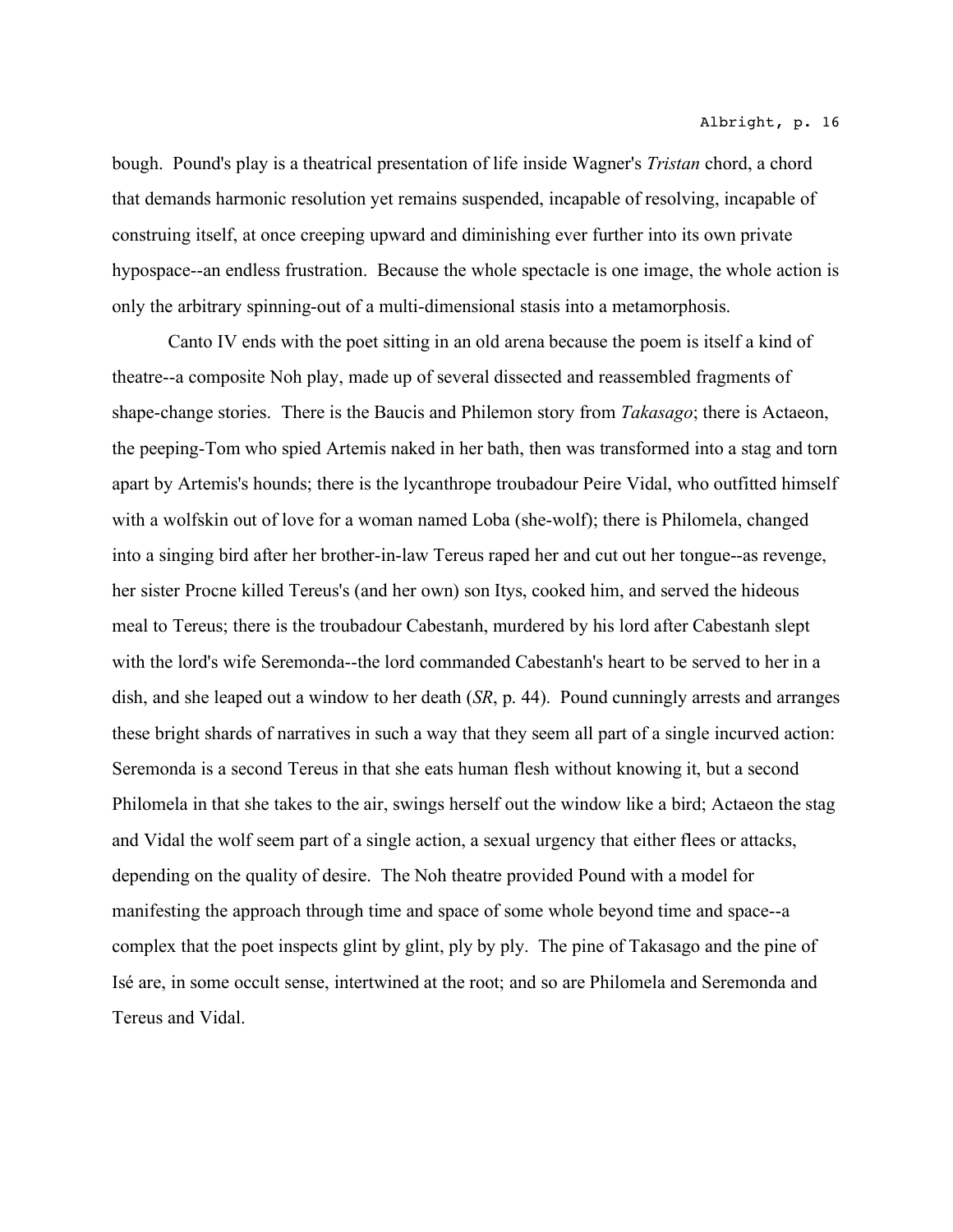bough. Pound's play is a theatrical presentation of life inside Wagner's *Tristan* chord, a chord that demands harmonic resolution yet remains suspended, incapable of resolving, incapable of construing itself, at once creeping upward and diminishing ever further into its own private hypospace--an endless frustration. Because the whole spectacle is one image, the whole action is only the arbitrary spinning-out of a multi-dimensional stasis into a metamorphosis.

Canto IV ends with the poet sitting in an old arena because the poem is itself a kind of theatre--a composite Noh play, made up of several dissected and reassembled fragments of shape-change stories. There is the Baucis and Philemon story from *Takasago*; there is Actaeon, the peeping-Tom who spied Artemis naked in her bath, then was transformed into a stag and torn apart by Artemis's hounds; there is the lycanthrope troubadour Peire Vidal, who outfitted himself with a wolfskin out of love for a woman named Loba (she-wolf); there is Philomela, changed into a singing bird after her brother-in-law Tereus raped her and cut out her tongue--as revenge, her sister Procne killed Tereus's (and her own) son Itys, cooked him, and served the hideous meal to Tereus; there is the troubadour Cabestanh, murdered by his lord after Cabestanh slept with the lord's wife Seremonda--the lord commanded Cabestanh's heart to be served to her in a dish, and she leaped out a window to her death (*SR*, p. 44). Pound cunningly arrests and arranges these bright shards of narratives in such a way that they seem all part of a single incurved action: Seremonda is a second Tereus in that she eats human flesh without knowing it, but a second Philomela in that she takes to the air, swings herself out the window like a bird; Actaeon the stag and Vidal the wolf seem part of a single action, a sexual urgency that either flees or attacks, depending on the quality of desire. The Noh theatre provided Pound with a model for manifesting the approach through time and space of some whole beyond time and space--a complex that the poet inspects glint by glint, ply by ply. The pine of Takasago and the pine of Isé are, in some occult sense, intertwined at the root; and so are Philomela and Seremonda and Tereus and Vidal.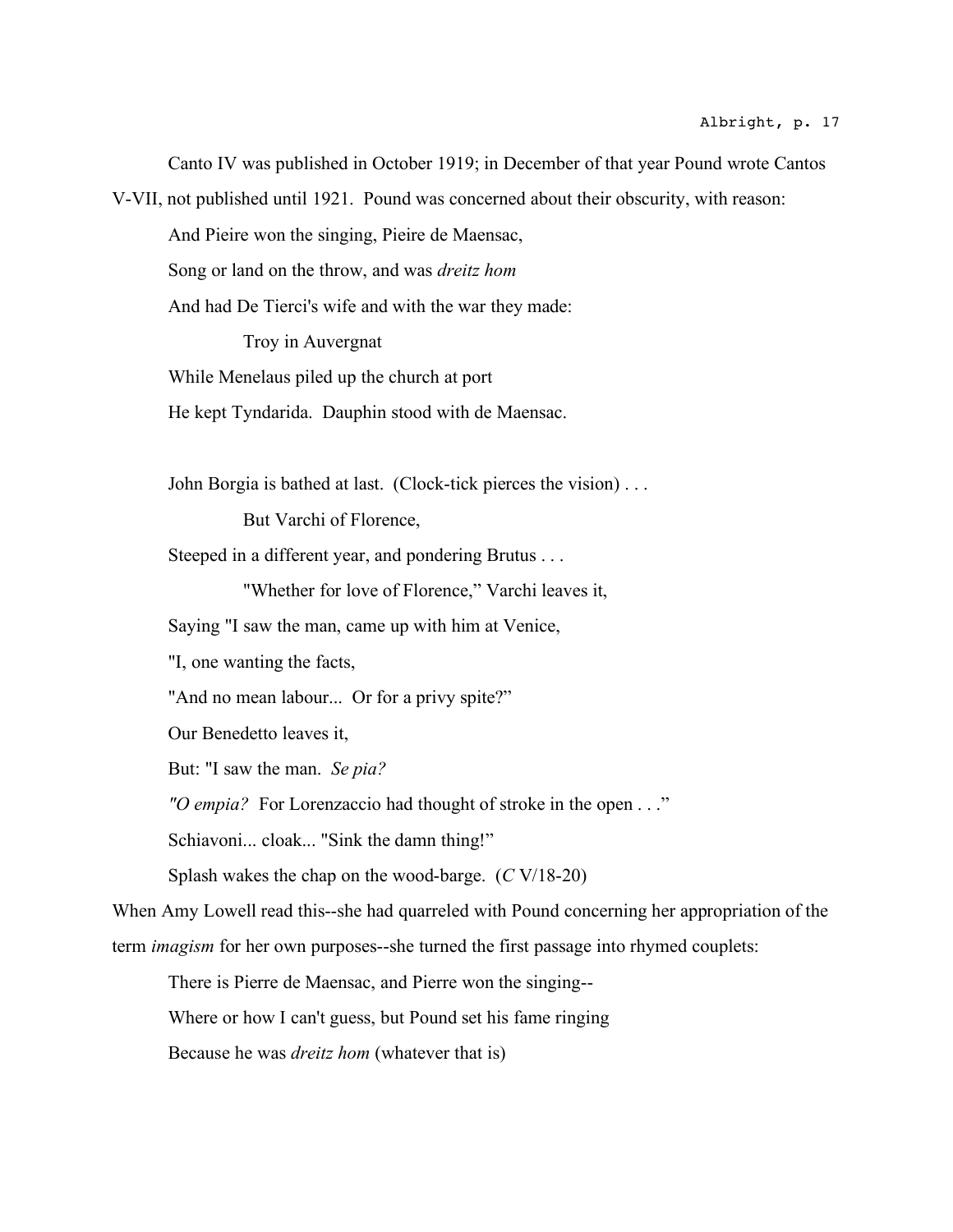Canto IV was published in October 1919; in December of that year Pound wrote Cantos V-VII, not published until 1921. Pound was concerned about their obscurity, with reason:

> And Pieire won the singing, Pieire de Maensac,
>
> Song or land on the throw, and was *dreitz hom*
>
> And had De Tierci's wife and with the war they made:
>
> &nbsp;&nbsp;&nbsp;&nbsp;&nbsp;&nbsp;&nbsp;&nbsp;Troy in Auvergnat
>
> While Menelaus piled up the church at port
>
> He kept Tyndarida. Dauphin stood with de Maensac.
>
> John Borgia is bathed at last. (Clock-tick pierces the vision) . . .
>
> &nbsp;&nbsp;&nbsp;&nbsp;&nbsp;&nbsp;&nbsp;&nbsp;But Varchi of Florence,
>
> Steeped in a different year, and pondering Brutus . . .
>
> &nbsp;&nbsp;&nbsp;&nbsp;&nbsp;&nbsp;&nbsp;&nbsp;"Whether for love of Florence," Varchi leaves it,
>
> Saying "I saw the man, came up with him at Venice,
>
> "I, one wanting the facts,
>
> "And no mean labour... Or for a privy spite?"
>
> Our Benedetto leaves it,
>
> But: "I saw the man. *Se pia?*
>
> *"O empia?* For Lorenzaccio had thought of stroke in the open . . ."
>
> Schiavoni... cloak... "Sink the damn thing!"
>
> Splash wakes the chap on the wood-barge. (*C* V/18-20)

When Amy Lowell read this--she had quarreled with Pound concerning her appropriation of the term *imagism* for her own purposes--she turned the first passage into rhymed couplets:

> There is Pierre de Maensac, and Pierre won the singing--
>
> Where or how I can't guess, but Pound set his fame ringing
>
> Because he was *dreitz hom* (whatever that is)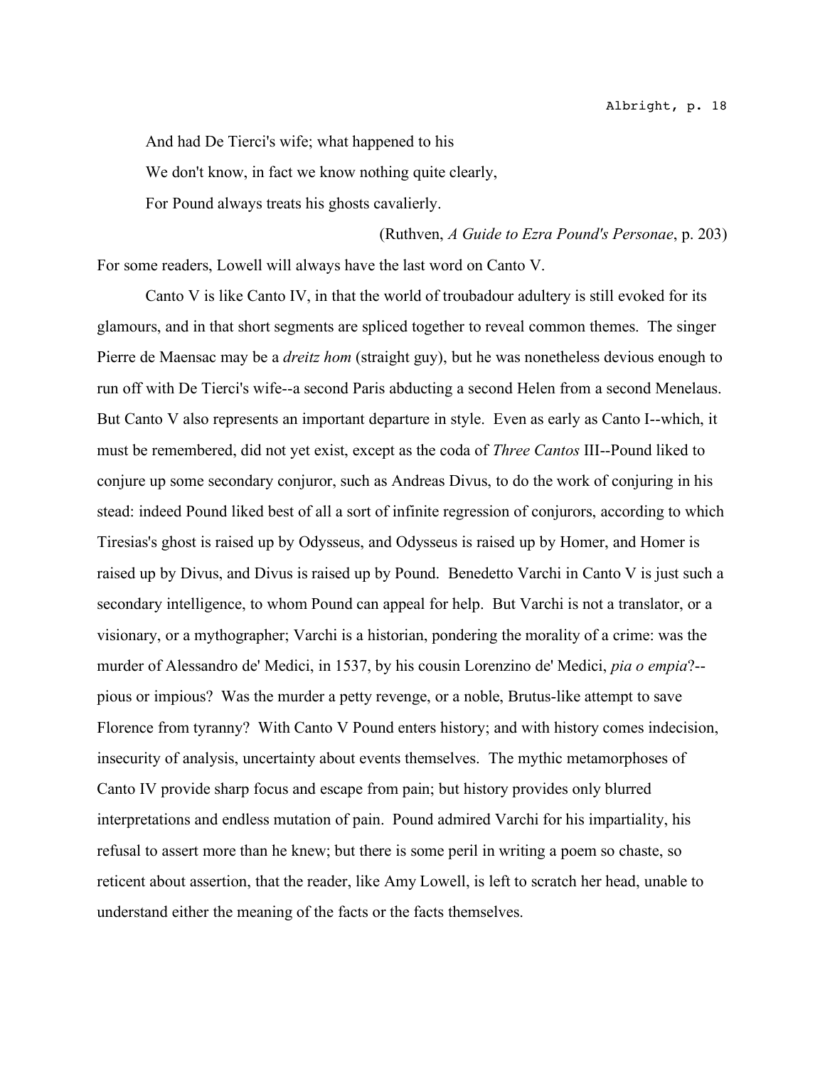And had De Tierci's wife; what happened to his  
We don't know, in fact we know nothing quite clearly,  
For Pound always treats his ghosts cavalierly.

(Ruthven, *A Guide to Ezra Pound's Personae*, p. 203)

For some readers, Lowell will always have the last word on Canto V.

Canto V is like Canto IV, in that the world of troubadour adultery is still evoked for its glamours, and in that short segments are spliced together to reveal common themes. The singer Pierre de Maensac may be a *dreitz hom* (straight guy), but he was nonetheless devious enough to run off with De Tierci's wife--a second Paris abducting a second Helen from a second Menelaus. But Canto V also represents an important departure in style. Even as early as Canto I--which, it must be remembered, did not yet exist, except as the coda of *Three Cantos* III--Pound liked to conjure up some secondary conjuror, such as Andreas Divus, to do the work of conjuring in his stead: indeed Pound liked best of all a sort of infinite regression of conjurors, according to which Tiresias's ghost is raised up by Odysseus, and Odysseus is raised up by Homer, and Homer is raised up by Divus, and Divus is raised up by Pound. Benedetto Varchi in Canto V is just such a secondary intelligence, to whom Pound can appeal for help. But Varchi is not a translator, or a visionary, or a mythographer; Varchi is a historian, pondering the morality of a crime: was the murder of Alessandro de' Medici, in 1537, by his cousin Lorenzino de' Medici, *pia o empia*?--pious or impious? Was the murder a petty revenge, or a noble, Brutus-like attempt to save Florence from tyranny? With Canto V Pound enters history; and with history comes indecision, insecurity of analysis, uncertainty about events themselves. The mythic metamorphoses of Canto IV provide sharp focus and escape from pain; but history provides only blurred interpretations and endless mutation of pain. Pound admired Varchi for his impartiality, his refusal to assert more than he knew; but there is some peril in writing a poem so chaste, so reticent about assertion, that the reader, like Amy Lowell, is left to scratch her head, unable to understand either the meaning of the facts or the facts themselves.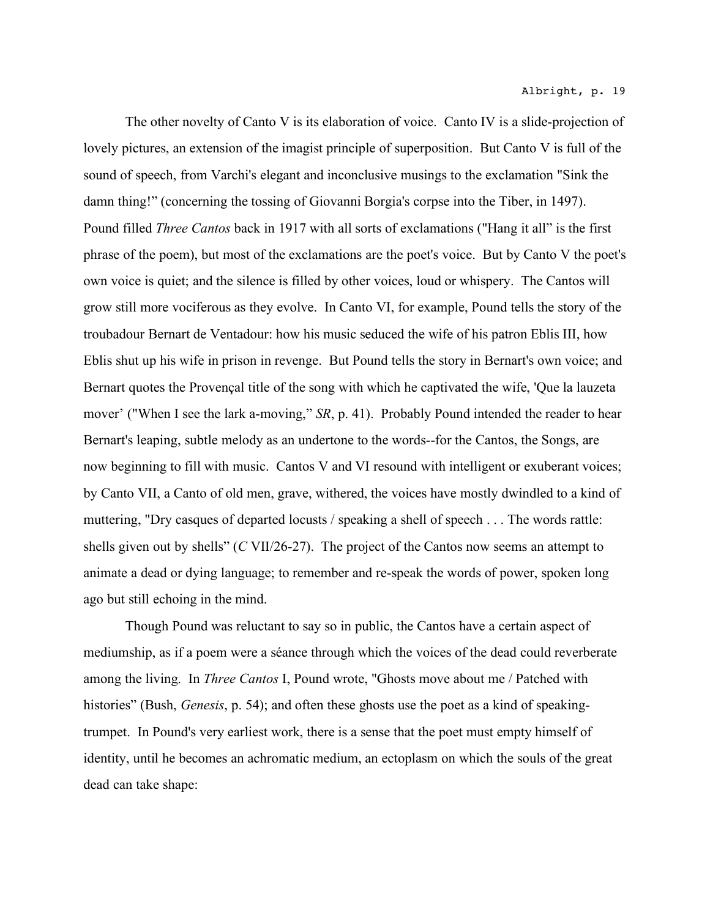The other novelty of Canto V is its elaboration of voice. Canto IV is a slide-projection of lovely pictures, an extension of the imagist principle of superposition. But Canto V is full of the sound of speech, from Varchi's elegant and inconclusive musings to the exclamation "Sink the damn thing!" (concerning the tossing of Giovanni Borgia's corpse into the Tiber, in 1497). Pound filled *Three Cantos* back in 1917 with all sorts of exclamations ("Hang it all" is the first phrase of the poem), but most of the exclamations are the poet's voice. But by Canto V the poet's own voice is quiet; and the silence is filled by other voices, loud or whispery. The Cantos will grow still more vociferous as they evolve. In Canto VI, for example, Pound tells the story of the troubadour Bernart de Ventadour: how his music seduced the wife of his patron Eblis III, how Eblis shut up his wife in prison in revenge. But Pound tells the story in Bernart's own voice; and Bernart quotes the Provençal title of the song with which he captivated the wife, 'Que la lauzeta mover' ("When I see the lark a-moving," *SR*, p. 41). Probably Pound intended the reader to hear Bernart's leaping, subtle melody as an undertone to the words--for the Cantos, the Songs, are now beginning to fill with music. Cantos V and VI resound with intelligent or exuberant voices; by Canto VII, a Canto of old men, grave, withered, the voices have mostly dwindled to a kind of muttering, "Dry casques of departed locusts / speaking a shell of speech . . . The words rattle: shells given out by shells" (*C* VII/26-27). The project of the Cantos now seems an attempt to animate a dead or dying language; to remember and re-speak the words of power, spoken long ago but still echoing in the mind.

Though Pound was reluctant to say so in public, the Cantos have a certain aspect of mediumship, as if a poem were a séance through which the voices of the dead could reverberate among the living. In *Three Cantos* I, Pound wrote, "Ghosts move about me / Patched with histories" (Bush, *Genesis*, p. 54); and often these ghosts use the poet as a kind of speaking-trumpet. In Pound's very earliest work, there is a sense that the poet must empty himself of identity, until he becomes an achromatic medium, an ectoplasm on which the souls of the great dead can take shape: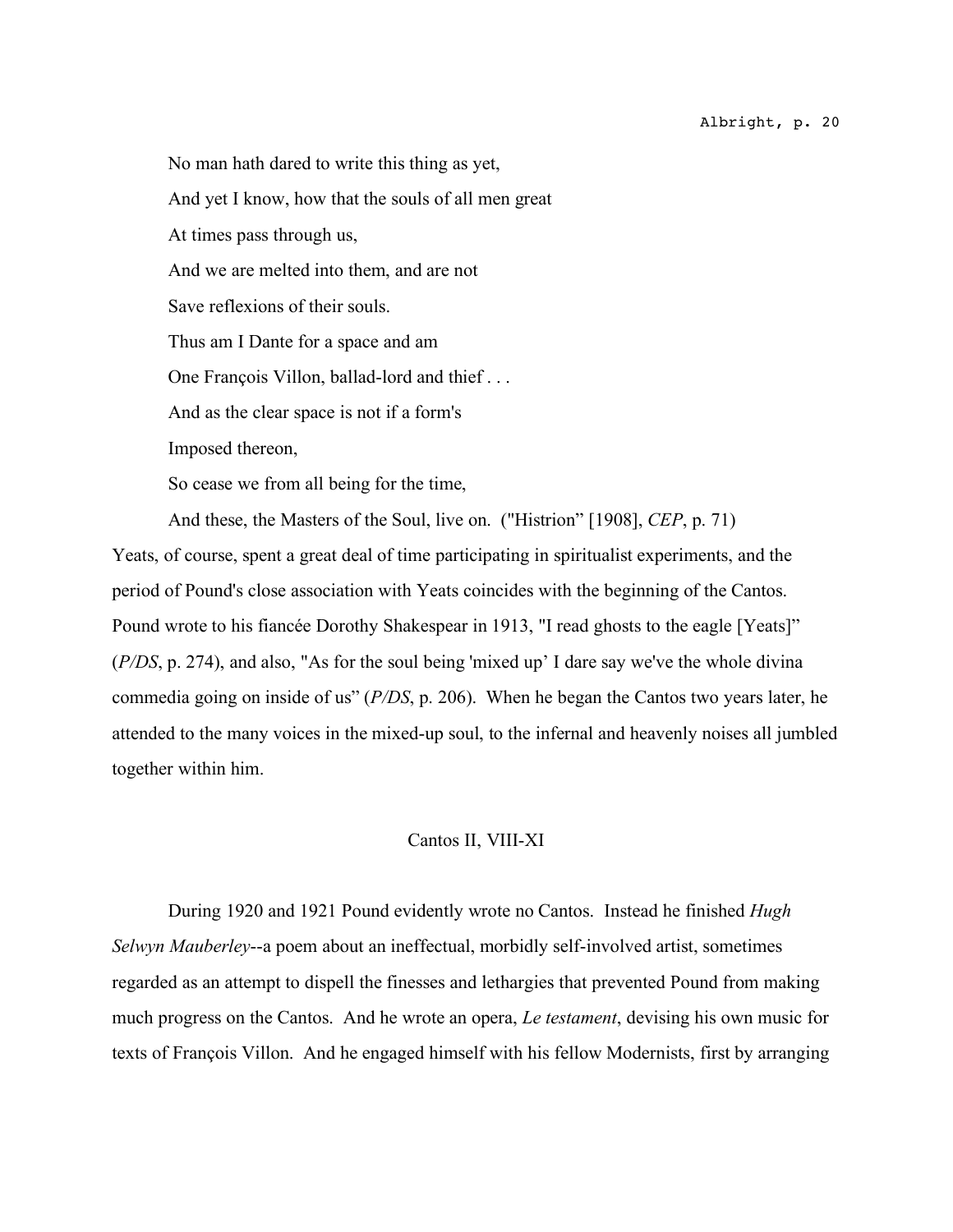No man hath dared to write this thing as yet,  
And yet I know, how that the souls of all men great  
At times pass through us,  
And we are melted into them, and are not  
Save reflexions of their souls.  
Thus am I Dante for a space and am  
One François Villon, ballad-lord and thief . . .  
And as the clear space is not if a form's  
Imposed thereon,  
So cease we from all being for the time,  
And these, the Masters of the Soul, live on. ("Histrion" [1908], *CEP*, p. 71)

Yeats, of course, spent a great deal of time participating in spiritualist experiments, and the period of Pound's close association with Yeats coincides with the beginning of the Cantos. Pound wrote to his fiancée Dorothy Shakespear in 1913, "I read ghosts to the eagle [Yeats]" (*P/DS*, p. 274), and also, "As for the soul being 'mixed up' I dare say we've the whole divina commedia going on inside of us" (*P/DS*, p. 206). When he began the Cantos two years later, he attended to the many voices in the mixed-up soul, to the infernal and heavenly noises all jumbled together within him.

## Cantos II, VIII-XI

During 1920 and 1921 Pound evidently wrote no Cantos. Instead he finished *Hugh Selwyn Mauberley*--a poem about an ineffectual, morbidly self-involved artist, sometimes regarded as an attempt to dispell the finesses and lethargies that prevented Pound from making much progress on the Cantos. And he wrote an opera, *Le testament*, devising his own music for texts of François Villon. And he engaged himself with his fellow Modernists, first by arranging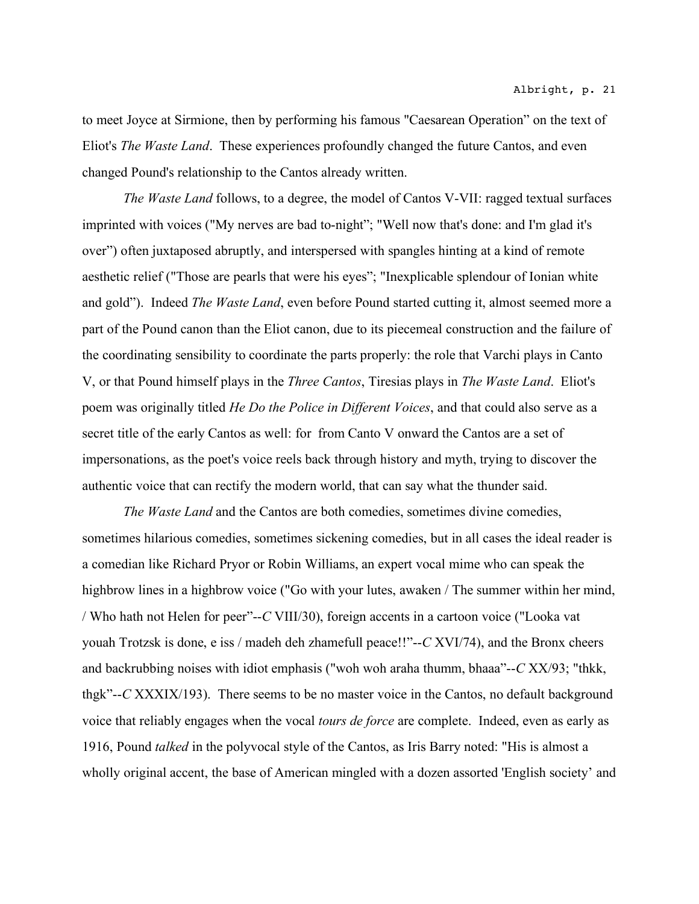to meet Joyce at Sirmione, then by performing his famous "Caesarean Operation" on the text of Eliot's *The Waste Land*. These experiences profoundly changed the future Cantos, and even changed Pound's relationship to the Cantos already written.

*The Waste Land* follows, to a degree, the model of Cantos V-VII: ragged textual surfaces imprinted with voices ("My nerves are bad to-night"; "Well now that's done: and I'm glad it's over") often juxtaposed abruptly, and interspersed with spangles hinting at a kind of remote aesthetic relief ("Those are pearls that were his eyes"; "Inexplicable splendour of Ionian white and gold"). Indeed *The Waste Land*, even before Pound started cutting it, almost seemed more a part of the Pound canon than the Eliot canon, due to its piecemeal construction and the failure of the coordinating sensibility to coordinate the parts properly: the role that Varchi plays in Canto V, or that Pound himself plays in the *Three Cantos*, Tiresias plays in *The Waste Land*. Eliot's poem was originally titled *He Do the Police in Different Voices*, and that could also serve as a secret title of the early Cantos as well: for from Canto V onward the Cantos are a set of impersonations, as the poet's voice reels back through history and myth, trying to discover the authentic voice that can rectify the modern world, that can say what the thunder said.

*The Waste Land* and the Cantos are both comedies, sometimes divine comedies, sometimes hilarious comedies, sometimes sickening comedies, but in all cases the ideal reader is a comedian like Richard Pryor or Robin Williams, an expert vocal mime who can speak the highbrow lines in a highbrow voice ("Go with your lutes, awaken / The summer within her mind, / Who hath not Helen for peer"--*C* VIII/30), foreign accents in a cartoon voice ("Looka vat youah Trotzsk is done, e iss / madeh deh zhamefull peace!!"--*C* XVI/74), and the Bronx cheers and backrubbing noises with idiot emphasis ("woh woh araha thumm, bhaaa"--*C* XX/93; "thkk, thgk"--*C* XXXIX/193). There seems to be no master voice in the Cantos, no default background voice that reliably engages when the vocal *tours de force* are complete. Indeed, even as early as 1916, Pound *talked* in the polyvocal style of the Cantos, as Iris Barry noted: "His is almost a wholly original accent, the base of American mingled with a dozen assorted 'English society' and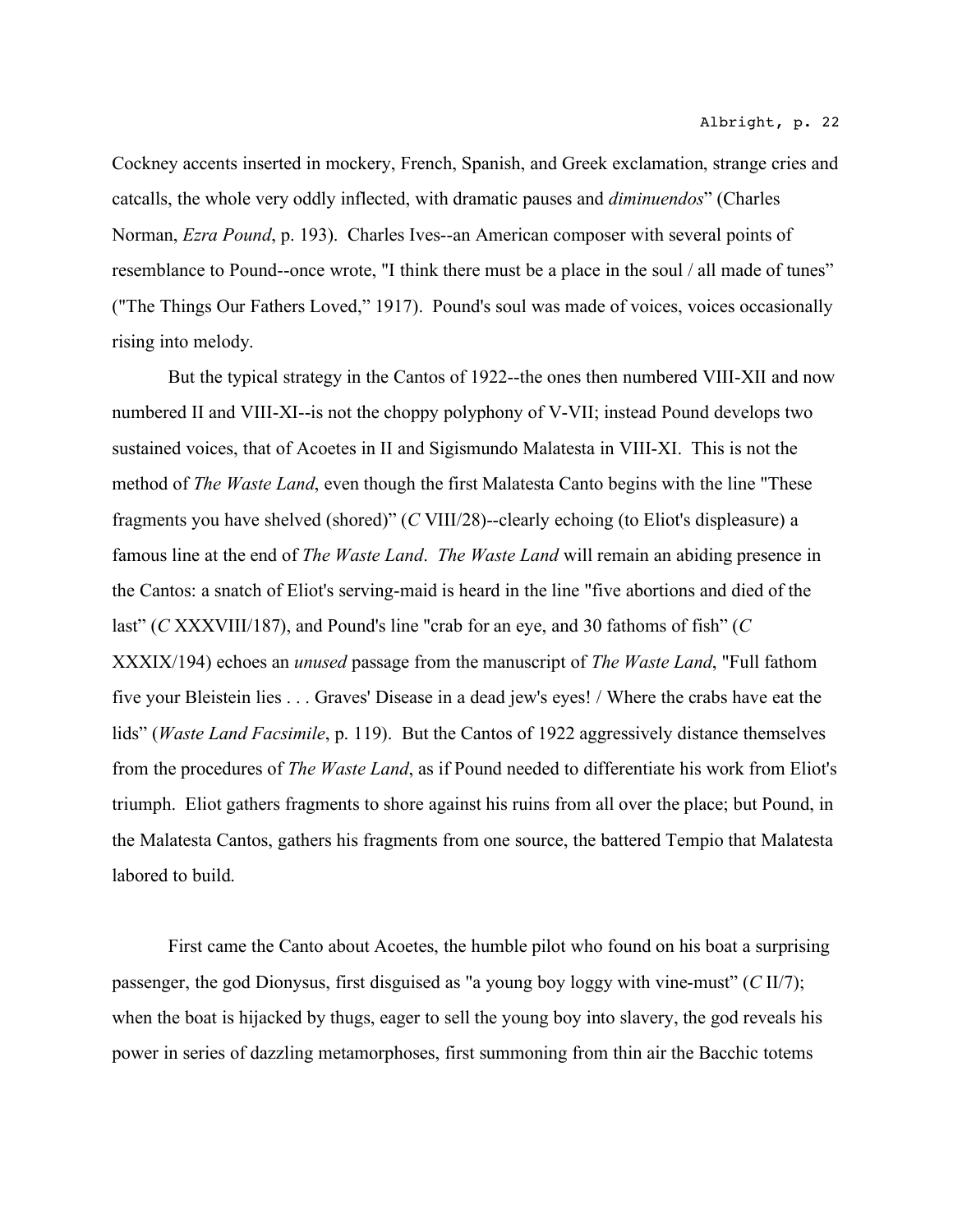Cockney accents inserted in mockery, French, Spanish, and Greek exclamation, strange cries and catcalls, the whole very oddly inflected, with dramatic pauses and *diminuendos*" (Charles Norman, *Ezra Pound*, p. 193). Charles Ives--an American composer with several points of resemblance to Pound--once wrote, "I think there must be a place in the soul / all made of tunes" ("The Things Our Fathers Loved," 1917). Pound's soul was made of voices, voices occasionally rising into melody.

But the typical strategy in the Cantos of 1922--the ones then numbered VIII-XII and now numbered II and VIII-XI--is not the choppy polyphony of V-VII; instead Pound develops two sustained voices, that of Acoetes in II and Sigismundo Malatesta in VIII-XI. This is not the method of *The Waste Land*, even though the first Malatesta Canto begins with the line "These fragments you have shelved (shored)" (*C* VIII/28)--clearly echoing (to Eliot's displeasure) a famous line at the end of *The Waste Land*. *The Waste Land* will remain an abiding presence in the Cantos: a snatch of Eliot's serving-maid is heard in the line "five abortions and died of the last" (*C* XXXVIII/187), and Pound's line "crab for an eye, and 30 fathoms of fish" (*C* XXXIX/194) echoes an *unused* passage from the manuscript of *The Waste Land*, "Full fathom five your Bleistein lies . . . Graves' Disease in a dead jew's eyes! / Where the crabs have eat the lids" (*Waste Land Facsimile*, p. 119). But the Cantos of 1922 aggressively distance themselves from the procedures of *The Waste Land*, as if Pound needed to differentiate his work from Eliot's triumph. Eliot gathers fragments to shore against his ruins from all over the place; but Pound, in the Malatesta Cantos, gathers his fragments from one source, the battered Tempio that Malatesta labored to build.

First came the Canto about Acoetes, the humble pilot who found on his boat a surprising passenger, the god Dionysus, first disguised as "a young boy loggy with vine-must" (*C* II/7); when the boat is hijacked by thugs, eager to sell the young boy into slavery, the god reveals his power in series of dazzling metamorphoses, first summoning from thin air the Bacchic totems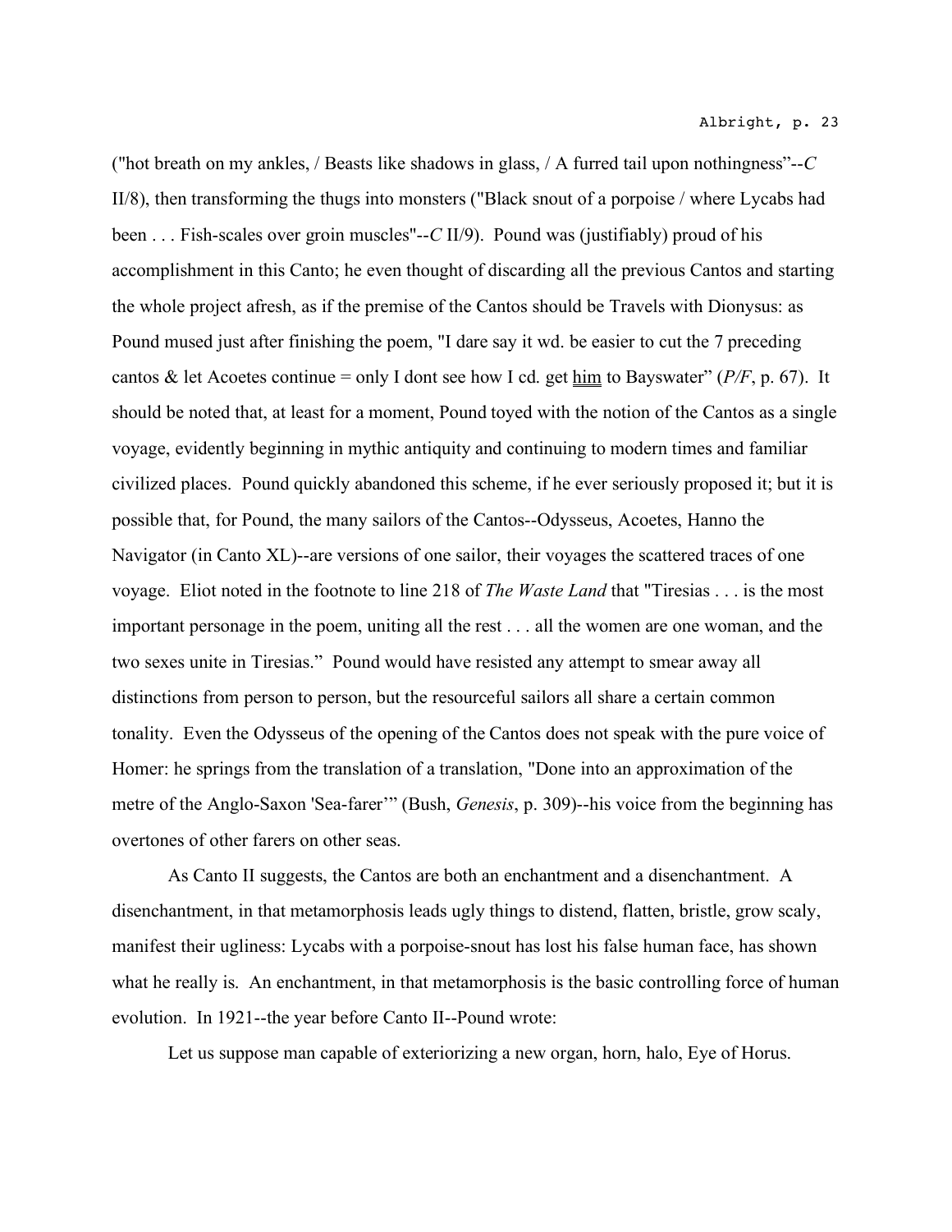("hot breath on my ankles, / Beasts like shadows in glass, / A furred tail upon nothingness"--*C* II/8), then transforming the thugs into monsters ("Black snout of a porpoise / where Lycabs had been . . . Fish-scales over groin muscles"--*C* II/9). Pound was (justifiably) proud of his accomplishment in this Canto; he even thought of discarding all the previous Cantos and starting the whole project afresh, as if the premise of the Cantos should be Travels with Dionysus: as Pound mused just after finishing the poem, "I dare say it wd. be easier to cut the 7 preceding cantos & let Acoetes continue = only I dont see how I cd. get <u>him</u> to Bayswater" (*P/F*, p. 67). It should be noted that, at least for a moment, Pound toyed with the notion of the Cantos as a single voyage, evidently beginning in mythic antiquity and continuing to modern times and familiar civilized places. Pound quickly abandoned this scheme, if he ever seriously proposed it; but it is possible that, for Pound, the many sailors of the Cantos--Odysseus, Acoetes, Hanno the Navigator (in Canto XL)--are versions of one sailor, their voyages the scattered traces of one voyage. Eliot noted in the footnote to line 218 of *The Waste Land* that "Tiresias . . . is the most important personage in the poem, uniting all the rest . . . all the women are one woman, and the two sexes unite in Tiresias." Pound would have resisted any attempt to smear away all distinctions from person to person, but the resourceful sailors all share a certain common tonality. Even the Odysseus of the opening of the Cantos does not speak with the pure voice of Homer: he springs from the translation of a translation, "Done into an approximation of the metre of the Anglo-Saxon 'Sea-farer'" (Bush, *Genesis*, p. 309)--his voice from the beginning has overtones of other farers on other seas.

As Canto II suggests, the Cantos are both an enchantment and a disenchantment. A disenchantment, in that metamorphosis leads ugly things to distend, flatten, bristle, grow scaly, manifest their ugliness: Lycabs with a porpoise-snout has lost his false human face, has shown what he really is. An enchantment, in that metamorphosis is the basic controlling force of human evolution. In 1921--the year before Canto II--Pound wrote:

Let us suppose man capable of exteriorizing a new organ, horn, halo, Eye of Horus.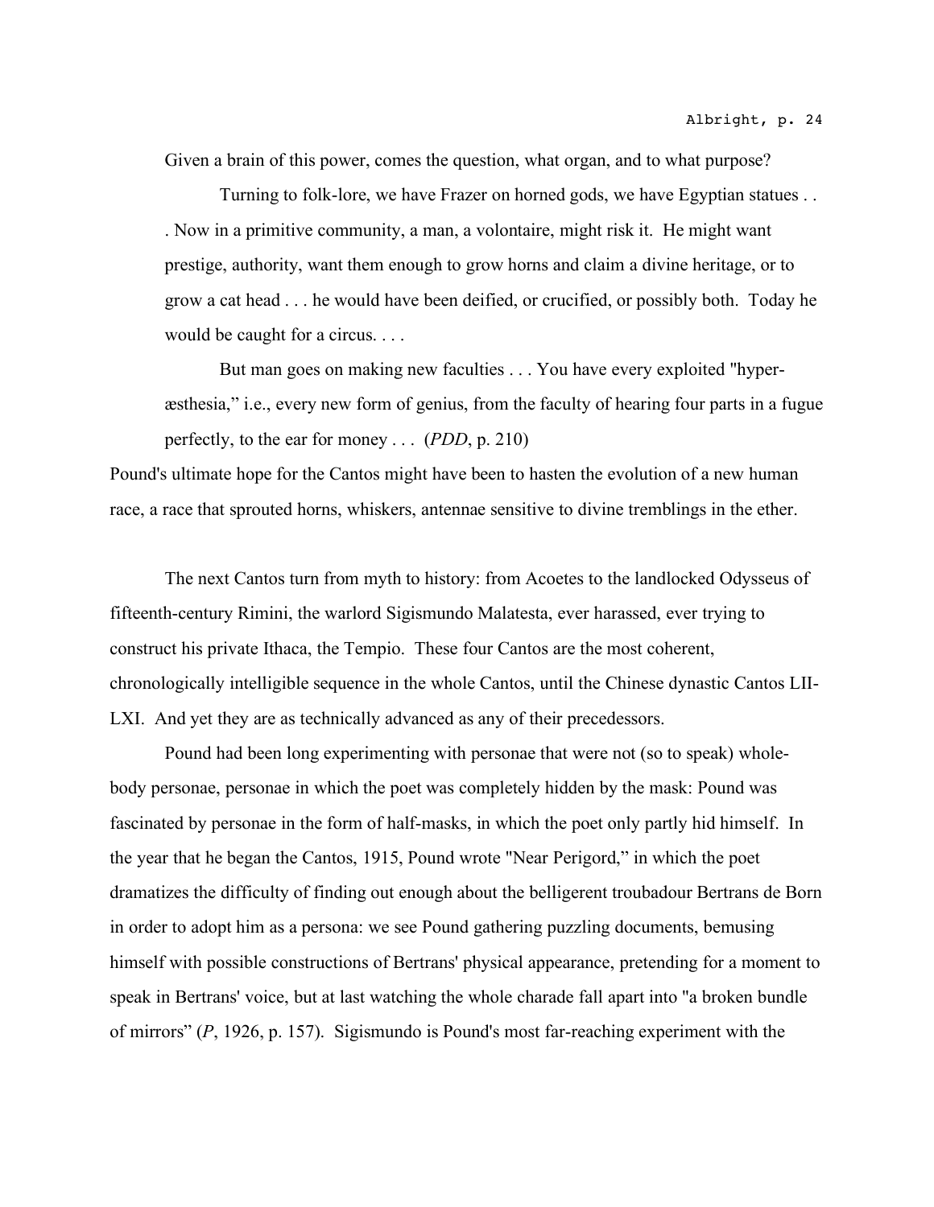> Given a brain of this power, comes the question, what organ, and to what purpose?
>
> Turning to folk-lore, we have Frazer on horned gods, we have Egyptian statues . . . Now in a primitive community, a man, a volontaire, might risk it. He might want prestige, authority, want them enough to grow horns and claim a divine heritage, or to grow a cat head . . . he would have been deified, or crucified, or possibly both. Today he would be caught for a circus. . . .
>
> But man goes on making new faculties . . . You have every exploited "hyper-æsthesia," i.e., every new form of genius, from the faculty of hearing four parts in a fugue perfectly, to the ear for money . . . (*PDD*, p. 210)

Pound's ultimate hope for the Cantos might have been to hasten the evolution of a new human race, a race that sprouted horns, whiskers, antennae sensitive to divine tremblings in the ether.

The next Cantos turn from myth to history: from Acoetes to the landlocked Odysseus of fifteenth-century Rimini, the warlord Sigismundo Malatesta, ever harassed, ever trying to construct his private Ithaca, the Tempio. These four Cantos are the most coherent, chronologically intelligible sequence in the whole Cantos, until the Chinese dynastic Cantos LII-LXI. And yet they are as technically advanced as any of their precedessors.

Pound had been long experimenting with personae that were not (so to speak) whole-body personae, personae in which the poet was completely hidden by the mask: Pound was fascinated by personae in the form of half-masks, in which the poet only partly hid himself. In the year that he began the Cantos, 1915, Pound wrote "Near Perigord," in which the poet dramatizes the difficulty of finding out enough about the belligerent troubadour Bertrans de Born in order to adopt him as a persona: we see Pound gathering puzzling documents, bemusing himself with possible constructions of Bertrans' physical appearance, pretending for a moment to speak in Bertrans' voice, but at last watching the whole charade fall apart into "a broken bundle of mirrors" (*P*, 1926, p. 157). Sigismundo is Pound's most far-reaching experiment with the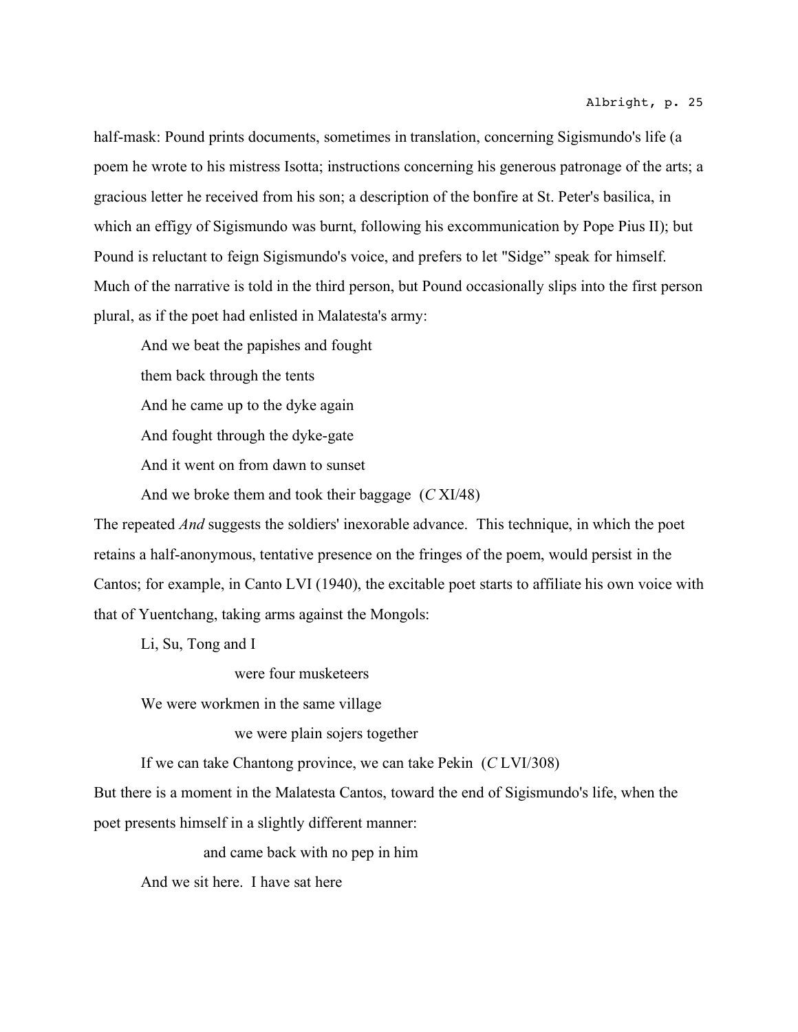half-mask: Pound prints documents, sometimes in translation, concerning Sigismundo's life (a poem he wrote to his mistress Isotta; instructions concerning his generous patronage of the arts; a gracious letter he received from his son; a description of the bonfire at St. Peter's basilica, in which an effigy of Sigismundo was burnt, following his excommunication by Pope Pius II); but Pound is reluctant to feign Sigismundo's voice, and prefers to let "Sidge" speak for himself. Much of the narrative is told in the third person, but Pound occasionally slips into the first person plural, as if the poet had enlisted in Malatesta's army:

> And we beat the papishes and fought
> them back through the tents
> And he came up to the dyke again
> And fought through the dyke-gate
> And it went on from dawn to sunset
> And we broke them and took their baggage  (*C* XI/48)

The repeated *And* suggests the soldiers' inexorable advance. This technique, in which the poet retains a half-anonymous, tentative presence on the fringes of the poem, would persist in the Cantos; for example, in Canto LVI (1940), the excitable poet starts to affiliate his own voice with that of Yuentchang, taking arms against the Mongols:

> Li, Su, Tong and I
>                     were four musketeers
> We were workmen in the same village
>                     we were plain sojers together
> If we can take Chantong province, we can take Pekin  (*C* LVI/308)

But there is a moment in the Malatesta Cantos, toward the end of Sigismundo's life, when the poet presents himself in a slightly different manner:

>           and came back with no pep in him
> And we sit here.  I have sat here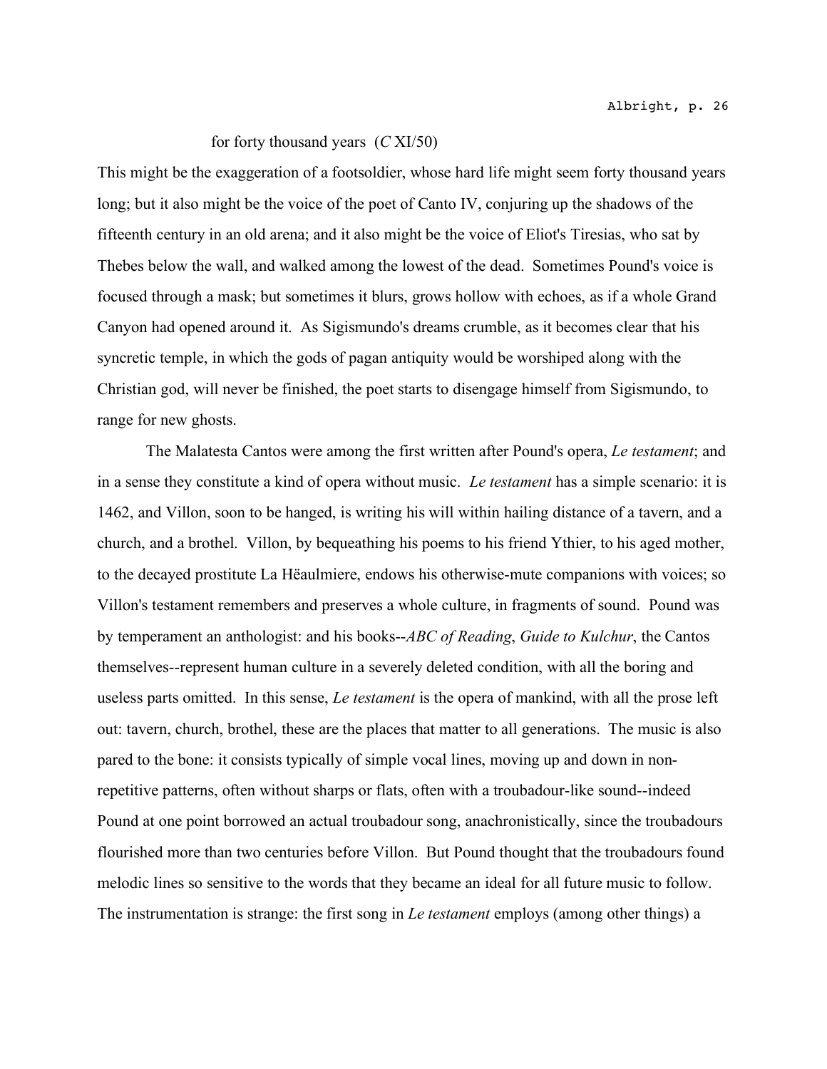for forty thousand years (*C* XI/50)

This might be the exaggeration of a footsoldier, whose hard life might seem forty thousand years long; but it also might be the voice of the poet of Canto IV, conjuring up the shadows of the fifteenth century in an old arena; and it also might be the voice of Eliot's Tiresias, who sat by Thebes below the wall, and walked among the lowest of the dead. Sometimes Pound's voice is focused through a mask; but sometimes it blurs, grows hollow with echoes, as if a whole Grand Canyon had opened around it. As Sigismundo's dreams crumble, as it becomes clear that his syncretic temple, in which the gods of pagan antiquity would be worshiped along with the Christian god, will never be finished, the poet starts to disengage himself from Sigismundo, to range for new ghosts.

The Malatesta Cantos were among the first written after Pound's opera, *Le testament*; and in a sense they constitute a kind of opera without music. *Le testament* has a simple scenario: it is 1462, and Villon, soon to be hanged, is writing his will within hailing distance of a tavern, and a church, and a brothel. Villon, by bequeathing his poems to his friend Ythier, to his aged mother, to the decayed prostitute La Hëaulmiere, endows his otherwise-mute companions with voices; so Villon's testament remembers and preserves a whole culture, in fragments of sound. Pound was by temperament an anthologist: and his books--*ABC of Reading*, *Guide to Kulchur*, the Cantos themselves--represent human culture in a severely deleted condition, with all the boring and useless parts omitted. In this sense, *Le testament* is the opera of mankind, with all the prose left out: tavern, church, brothel, these are the places that matter to all generations. The music is also pared to the bone: it consists typically of simple vocal lines, moving up and down in non-repetitive patterns, often without sharps or flats, often with a troubadour-like sound--indeed Pound at one point borrowed an actual troubadour song, anachronistically, since the troubadours flourished more than two centuries before Villon. But Pound thought that the troubadours found melodic lines so sensitive to the words that they became an ideal for all future music to follow. The instrumentation is strange: the first song in *Le testament* employs (among other things) a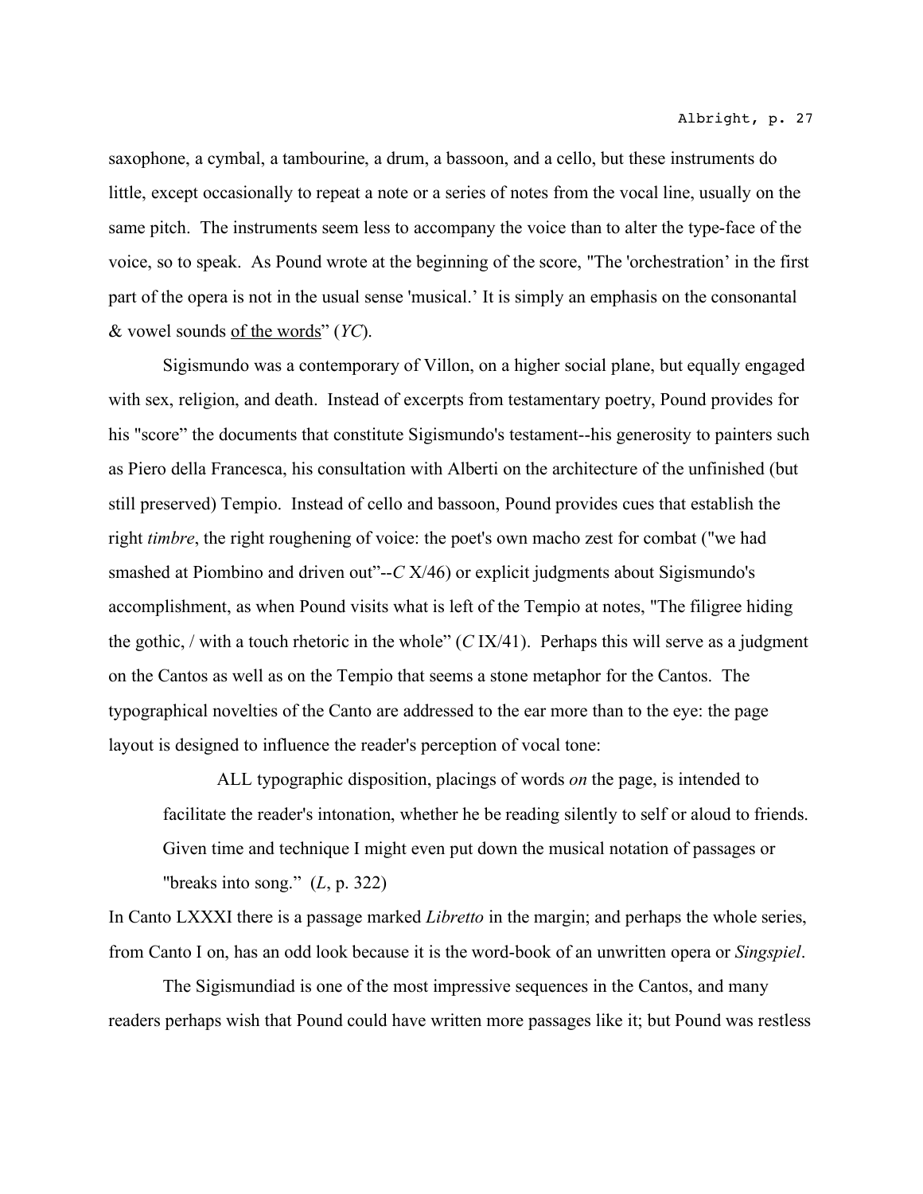saxophone, a cymbal, a tambourine, a drum, a bassoon, and a cello, but these instruments do little, except occasionally to repeat a note or a series of notes from the vocal line, usually on the same pitch. The instruments seem less to accompany the voice than to alter the type-face of the voice, so to speak. As Pound wrote at the beginning of the score, "The 'orchestration' in the first part of the opera is not in the usual sense 'musical.' It is simply an emphasis on the consonantal & vowel sounds <u>of the words</u>" (*YC*).

Sigismundo was a contemporary of Villon, on a higher social plane, but equally engaged with sex, religion, and death. Instead of excerpts from testamentary poetry, Pound provides for his "score" the documents that constitute Sigismundo's testament--his generosity to painters such as Piero della Francesca, his consultation with Alberti on the architecture of the unfinished (but still preserved) Tempio. Instead of cello and bassoon, Pound provides cues that establish the right *timbre*, the right roughening of voice: the poet's own macho zest for combat ("we had smashed at Piombino and driven out"--*C* X/46) or explicit judgments about Sigismundo's accomplishment, as when Pound visits what is left of the Tempio at notes, "The filigree hiding the gothic, / with a touch rhetoric in the whole" (*C* IX/41). Perhaps this will serve as a judgment on the Cantos as well as on the Tempio that seems a stone metaphor for the Cantos. The typographical novelties of the Canto are addressed to the ear more than to the eye: the page layout is designed to influence the reader's perception of vocal tone:

> ALL typographic disposition, placings of words *on* the page, is intended to facilitate the reader's intonation, whether he be reading silently to self or aloud to friends. Given time and technique I might even put down the musical notation of passages or "breaks into song." (*L*, p. 322)

In Canto LXXXI there is a passage marked *Libretto* in the margin; and perhaps the whole series, from Canto I on, has an odd look because it is the word-book of an unwritten opera or *Singspiel*.

The Sigismundiad is one of the most impressive sequences in the Cantos, and many readers perhaps wish that Pound could have written more passages like it; but Pound was restless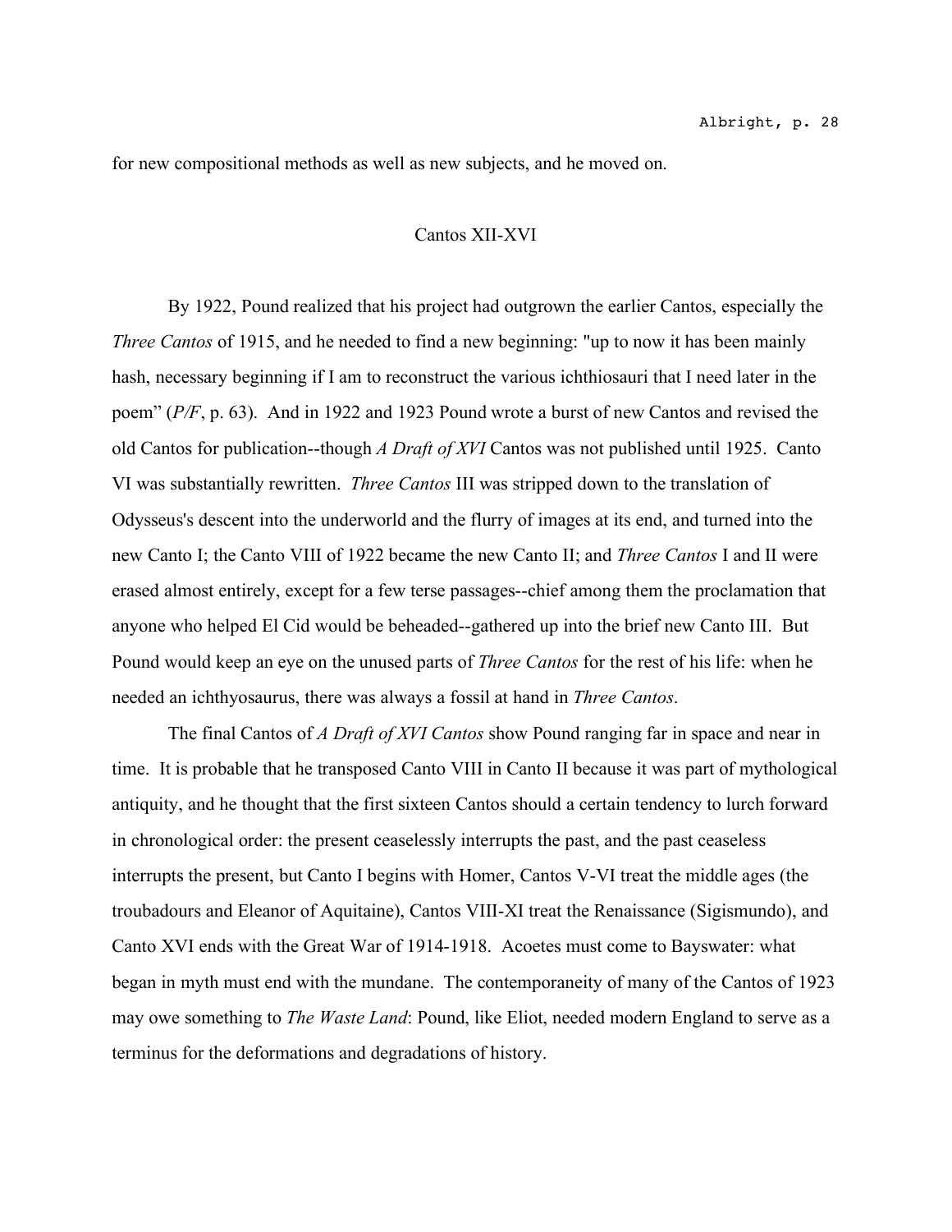for new compositional methods as well as new subjects, and he moved on.

## Cantos XII-XVI

By 1922, Pound realized that his project had outgrown the earlier Cantos, especially the *Three Cantos* of 1915, and he needed to find a new beginning: "up to now it has been mainly hash, necessary beginning if I am to reconstruct the various ichthiosauri that I need later in the poem" (*P/F*, p. 63). And in 1922 and 1923 Pound wrote a burst of new Cantos and revised the old Cantos for publication--though *A Draft of XVI* Cantos was not published until 1925. Canto VI was substantially rewritten. *Three Cantos* III was stripped down to the translation of Odysseus's descent into the underworld and the flurry of images at its end, and turned into the new Canto I; the Canto VIII of 1922 became the new Canto II; and *Three Cantos* I and II were erased almost entirely, except for a few terse passages--chief among them the proclamation that anyone who helped El Cid would be beheaded--gathered up into the brief new Canto III. But Pound would keep an eye on the unused parts of *Three Cantos* for the rest of his life: when he needed an ichthyosaurus, there was always a fossil at hand in *Three Cantos*.

The final Cantos of *A Draft of XVI Cantos* show Pound ranging far in space and near in time. It is probable that he transposed Canto VIII in Canto II because it was part of mythological antiquity, and he thought that the first sixteen Cantos should a certain tendency to lurch forward in chronological order: the present ceaselessly interrupts the past, and the past ceaseless interrupts the present, but Canto I begins with Homer, Cantos V-VI treat the middle ages (the troubadours and Eleanor of Aquitaine), Cantos VIII-XI treat the Renaissance (Sigismundo), and Canto XVI ends with the Great War of 1914-1918. Acoetes must come to Bayswater: what began in myth must end with the mundane. The contemporaneity of many of the Cantos of 1923 may owe something to *The Waste Land*: Pound, like Eliot, needed modern England to serve as a terminus for the deformations and degradations of history.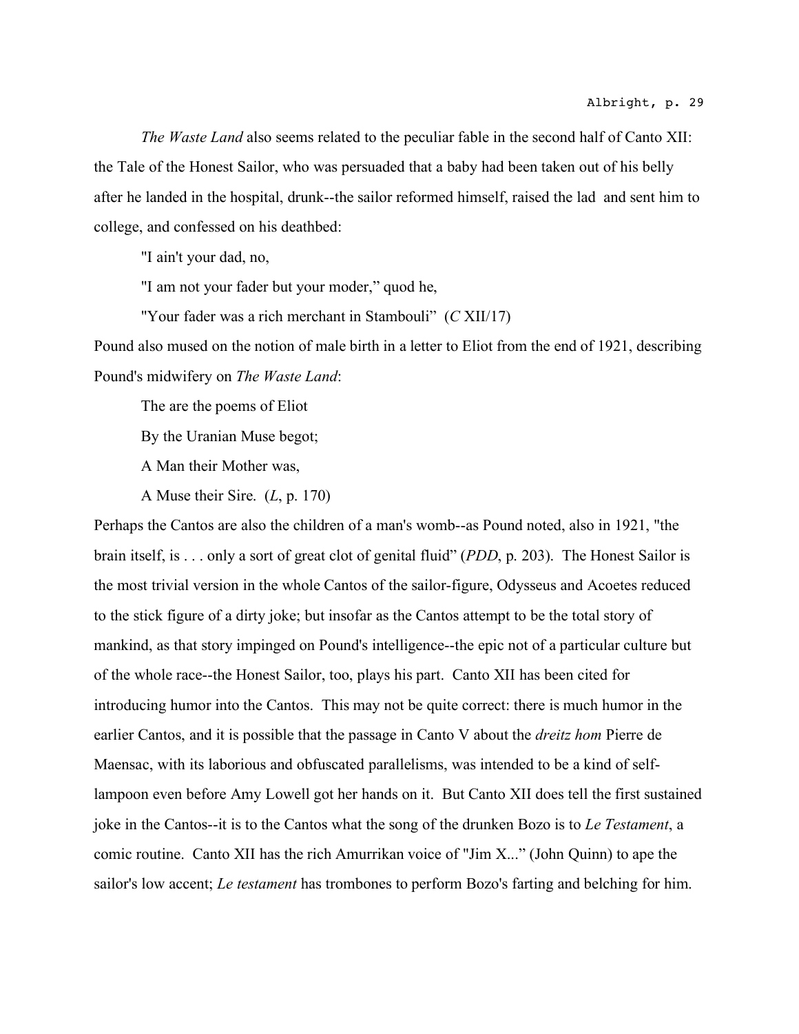*The Waste Land* also seems related to the peculiar fable in the second half of Canto XII: the Tale of the Honest Sailor, who was persuaded that a baby had been taken out of his belly after he landed in the hospital, drunk--the sailor reformed himself, raised the lad and sent him to college, and confessed on his deathbed:

> "I ain't your dad, no,
>
> "I am not your fader but your moder," quod he,
>
> "Your fader was a rich merchant in Stambouli" (*C* XII/17)

Pound also mused on the notion of male birth in a letter to Eliot from the end of 1921, describing Pound's midwifery on *The Waste Land*:

> The are the poems of Eliot
>
> By the Uranian Muse begot;
>
> A Man their Mother was,
>
> A Muse their Sire. (*L*, p. 170)

Perhaps the Cantos are also the children of a man's womb--as Pound noted, also in 1921, "the brain itself, is . . . only a sort of great clot of genital fluid" (*PDD*, p. 203). The Honest Sailor is the most trivial version in the whole Cantos of the sailor-figure, Odysseus and Acoetes reduced to the stick figure of a dirty joke; but insofar as the Cantos attempt to be the total story of mankind, as that story impinged on Pound's intelligence--the epic not of a particular culture but of the whole race--the Honest Sailor, too, plays his part. Canto XII has been cited for introducing humor into the Cantos. This may not be quite correct: there is much humor in the earlier Cantos, and it is possible that the passage in Canto V about the *dreitz hom* Pierre de Maensac, with its laborious and obfuscated parallelisms, was intended to be a kind of self-lampoon even before Amy Lowell got her hands on it. But Canto XII does tell the first sustained joke in the Cantos--it is to the Cantos what the song of the drunken Bozo is to *Le Testament*, a comic routine. Canto XII has the rich Amurrikan voice of "Jim X..." (John Quinn) to ape the sailor's low accent; *Le testament* has trombones to perform Bozo's farting and belching for him.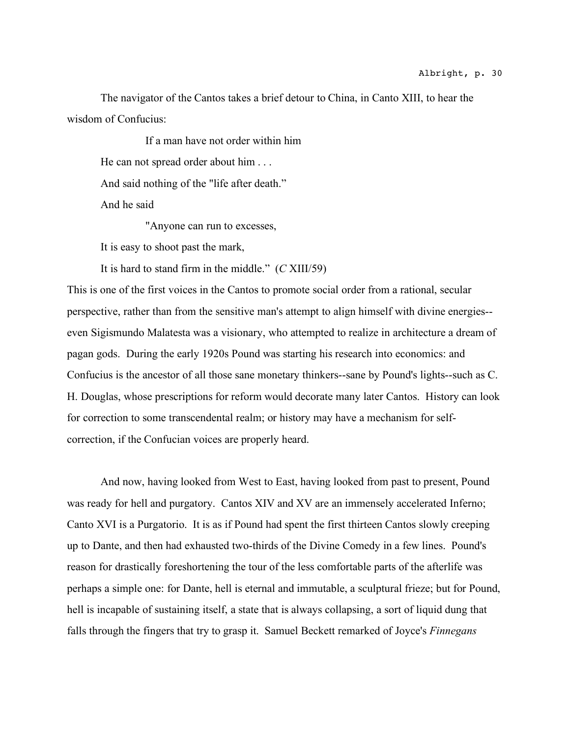The navigator of the Cantos takes a brief detour to China, in Canto XIII, to hear the wisdom of Confucius:

> If a man have not order within him
> He can not spread order about him . . .
> And said nothing of the "life after death."
> And he said
> "Anyone can run to excesses,
> It is easy to shoot past the mark,
> It is hard to stand firm in the middle." (*C* XIII/59)

This is one of the first voices in the Cantos to promote social order from a rational, secular perspective, rather than from the sensitive man's attempt to align himself with divine energies--even Sigismundo Malatesta was a visionary, who attempted to realize in architecture a dream of pagan gods. During the early 1920s Pound was starting his research into economics: and Confucius is the ancestor of all those sane monetary thinkers--sane by Pound's lights--such as C. H. Douglas, whose prescriptions for reform would decorate many later Cantos. History can look for correction to some transcendental realm; or history may have a mechanism for self-correction, if the Confucian voices are properly heard.

And now, having looked from West to East, having looked from past to present, Pound was ready for hell and purgatory. Cantos XIV and XV are an immensely accelerated Inferno; Canto XVI is a Purgatorio. It is as if Pound had spent the first thirteen Cantos slowly creeping up to Dante, and then had exhausted two-thirds of the Divine Comedy in a few lines. Pound's reason for drastically foreshortening the tour of the less comfortable parts of the afterlife was perhaps a simple one: for Dante, hell is eternal and immutable, a sculptural frieze; but for Pound, hell is incapable of sustaining itself, a state that is always collapsing, a sort of liquid dung that falls through the fingers that try to grasp it. Samuel Beckett remarked of Joyce's *Finnegans*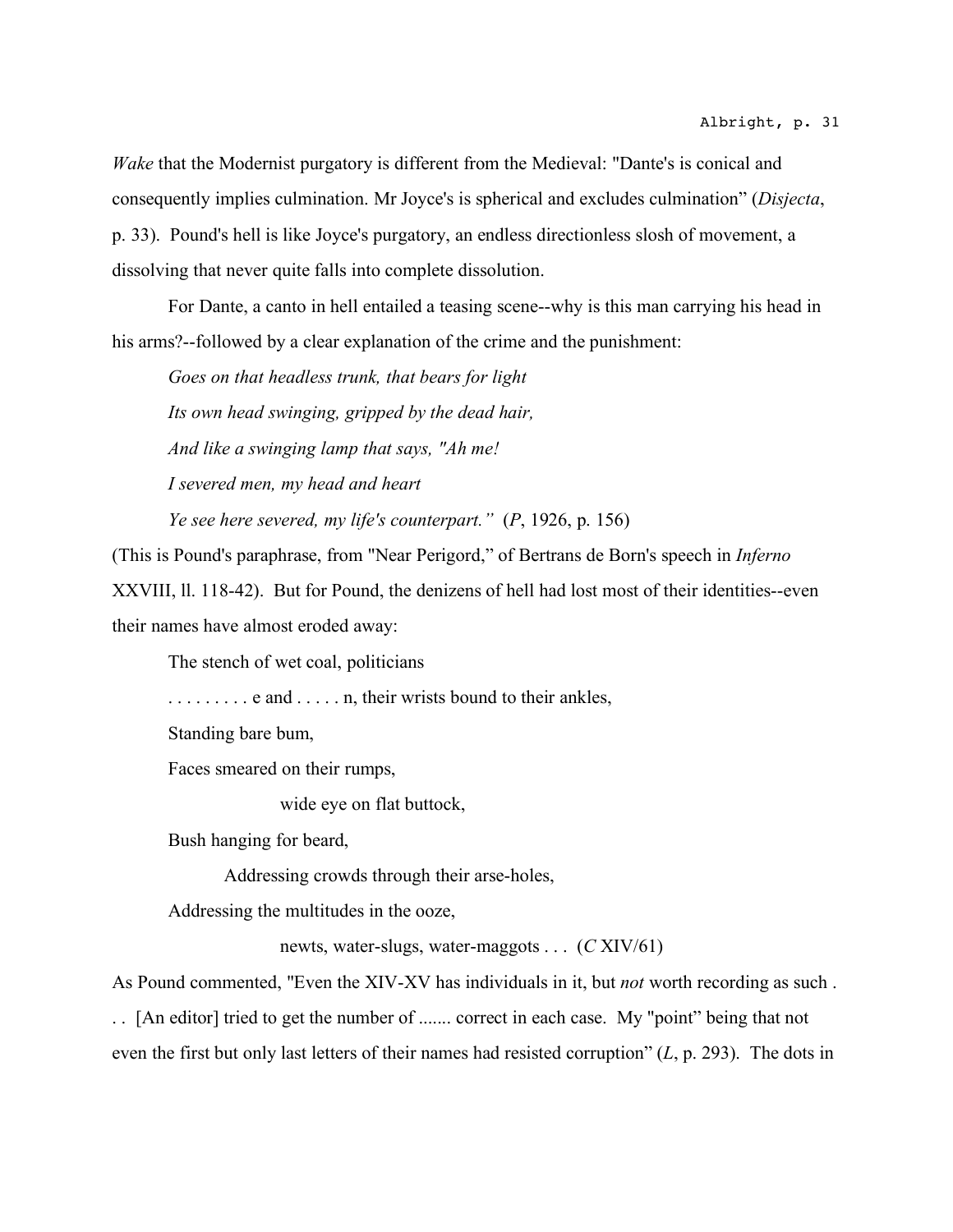*Wake* that the Modernist purgatory is different from the Medieval: "Dante's is conical and consequently implies culmination. Mr Joyce's is spherical and excludes culmination" (*Disjecta*, p. 33). Pound's hell is like Joyce's purgatory, an endless directionless slosh of movement, a dissolving that never quite falls into complete dissolution.

For Dante, a canto in hell entailed a teasing scene--why is this man carrying his head in his arms?--followed by a clear explanation of the crime and the punishment:

> *Goes on that headless trunk, that bears for light*
>
> *Its own head swinging, gripped by the dead hair,*
>
> *And like a swinging lamp that says, "Ah me!*
>
> *I severed men, my head and heart*
>
> *Ye see here severed, my life's counterpart."* (*P*, 1926, p. 156)

(This is Pound's paraphrase, from "Near Perigord," of Bertrans de Born's speech in *Inferno* XXVIII, ll. 118-42). But for Pound, the denizens of hell had lost most of their identities--even their names have almost eroded away:

> The stench of wet coal, politicians
>
> . . . . . . . . . e and . . . . . n, their wrists bound to their ankles,
>
> Standing bare bum,
>
> Faces smeared on their rumps,
>
> wide eye on flat buttock,
>
> Bush hanging for beard,
>
> Addressing crowds through their arse-holes,
>
> Addressing the multitudes in the ooze,
>
> newts, water-slugs, water-maggots . . . (*C* XIV/61)

As Pound commented, "Even the XIV-XV has individuals in it, but *not* worth recording as such . . . [An editor] tried to get the number of ....... correct in each case. My "point" being that not even the first but only last letters of their names had resisted corruption" (*L*, p. 293). The dots in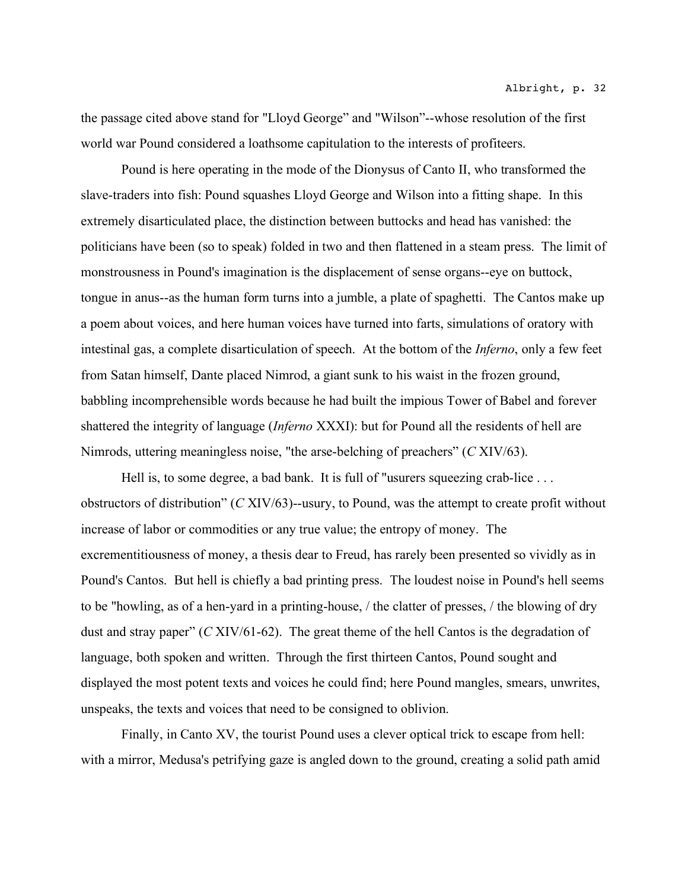the passage cited above stand for "Lloyd George" and "Wilson"--whose resolution of the first world war Pound considered a loathsome capitulation to the interests of profiteers.

Pound is here operating in the mode of the Dionysus of Canto II, who transformed the slave-traders into fish: Pound squashes Lloyd George and Wilson into a fitting shape. In this extremely disarticulated place, the distinction between buttocks and head has vanished: the politicians have been (so to speak) folded in two and then flattened in a steam press. The limit of monstrousness in Pound's imagination is the displacement of sense organs--eye on buttock, tongue in anus--as the human form turns into a jumble, a plate of spaghetti. The Cantos make up a poem about voices, and here human voices have turned into farts, simulations of oratory with intestinal gas, a complete disarticulation of speech. At the bottom of the *Inferno*, only a few feet from Satan himself, Dante placed Nimrod, a giant sunk to his waist in the frozen ground, babbling incomprehensible words because he had built the impious Tower of Babel and forever shattered the integrity of language (*Inferno* XXXI): but for Pound all the residents of hell are Nimrods, uttering meaningless noise, "the arse-belching of preachers" (*C* XIV/63).

Hell is, to some degree, a bad bank. It is full of "usurers squeezing crab-lice . . . obstructors of distribution" (*C* XIV/63)--usury, to Pound, was the attempt to create profit without increase of labor or commodities or any true value; the entropy of money. The excrementitiousness of money, a thesis dear to Freud, has rarely been presented so vividly as in Pound's Cantos. But hell is chiefly a bad printing press. The loudest noise in Pound's hell seems to be "howling, as of a hen-yard in a printing-house, / the clatter of presses, / the blowing of dry dust and stray paper" (*C* XIV/61-62). The great theme of the hell Cantos is the degradation of language, both spoken and written. Through the first thirteen Cantos, Pound sought and displayed the most potent texts and voices he could find; here Pound mangles, smears, unwrites, unspeaks, the texts and voices that need to be consigned to oblivion.

Finally, in Canto XV, the tourist Pound uses a clever optical trick to escape from hell: with a mirror, Medusa's petrifying gaze is angled down to the ground, creating a solid path amid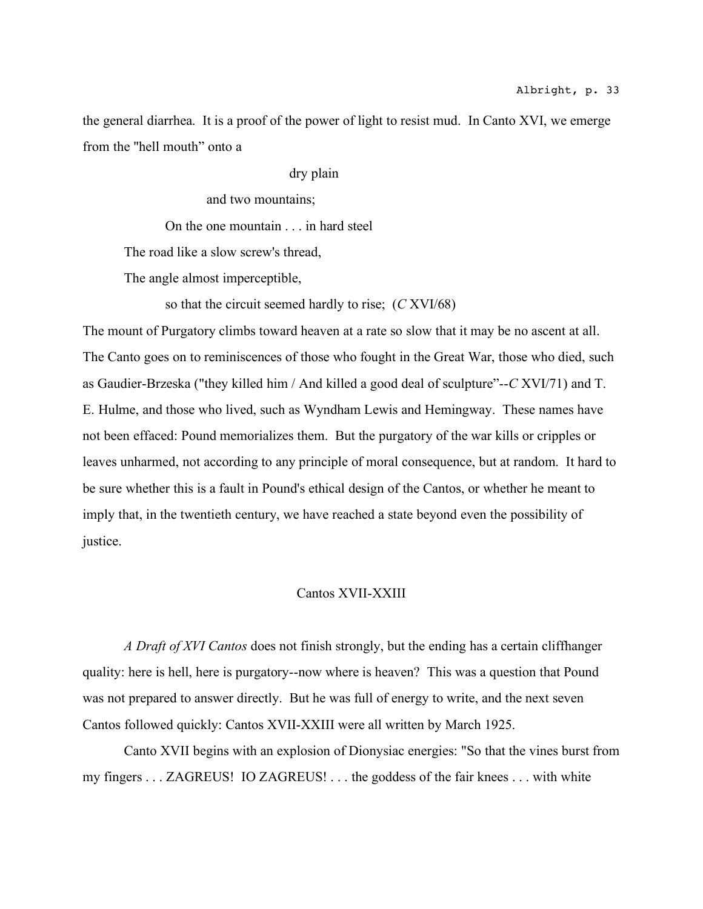the general diarrhea. It is a proof of the power of light to resist mud. In Canto XVI, we emerge from the "hell mouth" onto a

dry plain
and two mountains;
On the one mountain . . . in hard steel
The road like a slow screw's thread,
The angle almost imperceptible,
so that the circuit seemed hardly to rise; (*C* XVI/68)

The mount of Purgatory climbs toward heaven at a rate so slow that it may be no ascent at all. The Canto goes on to reminiscences of those who fought in the Great War, those who died, such as Gaudier-Brzeska ("they killed him / And killed a good deal of sculpture"--*C* XVI/71) and T. E. Hulme, and those who lived, such as Wyndham Lewis and Hemingway. These names have not been effaced: Pound memorializes them. But the purgatory of the war kills or cripples or leaves unharmed, not according to any principle of moral consequence, but at random. It hard to be sure whether this is a fault in Pound's ethical design of the Cantos, or whether he meant to imply that, in the twentieth century, we have reached a state beyond even the possibility of justice.

## Cantos XVII-XXIII

*A Draft of XVI Cantos* does not finish strongly, but the ending has a certain cliffhanger quality: here is hell, here is purgatory--now where is heaven? This was a question that Pound was not prepared to answer directly. But he was full of energy to write, and the next seven Cantos followed quickly: Cantos XVII-XXIII were all written by March 1925.

Canto XVII begins with an explosion of Dionysiac energies: "So that the vines burst from my fingers . . . ZAGREUS! IO ZAGREUS! . . . the goddess of the fair knees . . . with white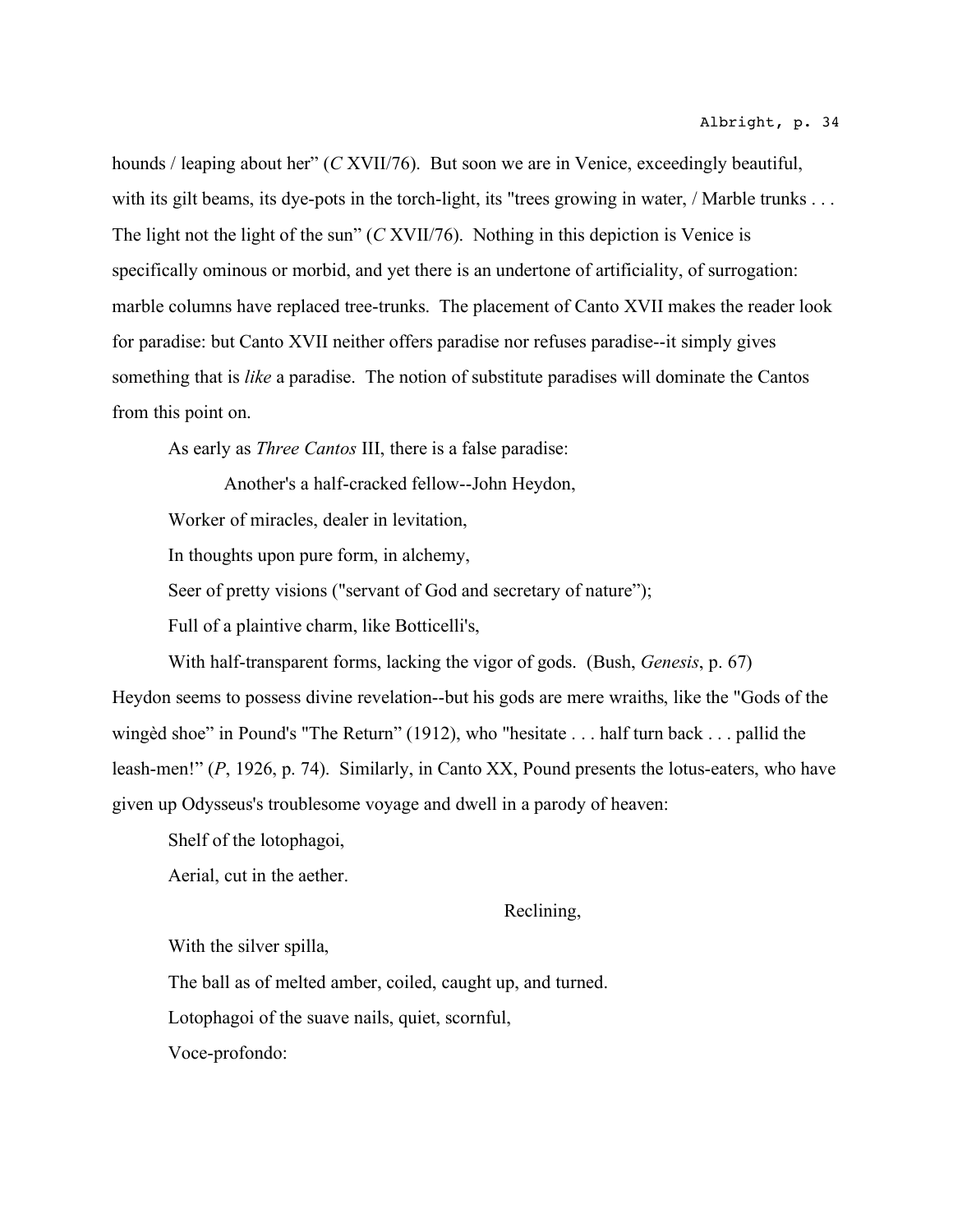hounds / leaping about her" (*C* XVII/76). But soon we are in Venice, exceedingly beautiful, with its gilt beams, its dye-pots in the torch-light, its "trees growing in water, / Marble trunks . . . The light not the light of the sun" (*C* XVII/76). Nothing in this depiction is Venice is specifically ominous or morbid, and yet there is an undertone of artificiality, of surrogation: marble columns have replaced tree-trunks. The placement of Canto XVII makes the reader look for paradise: but Canto XVII neither offers paradise nor refuses paradise--it simply gives something that is *like* a paradise. The notion of substitute paradises will dominate the Cantos from this point on.

As early as *Three Cantos* III, there is a false paradise:

> Another's a half-cracked fellow--John Heydon,
>
> Worker of miracles, dealer in levitation,
>
> In thoughts upon pure form, in alchemy,
>
> Seer of pretty visions ("servant of God and secretary of nature");
>
> Full of a plaintive charm, like Botticelli's,
>
> With half-transparent forms, lacking the vigor of gods. (Bush, *Genesis*, p. 67)

Heydon seems to possess divine revelation--but his gods are mere wraiths, like the "Gods of the wingèd shoe" in Pound's "The Return" (1912), who "hesitate . . . half turn back . . . pallid the leash-men!" (*P*, 1926, p. 74). Similarly, in Canto XX, Pound presents the lotus-eaters, who have given up Odysseus's troublesome voyage and dwell in a parody of heaven:

> Shelf of the lotophagoi,
>
> Aerial, cut in the aether.
>
> Reclining,
>
> With the silver spilla,
>
> The ball as of melted amber, coiled, caught up, and turned.
>
> Lotophagoi of the suave nails, quiet, scornful,
>
> Voce-profondo: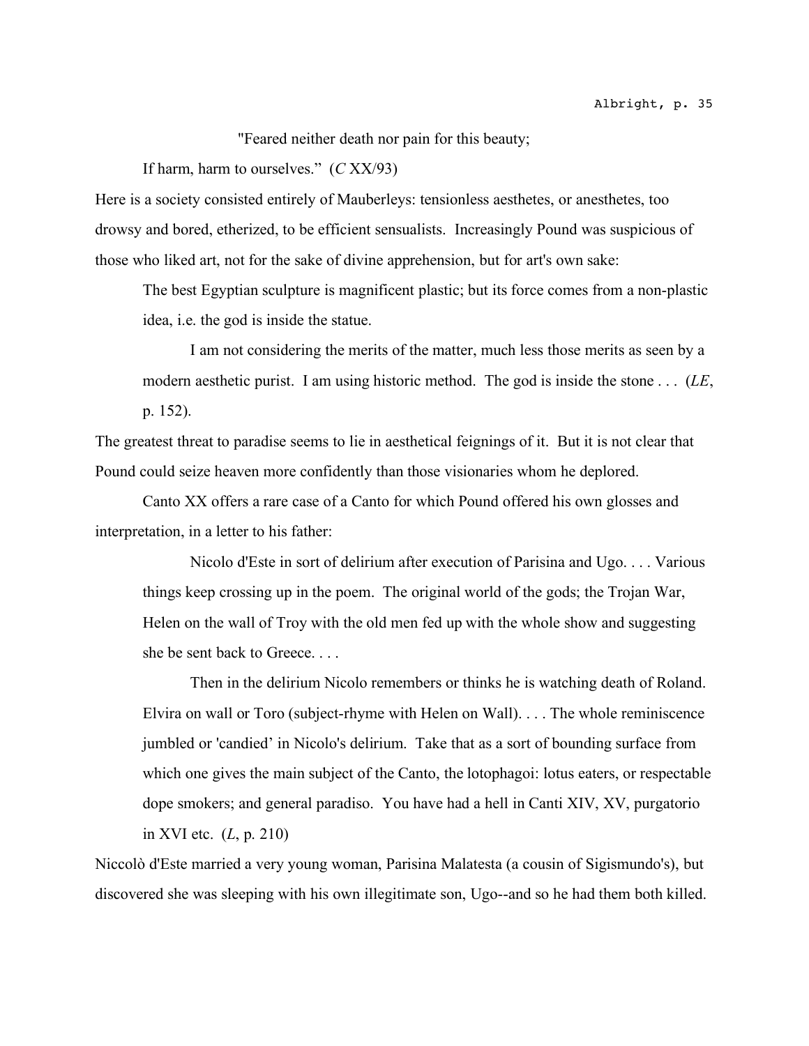"Feared neither death nor pain for this beauty;

If harm, harm to ourselves." (*C* XX/93)

Here is a society consisted entirely of Mauberleys: tensionless aesthetes, or anesthetes, too drowsy and bored, etherized, to be efficient sensualists. Increasingly Pound was suspicious of those who liked art, not for the sake of divine apprehension, but for art's own sake:

> The best Egyptian sculpture is magnificent plastic; but its force comes from a non-plastic idea, i.e. the god is inside the statue.
>
> I am not considering the merits of the matter, much less those merits as seen by a modern aesthetic purist. I am using historic method. The god is inside the stone . . . (*LE*, p. 152).

The greatest threat to paradise seems to lie in aesthetical feignings of it. But it is not clear that Pound could seize heaven more confidently than those visionaries whom he deplored.

Canto XX offers a rare case of a Canto for which Pound offered his own glosses and interpretation, in a letter to his father:

> Nicolo d'Este in sort of delirium after execution of Parisina and Ugo. . . . Various things keep crossing up in the poem. The original world of the gods; the Trojan War, Helen on the wall of Troy with the old men fed up with the whole show and suggesting she be sent back to Greece. . . .
>
> Then in the delirium Nicolo remembers or thinks he is watching death of Roland. Elvira on wall or Toro (subject-rhyme with Helen on Wall). . . . The whole reminiscence jumbled or 'candied' in Nicolo's delirium. Take that as a sort of bounding surface from which one gives the main subject of the Canto, the lotophagoi: lotus eaters, or respectable dope smokers; and general paradiso. You have had a hell in Canti XIV, XV, purgatorio in XVI etc. (*L*, p. 210)

Niccolò d'Este married a very young woman, Parisina Malatesta (a cousin of Sigismundo's), but discovered she was sleeping with his own illegitimate son, Ugo--and so he had them both killed.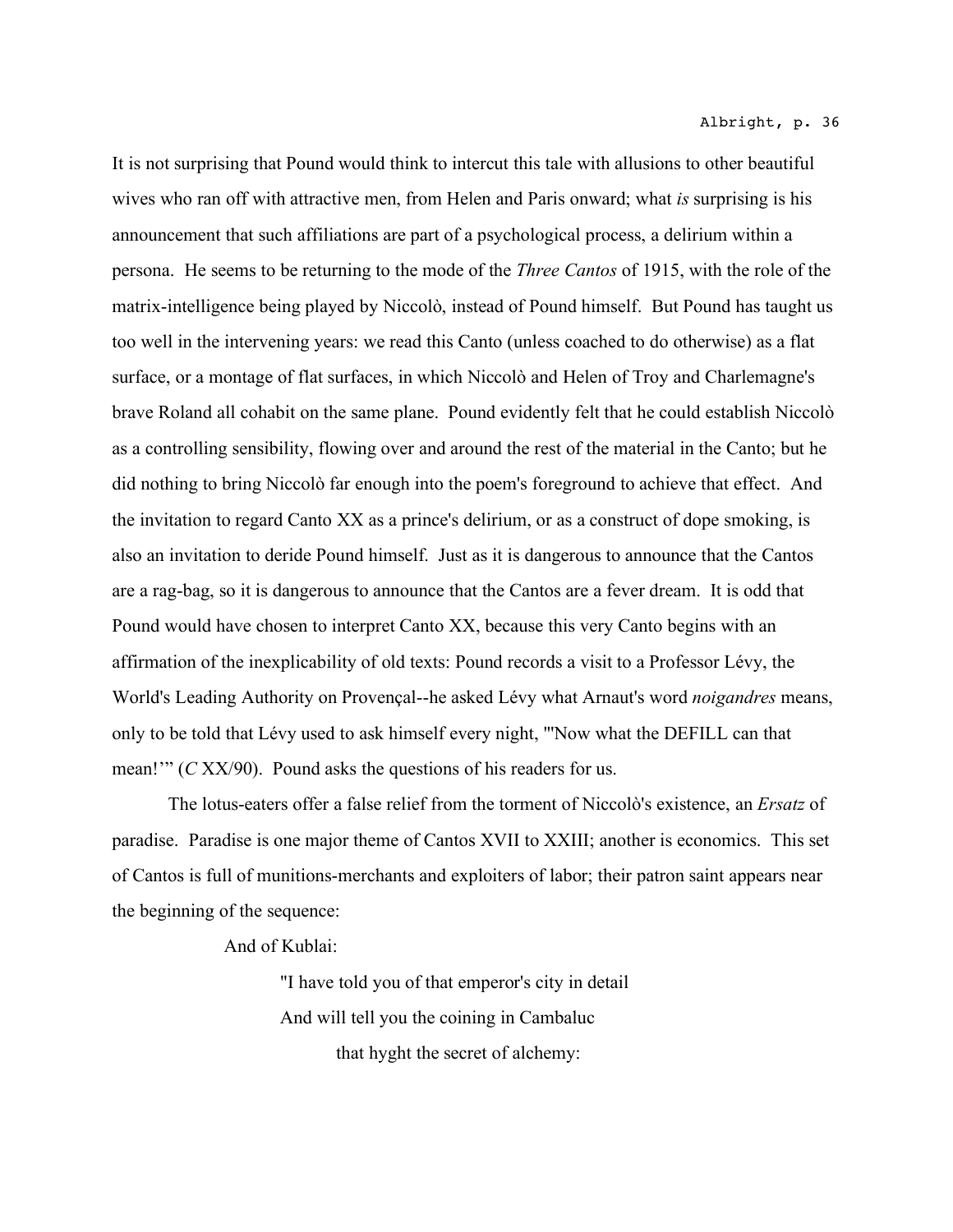It is not surprising that Pound would think to intercut this tale with allusions to other beautiful wives who ran off with attractive men, from Helen and Paris onward; what *is* surprising is his announcement that such affiliations are part of a psychological process, a delirium within a persona. He seems to be returning to the mode of the *Three Cantos* of 1915, with the role of the matrix-intelligence being played by Niccolò, instead of Pound himself. But Pound has taught us too well in the intervening years: we read this Canto (unless coached to do otherwise) as a flat surface, or a montage of flat surfaces, in which Niccolò and Helen of Troy and Charlemagne's brave Roland all cohabit on the same plane. Pound evidently felt that he could establish Niccolò as a controlling sensibility, flowing over and around the rest of the material in the Canto; but he did nothing to bring Niccolò far enough into the poem's foreground to achieve that effect. And the invitation to regard Canto XX as a prince's delirium, or as a construct of dope smoking, is also an invitation to deride Pound himself. Just as it is dangerous to announce that the Cantos are a rag-bag, so it is dangerous to announce that the Cantos are a fever dream. It is odd that Pound would have chosen to interpret Canto XX, because this very Canto begins with an affirmation of the inexplicability of old texts: Pound records a visit to a Professor Lévy, the World's Leading Authority on Provençal--he asked Lévy what Arnaut's word *noigandres* means, only to be told that Lévy used to ask himself every night, "'Now what the DEFILL can that mean!'" (*C* XX/90). Pound asks the questions of his readers for us.

The lotus-eaters offer a false relief from the torment of Niccolò's existence, an *Ersatz* of paradise. Paradise is one major theme of Cantos XVII to XXIII; another is economics. This set of Cantos is full of munitions-merchants and exploiters of labor; their patron saint appears near the beginning of the sequence:

> And of Kublai:
>
> > "I have told you of that emperor's city in detail
> > And will tell you the coining in Cambaluc
> > that hyght the secret of alchemy: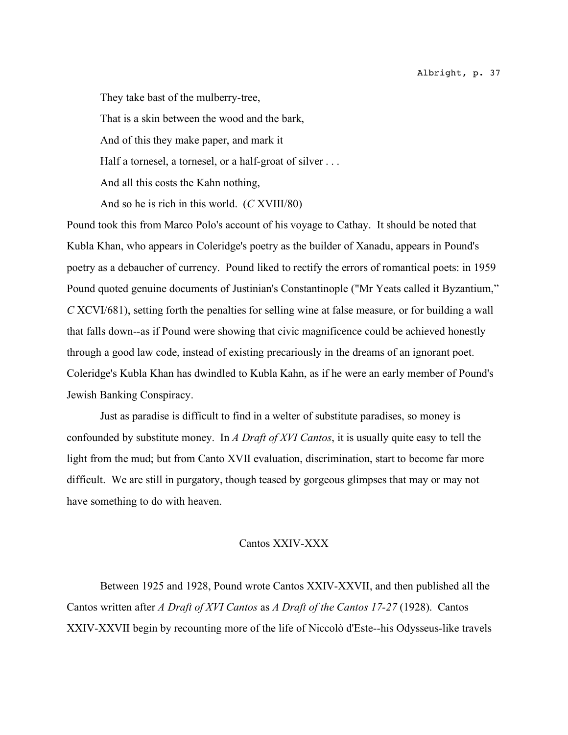They take bast of the mulberry-tree,

That is a skin between the wood and the bark,

And of this they make paper, and mark it

Half a tornesel, a tornesel, or a half-groat of silver . . .

And all this costs the Kahn nothing,

And so he is rich in this world. (*C* XVIII/80)

Pound took this from Marco Polo's account of his voyage to Cathay. It should be noted that Kubla Khan, who appears in Coleridge's poetry as the builder of Xanadu, appears in Pound's poetry as a debaucher of currency. Pound liked to rectify the errors of romantical poets: in 1959 Pound quoted genuine documents of Justinian's Constantinople ("Mr Yeats called it Byzantium," *C* XCVI/681), setting forth the penalties for selling wine at false measure, or for building a wall that falls down--as if Pound were showing that civic magnificence could be achieved honestly through a good law code, instead of existing precariously in the dreams of an ignorant poet. Coleridge's Kubla Khan has dwindled to Kubla Kahn, as if he were an early member of Pound's Jewish Banking Conspiracy.

Just as paradise is difficult to find in a welter of substitute paradises, so money is confounded by substitute money. In *A Draft of XVI Cantos*, it is usually quite easy to tell the light from the mud; but from Canto XVII evaluation, discrimination, start to become far more difficult. We are still in purgatory, though teased by gorgeous glimpses that may or may not have something to do with heaven.

## Cantos XXIV-XXX

Between 1925 and 1928, Pound wrote Cantos XXIV-XXVII, and then published all the Cantos written after *A Draft of XVI Cantos* as *A Draft of the Cantos 17-27* (1928). Cantos XXIV-XXVII begin by recounting more of the life of Niccolò d'Este--his Odysseus-like travels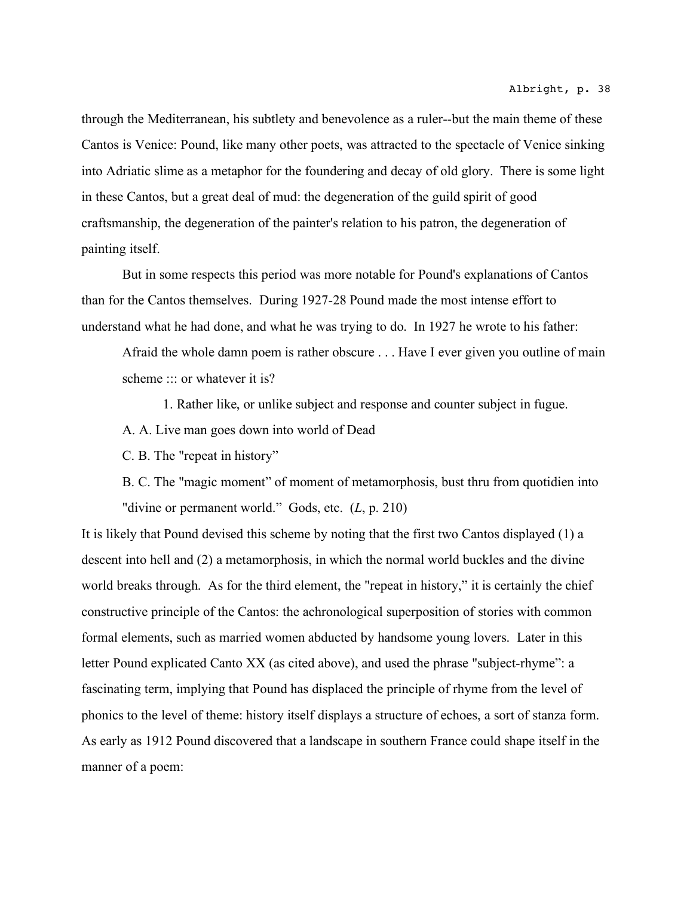through the Mediterranean, his subtlety and benevolence as a ruler--but the main theme of these Cantos is Venice: Pound, like many other poets, was attracted to the spectacle of Venice sinking into Adriatic slime as a metaphor for the foundering and decay of old glory. There is some light in these Cantos, but a great deal of mud: the degeneration of the guild spirit of good craftsmanship, the degeneration of the painter's relation to his patron, the degeneration of painting itself.

But in some respects this period was more notable for Pound's explanations of Cantos than for the Cantos themselves. During 1927-28 Pound made the most intense effort to understand what he had done, and what he was trying to do. In 1927 he wrote to his father:

> Afraid the whole damn poem is rather obscure . . . Have I ever given you outline of main scheme ::: or whatever it is?
>
> 1. Rather like, or unlike subject and response and counter subject in fugue.
>
> A. A. Live man goes down into world of Dead
>
> C. B. The "repeat in history"
>
> B. C. The "magic moment" of moment of metamorphosis, bust thru from quotidien into "divine or permanent world." Gods, etc. (*L*, p. 210)

It is likely that Pound devised this scheme by noting that the first two Cantos displayed (1) a descent into hell and (2) a metamorphosis, in which the normal world buckles and the divine world breaks through. As for the third element, the "repeat in history," it is certainly the chief constructive principle of the Cantos: the achronological superposition of stories with common formal elements, such as married women abducted by handsome young lovers. Later in this letter Pound explicated Canto XX (as cited above), and used the phrase "subject-rhyme": a fascinating term, implying that Pound has displaced the principle of rhyme from the level of phonics to the level of theme: history itself displays a structure of echoes, a sort of stanza form. As early as 1912 Pound discovered that a landscape in southern France could shape itself in the manner of a poem: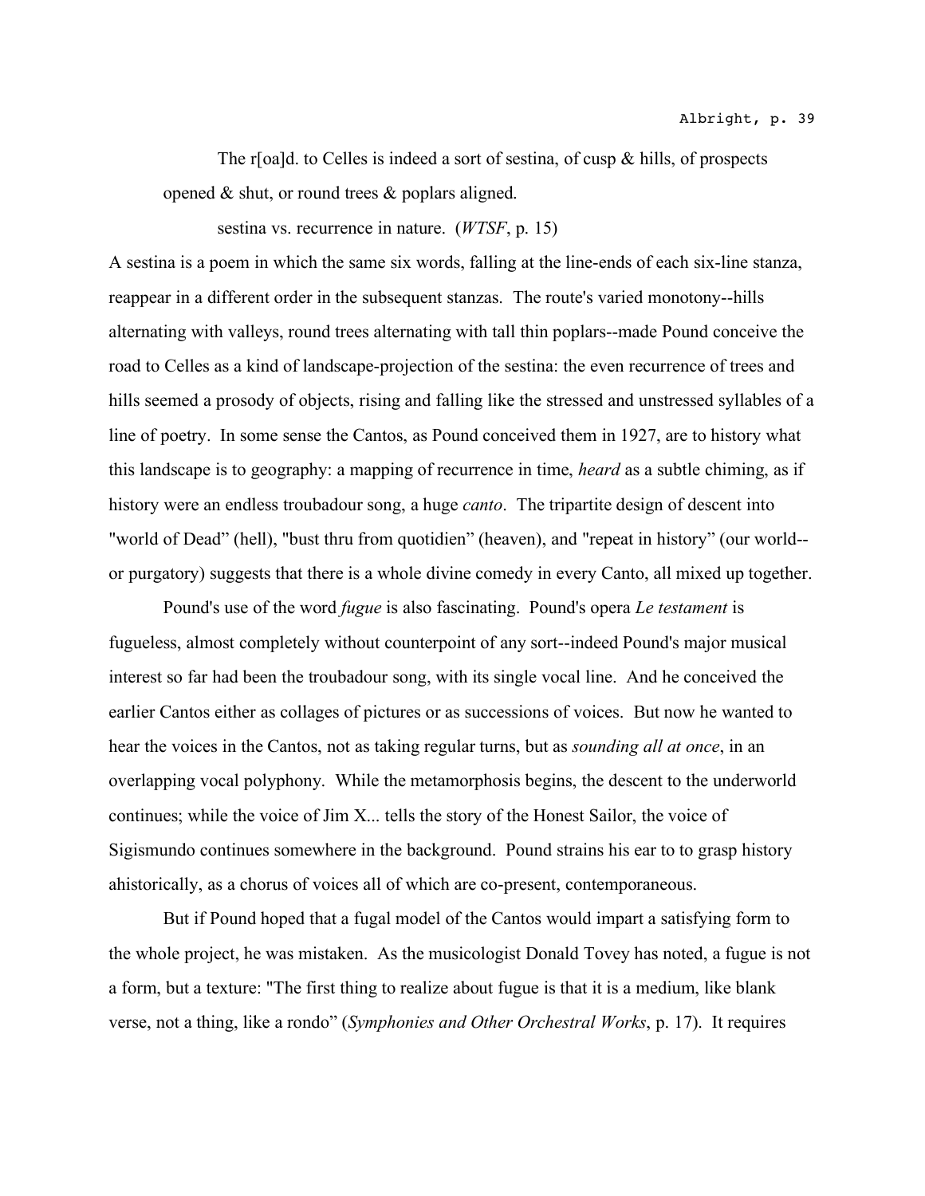The r[oa]d. to Celles is indeed a sort of sestina, of cusp & hills, of prospects opened & shut, or round trees & poplars aligned.

sestina vs. recurrence in nature. (*WTSF*, p. 15)

A sestina is a poem in which the same six words, falling at the line-ends of each six-line stanza, reappear in a different order in the subsequent stanzas. The route's varied monotony--hills alternating with valleys, round trees alternating with tall thin poplars--made Pound conceive the road to Celles as a kind of landscape-projection of the sestina: the even recurrence of trees and hills seemed a prosody of objects, rising and falling like the stressed and unstressed syllables of a line of poetry. In some sense the Cantos, as Pound conceived them in 1927, are to history what this landscape is to geography: a mapping of recurrence in time, *heard* as a subtle chiming, as if history were an endless troubadour song, a huge *canto*. The tripartite design of descent into "world of Dead" (hell), "bust thru from quotidien" (heaven), and "repeat in history" (our world--or purgatory) suggests that there is a whole divine comedy in every Canto, all mixed up together.

Pound's use of the word *fugue* is also fascinating. Pound's opera *Le testament* is fugueless, almost completely without counterpoint of any sort--indeed Pound's major musical interest so far had been the troubadour song, with its single vocal line. And he conceived the earlier Cantos either as collages of pictures or as successions of voices. But now he wanted to hear the voices in the Cantos, not as taking regular turns, but as *sounding all at once*, in an overlapping vocal polyphony. While the metamorphosis begins, the descent to the underworld continues; while the voice of Jim X... tells the story of the Honest Sailor, the voice of Sigismundo continues somewhere in the background. Pound strains his ear to to grasp history ahistorically, as a chorus of voices all of which are co-present, contemporaneous.

But if Pound hoped that a fugal model of the Cantos would impart a satisfying form to the whole project, he was mistaken. As the musicologist Donald Tovey has noted, a fugue is not a form, but a texture: "The first thing to realize about fugue is that it is a medium, like blank verse, not a thing, like a rondo" (*Symphonies and Other Orchestral Works*, p. 17). It requires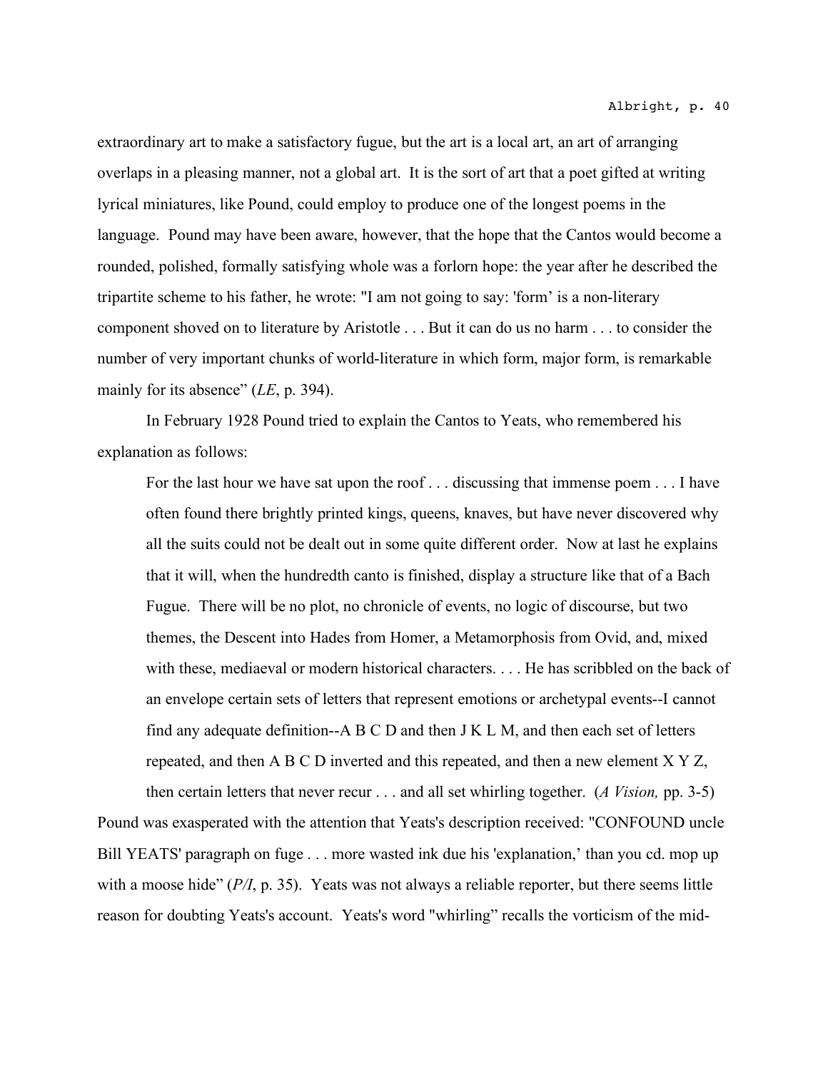extraordinary art to make a satisfactory fugue, but the art is a local art, an art of arranging overlaps in a pleasing manner, not a global art. It is the sort of art that a poet gifted at writing lyrical miniatures, like Pound, could employ to produce one of the longest poems in the language. Pound may have been aware, however, that the hope that the Cantos would become a rounded, polished, formally satisfying whole was a forlorn hope: the year after he described the tripartite scheme to his father, he wrote: "I am not going to say: 'form' is a non-literary component shoved on to literature by Aristotle . . . But it can do us no harm . . . to consider the number of very important chunks of world-literature in which form, major form, is remarkable mainly for its absence" (*LE*, p. 394).

In February 1928 Pound tried to explain the Cantos to Yeats, who remembered his explanation as follows:

> For the last hour we have sat upon the roof . . . discussing that immense poem . . . I have often found there brightly printed kings, queens, knaves, but have never discovered why all the suits could not be dealt out in some quite different order. Now at last he explains that it will, when the hundredth canto is finished, display a structure like that of a Bach Fugue. There will be no plot, no chronicle of events, no logic of discourse, but two themes, the Descent into Hades from Homer, a Metamorphosis from Ovid, and, mixed with these, mediaeval or modern historical characters. . . . He has scribbled on the back of an envelope certain sets of letters that represent emotions or archetypal events--I cannot find any adequate definition--A B C D and then J K L M, and then each set of letters repeated, and then A B C D inverted and this repeated, and then a new element X Y Z, then certain letters that never recur . . . and all set whirling together. (*A Vision,* pp. 3-5)

Pound was exasperated with the attention that Yeats's description received: "CONFOUND uncle Bill YEATS' paragraph on fuge . . . more wasted ink due his 'explanation,' than you cd. mop up with a moose hide" (*P/I*, p. 35). Yeats was not always a reliable reporter, but there seems little reason for doubting Yeats's account. Yeats's word "whirling" recalls the vorticism of the mid-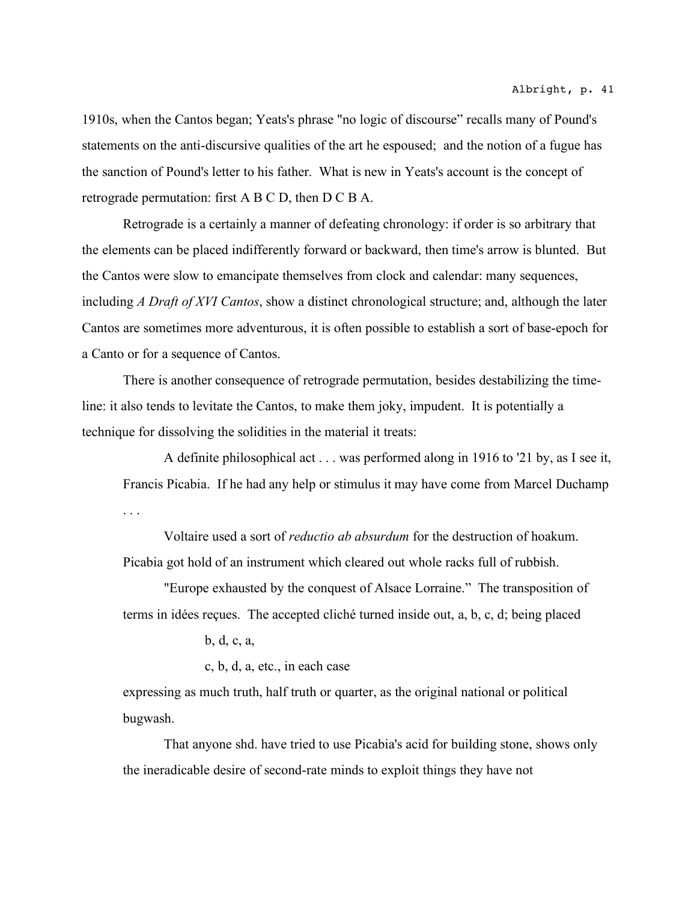1910s, when the Cantos began; Yeats's phrase "no logic of discourse" recalls many of Pound's statements on the anti-discursive qualities of the art he espoused; and the notion of a fugue has the sanction of Pound's letter to his father. What is new in Yeats's account is the concept of retrograde permutation: first A B C D, then D C B A.

Retrograde is a certainly a manner of defeating chronology: if order is so arbitrary that the elements can be placed indifferently forward or backward, then time's arrow is blunted. But the Cantos were slow to emancipate themselves from clock and calendar: many sequences, including *A Draft of XVI Cantos*, show a distinct chronological structure; and, although the later Cantos are sometimes more adventurous, it is often possible to establish a sort of base-epoch for a Canto or for a sequence of Cantos.

There is another consequence of retrograde permutation, besides destabilizing the time-line: it also tends to levitate the Cantos, to make them joky, impudent. It is potentially a technique for dissolving the solidities in the material it treats:

> A definite philosophical act . . . was performed along in 1916 to '21 by, as I see it, Francis Picabia. If he had any help or stimulus it may have come from Marcel Duchamp . . .
>
> Voltaire used a sort of *reductio ab absurdum* for the destruction of hoakum. Picabia got hold of an instrument which cleared out whole racks full of rubbish.
>
> "Europe exhausted by the conquest of Alsace Lorraine." The transposition of terms in idées reçues. The accepted cliché turned inside out, a, b, c, d; being placed
>
> b, d, c, a,
>
> c, b, d, a, etc., in each case
>
> expressing as much truth, half truth or quarter, as the original national or political bugwash.
>
> That anyone shd. have tried to use Picabia's acid for building stone, shows only the ineradicable desire of second-rate minds to exploit things they have not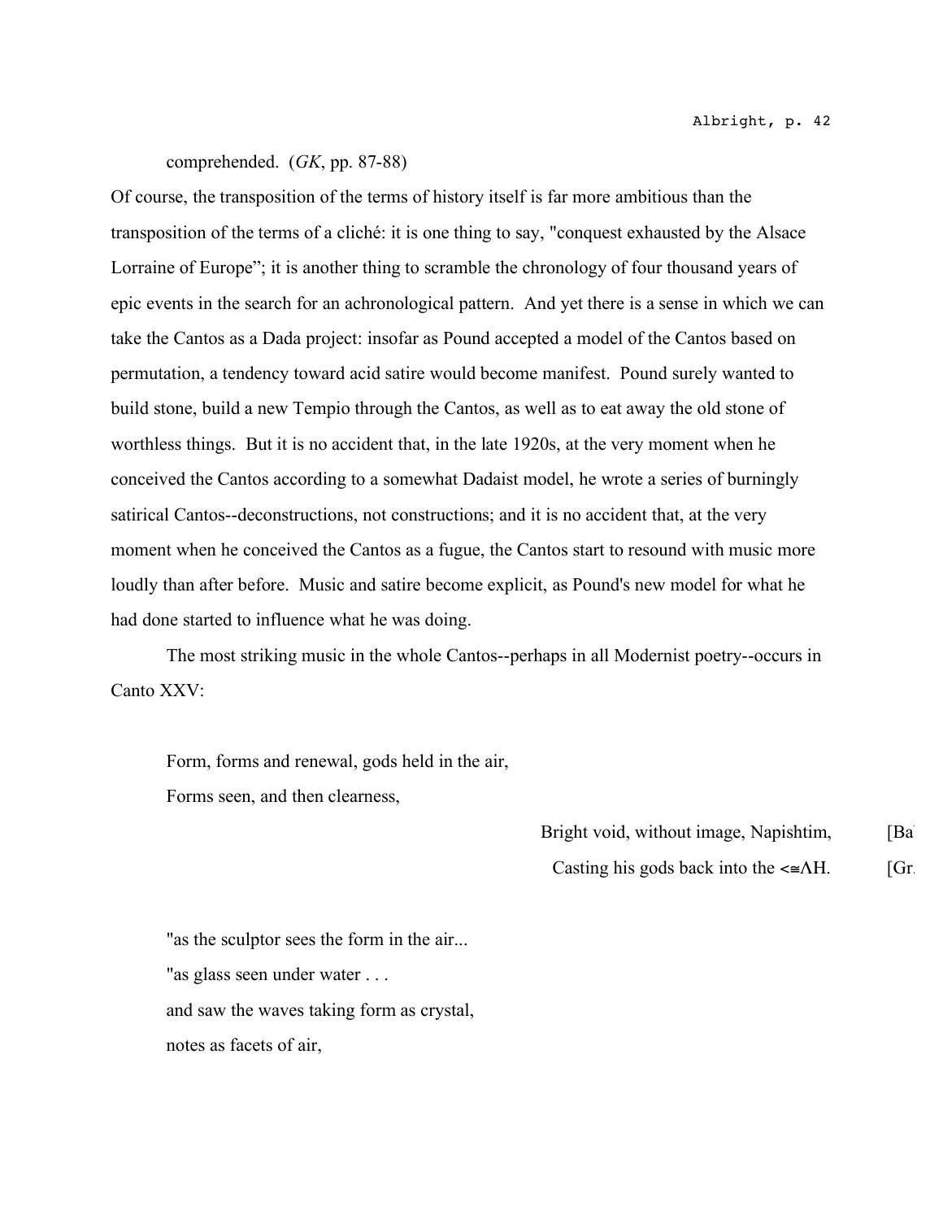comprehended. (*GK*, pp. 87-88)

Of course, the transposition of the terms of history itself is far more ambitious than the transposition of the terms of a cliché: it is one thing to say, "conquest exhausted by the Alsace Lorraine of Europe"; it is another thing to scramble the chronology of four thousand years of epic events in the search for an achronological pattern. And yet there is a sense in which we can take the Cantos as a Dada project: insofar as Pound accepted a model of the Cantos based on permutation, a tendency toward acid satire would become manifest. Pound surely wanted to build stone, build a new Tempio through the Cantos, as well as to eat away the old stone of worthless things. But it is no accident that, in the late 1920s, at the very moment when he conceived the Cantos according to a somewhat Dadaist model, he wrote a series of burningly satirical Cantos--deconstructions, not constructions; and it is no accident that, at the very moment when he conceived the Cantos as a fugue, the Cantos start to resound with music more loudly than after before. Music and satire become explicit, as Pound's new model for what he had done started to influence what he was doing.

The most striking music in the whole Cantos--perhaps in all Modernist poetry--occurs in Canto XXV:

> Form, forms and renewal, gods held in the air,
> Forms seen, and then clearness,
>
> Bright void, without image, Napishtim, [Ba
>
> Casting his gods back into the <≅ΛH. [Gr
>
> "as the sculptor sees the form in the air...
> "as glass seen under water . . .
> and saw the waves taking form as crystal,
> notes as facets of air,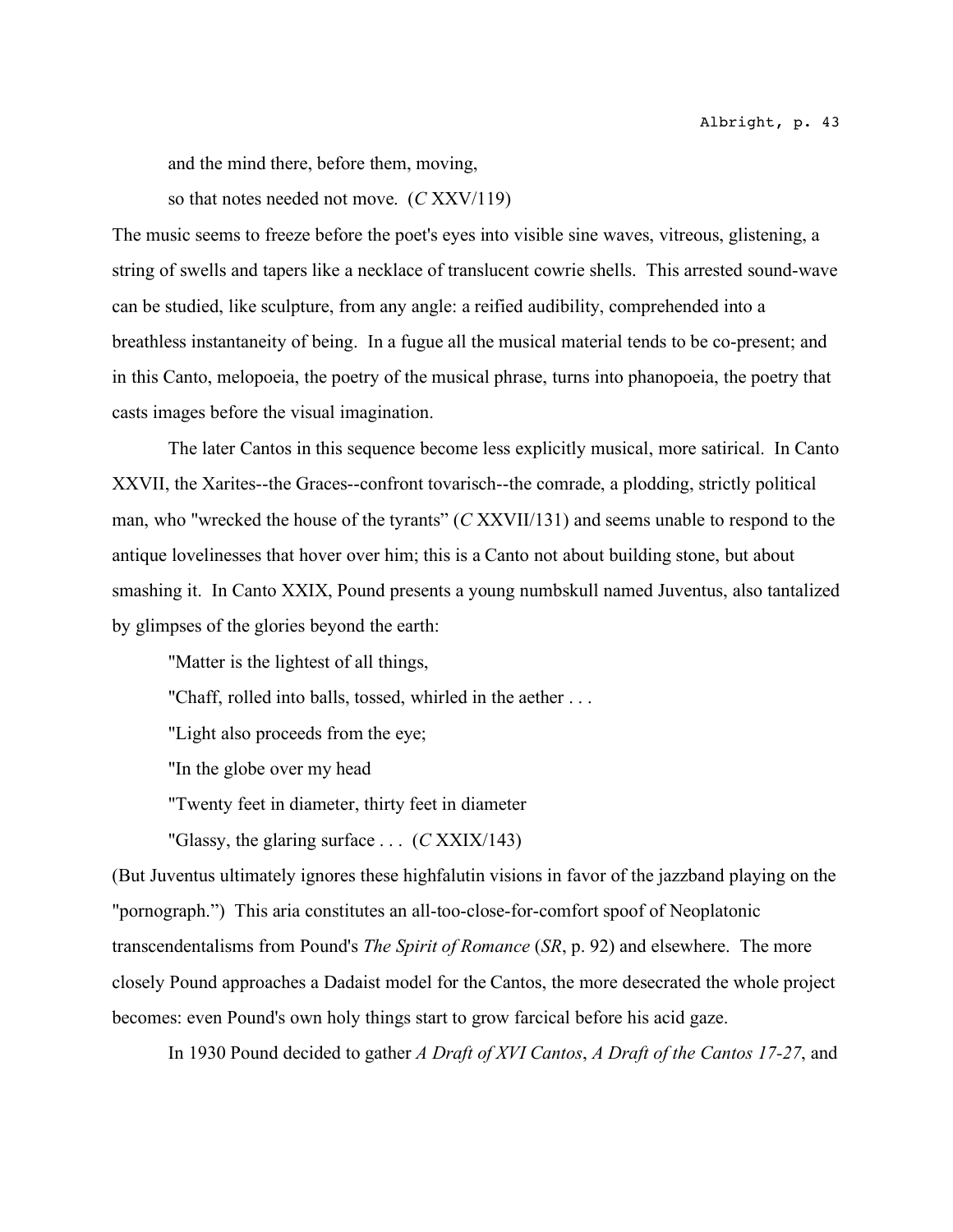and the mind there, before them, moving,

so that notes needed not move. (*C* XXV/119)

The music seems to freeze before the poet's eyes into visible sine waves, vitreous, glistening, a string of swells and tapers like a necklace of translucent cowrie shells. This arrested sound-wave can be studied, like sculpture, from any angle: a reified audibility, comprehended into a breathless instantaneity of being. In a fugue all the musical material tends to be co-present; and in this Canto, melopoeia, the poetry of the musical phrase, turns into phanopoeia, the poetry that casts images before the visual imagination.

The later Cantos in this sequence become less explicitly musical, more satirical. In Canto XXVII, the Xarites--the Graces--confront tovarisch--the comrade, a plodding, strictly political man, who "wrecked the house of the tyrants" (*C* XXVII/131) and seems unable to respond to the antique lovelinesses that hover over him; this is a Canto not about building stone, but about smashing it. In Canto XXIX, Pound presents a young numbskull named Juventus, also tantalized by glimpses of the glories beyond the earth:

"Matter is the lightest of all things,

"Chaff, rolled into balls, tossed, whirled in the aether . . .

"Light also proceeds from the eye;

"In the globe over my head

"Twenty feet in diameter, thirty feet in diameter

"Glassy, the glaring surface . . . (*C* XXIX/143)

(But Juventus ultimately ignores these highfalutin visions in favor of the jazzband playing on the "pornograph.") This aria constitutes an all-too-close-for-comfort spoof of Neoplatonic transcendentalisms from Pound's *The Spirit of Romance* (*SR*, p. 92) and elsewhere. The more closely Pound approaches a Dadaist model for the Cantos, the more desecrated the whole project becomes: even Pound's own holy things start to grow farcical before his acid gaze.

In 1930 Pound decided to gather *A Draft of XVI Cantos*, *A Draft of the Cantos 17-27*, and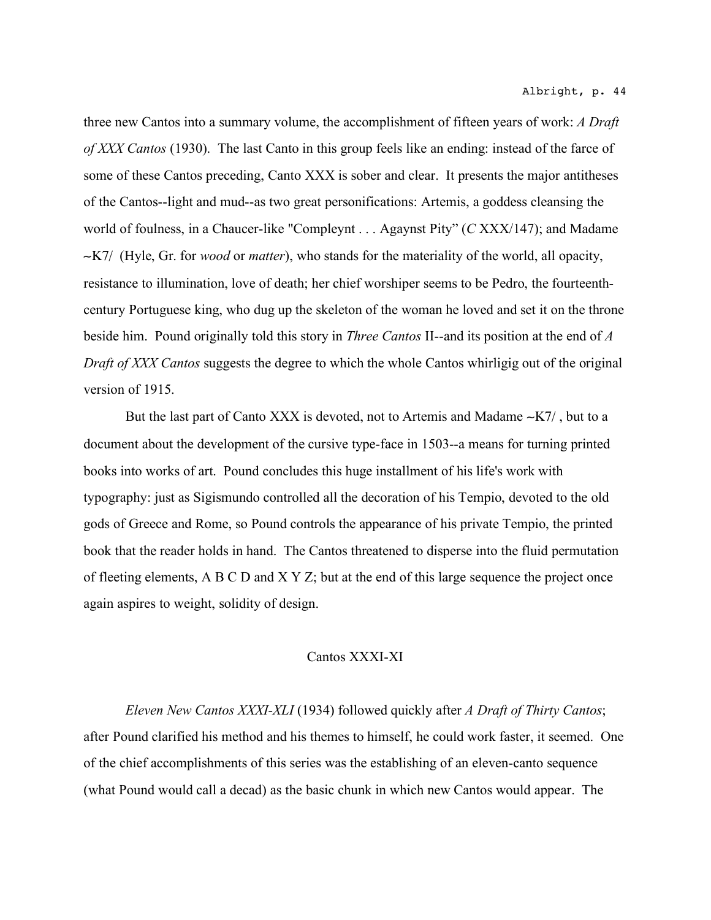three new Cantos into a summary volume, the accomplishment of fifteen years of work: *A Draft of XXX Cantos* (1930). The last Canto in this group feels like an ending: instead of the farce of some of these Cantos preceding, Canto XXX is sober and clear. It presents the major antitheses of the Cantos--light and mud--as two great personifications: Artemis, a goddess cleansing the world of foulness, in a Chaucer-like "Compleynt . . . Agaynst Pity" (*C* XXX/147); and Madame ~K7/ (Hyle, Gr. for *wood* or *matter*), who stands for the materiality of the world, all opacity, resistance to illumination, love of death; her chief worshiper seems to be Pedro, the fourteenth-century Portuguese king, who dug up the skeleton of the woman he loved and set it on the throne beside him. Pound originally told this story in *Three Cantos* II--and its position at the end of *A Draft of XXX Cantos* suggests the degree to which the whole Cantos whirligig out of the original version of 1915.

But the last part of Canto XXX is devoted, not to Artemis and Madame ~K7/ , but to a document about the development of the cursive type-face in 1503--a means for turning printed books into works of art. Pound concludes this huge installment of his life's work with typography: just as Sigismundo controlled all the decoration of his Tempio, devoted to the old gods of Greece and Rome, so Pound controls the appearance of his private Tempio, the printed book that the reader holds in hand. The Cantos threatened to disperse into the fluid permutation of fleeting elements, A B C D and X Y Z; but at the end of this large sequence the project once again aspires to weight, solidity of design.

## Cantos XXXI-XI

*Eleven New Cantos XXXI-XLI* (1934) followed quickly after *A Draft of Thirty Cantos*; after Pound clarified his method and his themes to himself, he could work faster, it seemed. One of the chief accomplishments of this series was the establishing of an eleven-canto sequence (what Pound would call a decad) as the basic chunk in which new Cantos would appear. The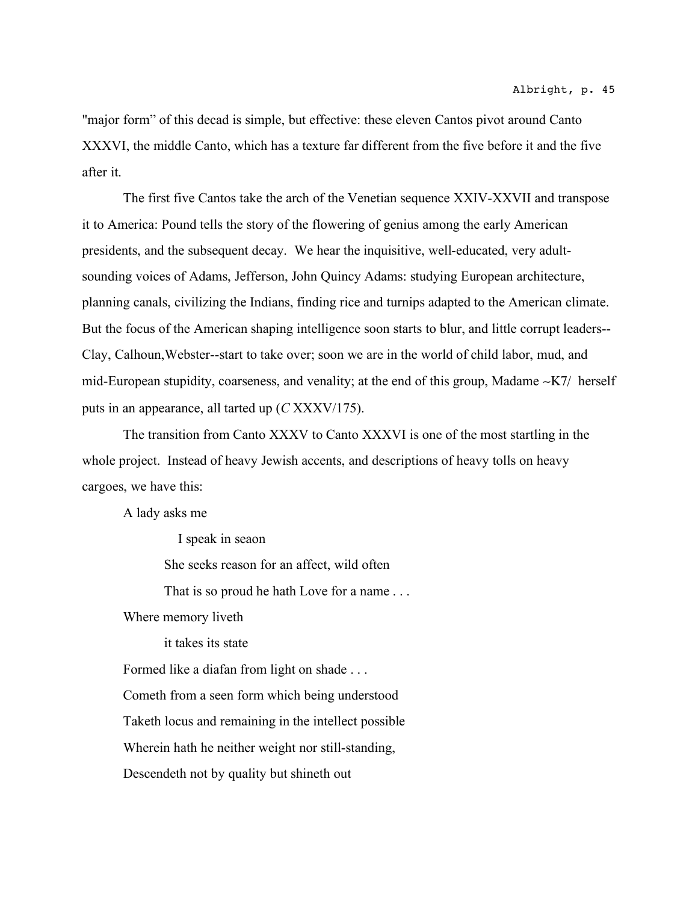"major form" of this decad is simple, but effective: these eleven Cantos pivot around Canto XXXVI, the middle Canto, which has a texture far different from the five before it and the five after it.

The first five Cantos take the arch of the Venetian sequence XXIV-XXVII and transpose it to America: Pound tells the story of the flowering of genius among the early American presidents, and the subsequent decay. We hear the inquisitive, well-educated, very adult-sounding voices of Adams, Jefferson, John Quincy Adams: studying European architecture, planning canals, civilizing the Indians, finding rice and turnips adapted to the American climate. But the focus of the American shaping intelligence soon starts to blur, and little corrupt leaders--Clay, Calhoun,Webster--start to take over; soon we are in the world of child labor, mud, and mid-European stupidity, coarseness, and venality; at the end of this group, Madame ~K7/ herself puts in an appearance, all tarted up (*C* XXXV/175).

The transition from Canto XXXV to Canto XXXVI is one of the most startling in the whole project. Instead of heavy Jewish accents, and descriptions of heavy tolls on heavy cargoes, we have this:

> A lady asks me
>
> I speak in seaon
>
> She seeks reason for an affect, wild often
>
> That is so proud he hath Love for a name . . .
>
> Where memory liveth
>
> it takes its state
>
> Formed like a diafan from light on shade . . .
>
> Cometh from a seen form which being understood
>
> Taketh locus and remaining in the intellect possible
>
> Wherein hath he neither weight nor still-standing,
>
> Descendeth not by quality but shineth out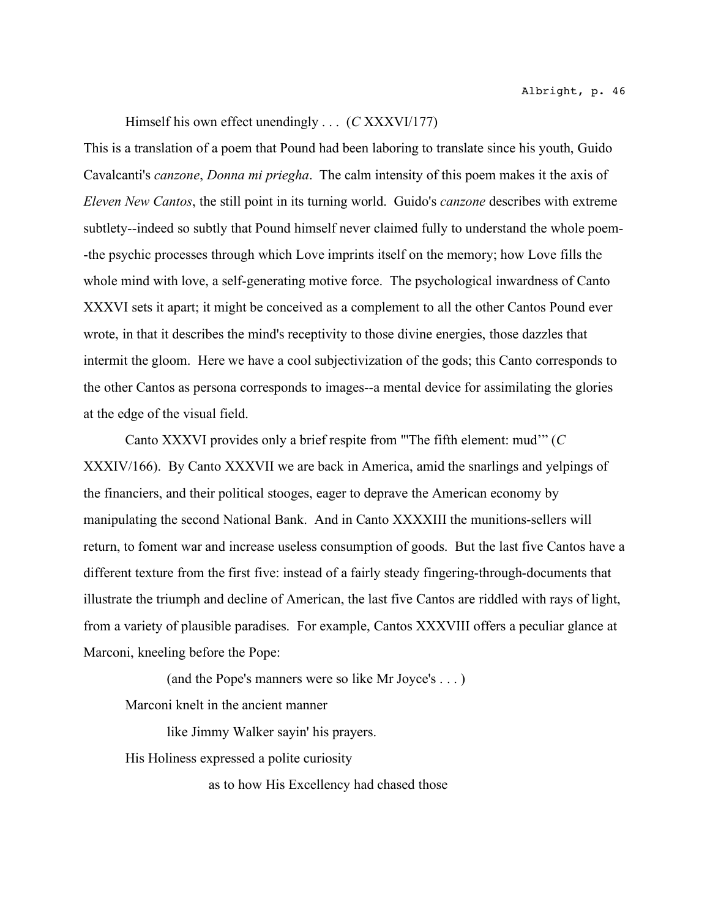Himself his own effect unendingly . . . (*C* XXXVI/177)

This is a translation of a poem that Pound had been laboring to translate since his youth, Guido Cavalcanti's *canzone*, *Donna mi priegha*. The calm intensity of this poem makes it the axis of *Eleven New Cantos*, the still point in its turning world. Guido's *canzone* describes with extreme subtlety--indeed so subtly that Pound himself never claimed fully to understand the whole poem--the psychic processes through which Love imprints itself on the memory; how Love fills the whole mind with love, a self-generating motive force. The psychological inwardness of Canto XXXVI sets it apart; it might be conceived as a complement to all the other Cantos Pound ever wrote, in that it describes the mind's receptivity to those divine energies, those dazzles that intermit the gloom. Here we have a cool subjectivization of the gods; this Canto corresponds to the other Cantos as persona corresponds to images--a mental device for assimilating the glories at the edge of the visual field.

Canto XXXVI provides only a brief respite from "'The fifth element: mud'" (*C* XXXIV/166). By Canto XXXVII we are back in America, amid the snarlings and yelpings of the financiers, and their political stooges, eager to deprave the American economy by manipulating the second National Bank. And in Canto XXXXIII the munitions-sellers will return, to foment war and increase useless consumption of goods. But the last five Cantos have a different texture from the first five: instead of a fairly steady fingering-through-documents that illustrate the triumph and decline of American, the last five Cantos are riddled with rays of light, from a variety of plausible paradises. For example, Cantos XXXVIII offers a peculiar glance at Marconi, kneeling before the Pope:

(and the Pope's manners were so like Mr Joyce's . . . )
Marconi knelt in the ancient manner
like Jimmy Walker sayin' his prayers.
His Holiness expressed a polite curiosity
as to how His Excellency had chased those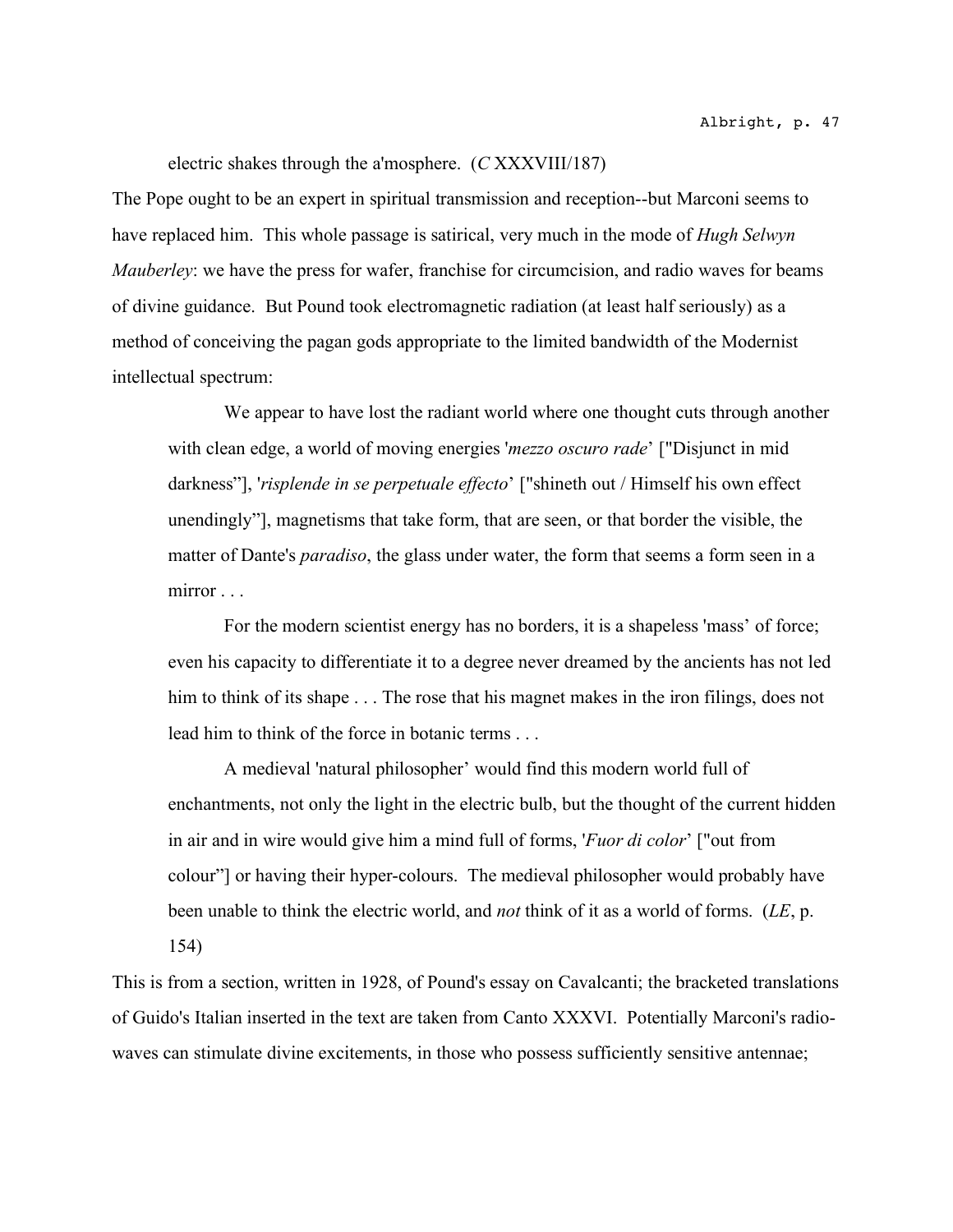electric shakes through the a'mosphere. (*C* XXXVIII/187)

The Pope ought to be an expert in spiritual transmission and reception--but Marconi seems to have replaced him. This whole passage is satirical, very much in the mode of *Hugh Selwyn Mauberley*: we have the press for wafer, franchise for circumcision, and radio waves for beams of divine guidance. But Pound took electromagnetic radiation (at least half seriously) as a method of conceiving the pagan gods appropriate to the limited bandwidth of the Modernist intellectual spectrum:

> We appear to have lost the radiant world where one thought cuts through another with clean edge, a world of moving energies '*mezzo oscuro rade*' ["Disjunct in mid darkness"], '*risplende in se perpetuale effecto*' ["shineth out / Himself his own effect unendingly"], magnetisms that take form, that are seen, or that border the visible, the matter of Dante's *paradiso*, the glass under water, the form that seems a form seen in a mirror . . .
>
> For the modern scientist energy has no borders, it is a shapeless 'mass' of force; even his capacity to differentiate it to a degree never dreamed by the ancients has not led him to think of its shape . . . The rose that his magnet makes in the iron filings, does not lead him to think of the force in botanic terms . . .
>
> A medieval 'natural philosopher' would find this modern world full of enchantments, not only the light in the electric bulb, but the thought of the current hidden in air and in wire would give him a mind full of forms, '*Fuor di color*' ["out from colour"] or having their hyper-colours. The medieval philosopher would probably have been unable to think the electric world, and *not* think of it as a world of forms. (*LE*, p. 154)

This is from a section, written in 1928, of Pound's essay on Cavalcanti; the bracketed translations of Guido's Italian inserted in the text are taken from Canto XXXVI. Potentially Marconi's radio-waves can stimulate divine excitements, in those who possess sufficiently sensitive antennae;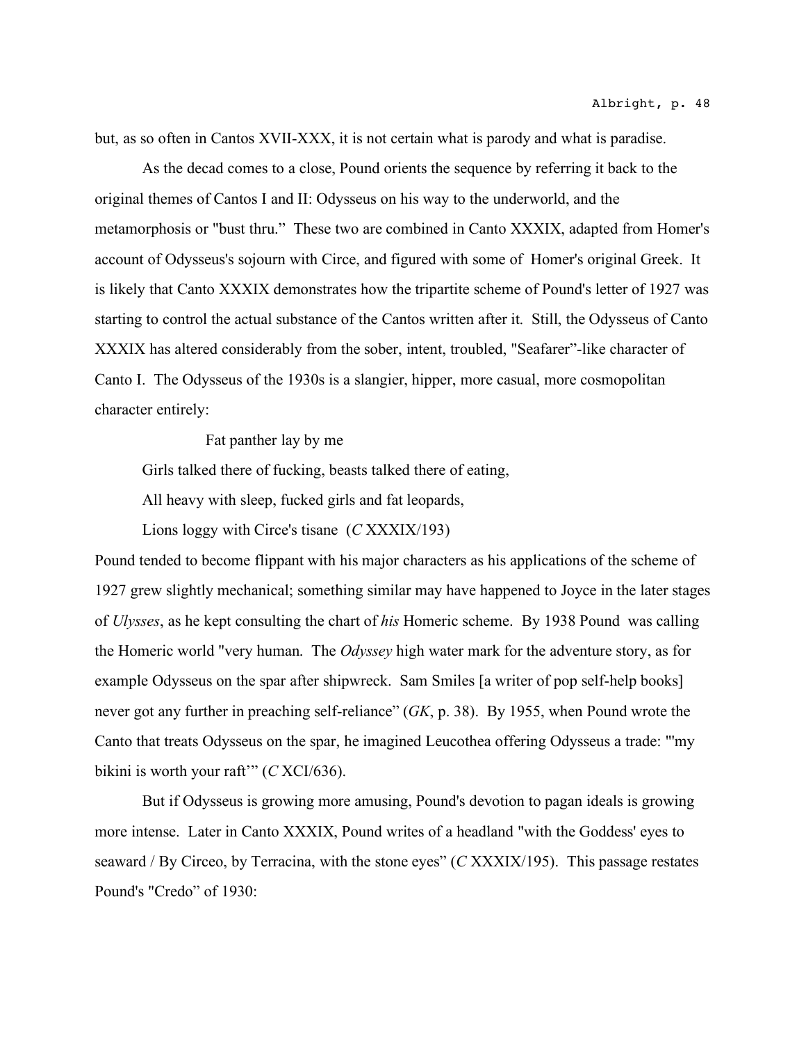but, as so often in Cantos XVII-XXX, it is not certain what is parody and what is paradise.

As the decad comes to a close, Pound orients the sequence by referring it back to the original themes of Cantos I and II: Odysseus on his way to the underworld, and the metamorphosis or "bust thru." These two are combined in Canto XXXIX, adapted from Homer's account of Odysseus's sojourn with Circe, and figured with some of Homer's original Greek. It is likely that Canto XXXIX demonstrates how the tripartite scheme of Pound's letter of 1927 was starting to control the actual substance of the Cantos written after it. Still, the Odysseus of Canto XXXIX has altered considerably from the sober, intent, troubled, "Seafarer"-like character of Canto I. The Odysseus of the 1930s is a slangier, hipper, more casual, more cosmopolitan character entirely:

> Fat panther lay by me
>
> Girls talked there of fucking, beasts talked there of eating,
>
> All heavy with sleep, fucked girls and fat leopards,
>
> Lions loggy with Circe's tisane (*C* XXXIX/193)

Pound tended to become flippant with his major characters as his applications of the scheme of 1927 grew slightly mechanical; something similar may have happened to Joyce in the later stages of *Ulysses*, as he kept consulting the chart of *his* Homeric scheme. By 1938 Pound was calling the Homeric world "very human. The *Odyssey* high water mark for the adventure story, as for example Odysseus on the spar after shipwreck. Sam Smiles [a writer of pop self-help books] never got any further in preaching self-reliance" (*GK*, p. 38). By 1955, when Pound wrote the Canto that treats Odysseus on the spar, he imagined Leucothea offering Odysseus a trade: "'my bikini is worth your raft'" (*C* XCI/636).

But if Odysseus is growing more amusing, Pound's devotion to pagan ideals is growing more intense. Later in Canto XXXIX, Pound writes of a headland "with the Goddess' eyes to seaward / By Circeo, by Terracina, with the stone eyes" (*C* XXXIX/195). This passage restates Pound's "Credo" of 1930: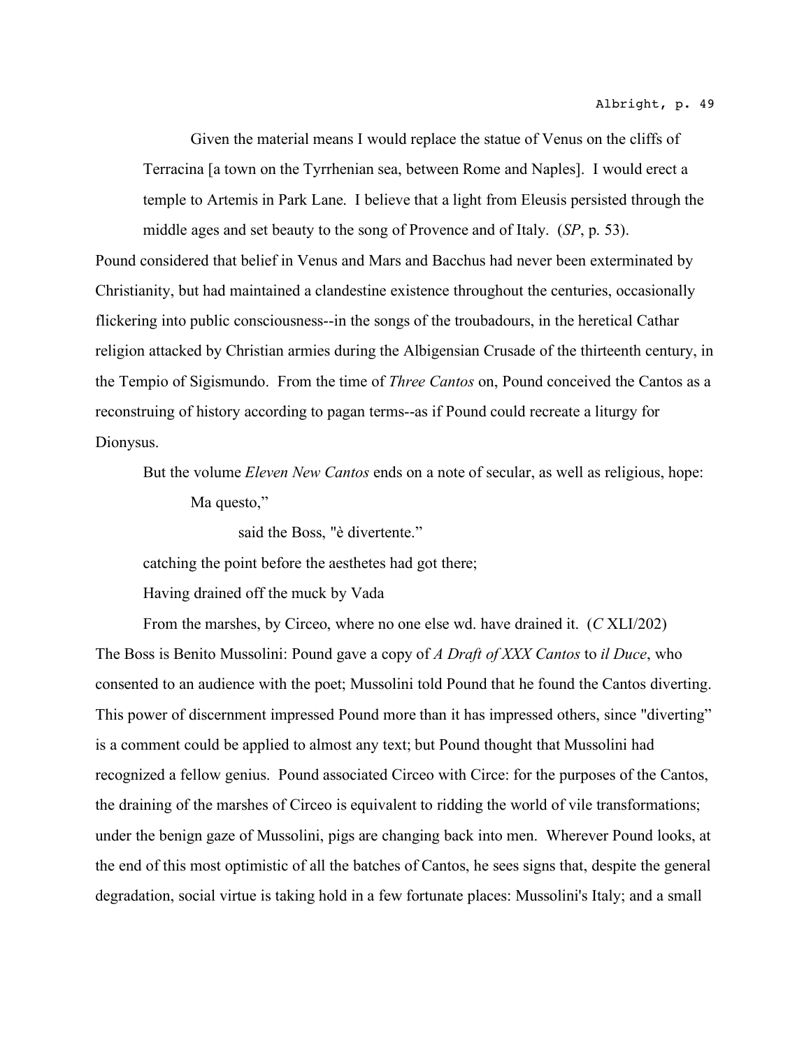> Given the material means I would replace the statue of Venus on the cliffs of Terracina [a town on the Tyrrhenian sea, between Rome and Naples]. I would erect a temple to Artemis in Park Lane. I believe that a light from Eleusis persisted through the middle ages and set beauty to the song of Provence and of Italy. (*SP*, p. 53).

Pound considered that belief in Venus and Mars and Bacchus had never been exterminated by Christianity, but had maintained a clandestine existence throughout the centuries, occasionally flickering into public consciousness--in the songs of the troubadours, in the heretical Cathar religion attacked by Christian armies during the Albigensian Crusade of the thirteenth century, in the Tempio of Sigismundo. From the time of *Three Cantos* on, Pound conceived the Cantos as a reconstruing of history according to pagan terms--as if Pound could recreate a liturgy for Dionysus.

But the volume *Eleven New Cantos* ends on a note of secular, as well as religious, hope:

> Ma questo,"
>
> said the Boss, "è divertente."
>
> catching the point before the aesthetes had got there;
>
> Having drained off the muck by Vada
>
> From the marshes, by Circeo, where no one else wd. have drained it. (*C* XLI/202)

The Boss is Benito Mussolini: Pound gave a copy of *A Draft of XXX Cantos* to *il Duce*, who consented to an audience with the poet; Mussolini told Pound that he found the Cantos diverting. This power of discernment impressed Pound more than it has impressed others, since "diverting" is a comment could be applied to almost any text; but Pound thought that Mussolini had recognized a fellow genius. Pound associated Circeo with Circe: for the purposes of the Cantos, the draining of the marshes of Circeo is equivalent to ridding the world of vile transformations; under the benign gaze of Mussolini, pigs are changing back into men. Wherever Pound looks, at the end of this most optimistic of all the batches of Cantos, he sees signs that, despite the general degradation, social virtue is taking hold in a few fortunate places: Mussolini's Italy; and a small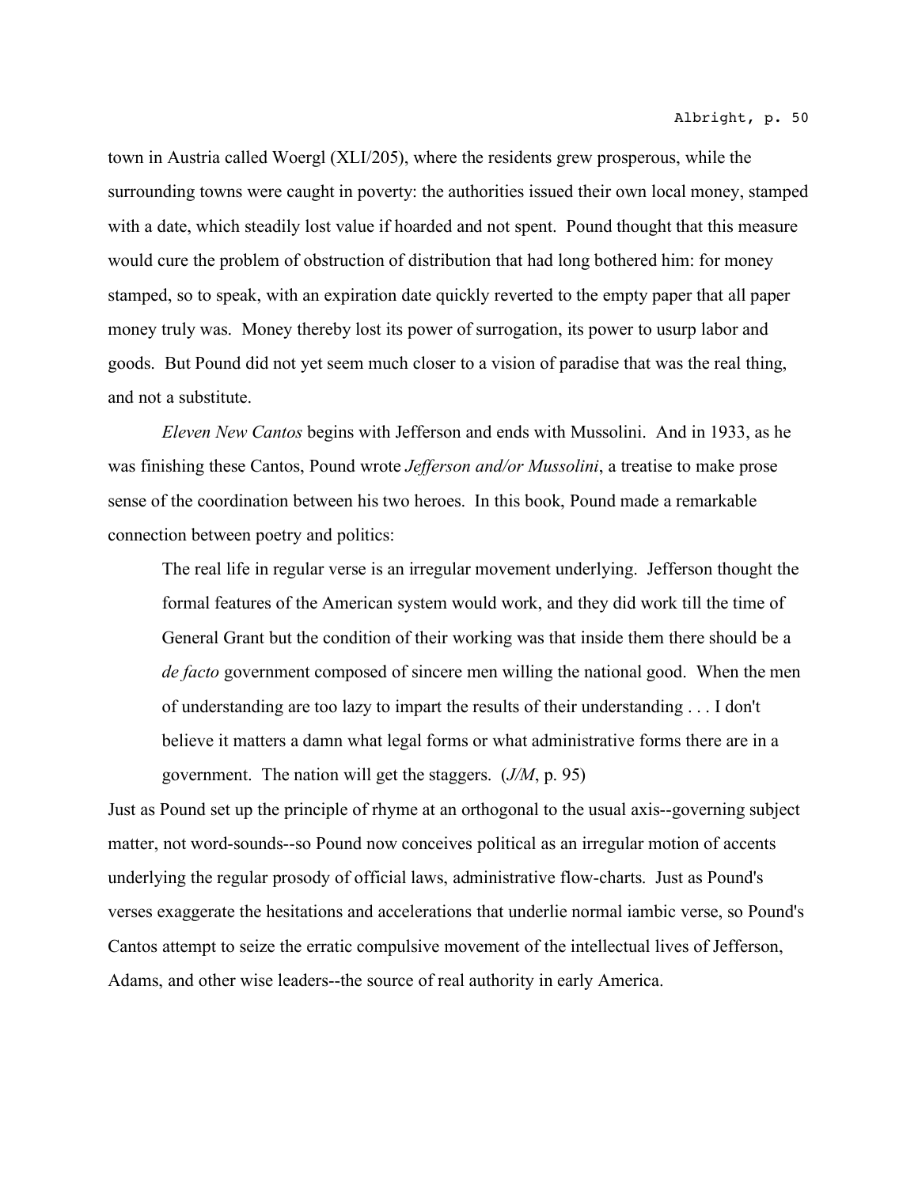town in Austria called Woergl (XLI/205), where the residents grew prosperous, while the surrounding towns were caught in poverty: the authorities issued their own local money, stamped with a date, which steadily lost value if hoarded and not spent. Pound thought that this measure would cure the problem of obstruction of distribution that had long bothered him: for money stamped, so to speak, with an expiration date quickly reverted to the empty paper that all paper money truly was. Money thereby lost its power of surrogation, its power to usurp labor and goods. But Pound did not yet seem much closer to a vision of paradise that was the real thing, and not a substitute.

*Eleven New Cantos* begins with Jefferson and ends with Mussolini. And in 1933, as he was finishing these Cantos, Pound wrote *Jefferson and/or Mussolini*, a treatise to make prose sense of the coordination between his two heroes. In this book, Pound made a remarkable connection between poetry and politics:

> The real life in regular verse is an irregular movement underlying. Jefferson thought the formal features of the American system would work, and they did work till the time of General Grant but the condition of their working was that inside them there should be a *de facto* government composed of sincere men willing the national good. When the men of understanding are too lazy to impart the results of their understanding . . . I don't believe it matters a damn what legal forms or what administrative forms there are in a government. The nation will get the staggers. (*J/M*, p. 95)

Just as Pound set up the principle of rhyme at an orthogonal to the usual axis--governing subject matter, not word-sounds--so Pound now conceives political as an irregular motion of accents underlying the regular prosody of official laws, administrative flow-charts. Just as Pound's verses exaggerate the hesitations and accelerations that underlie normal iambic verse, so Pound's Cantos attempt to seize the erratic compulsive movement of the intellectual lives of Jefferson, Adams, and other wise leaders--the source of real authority in early America.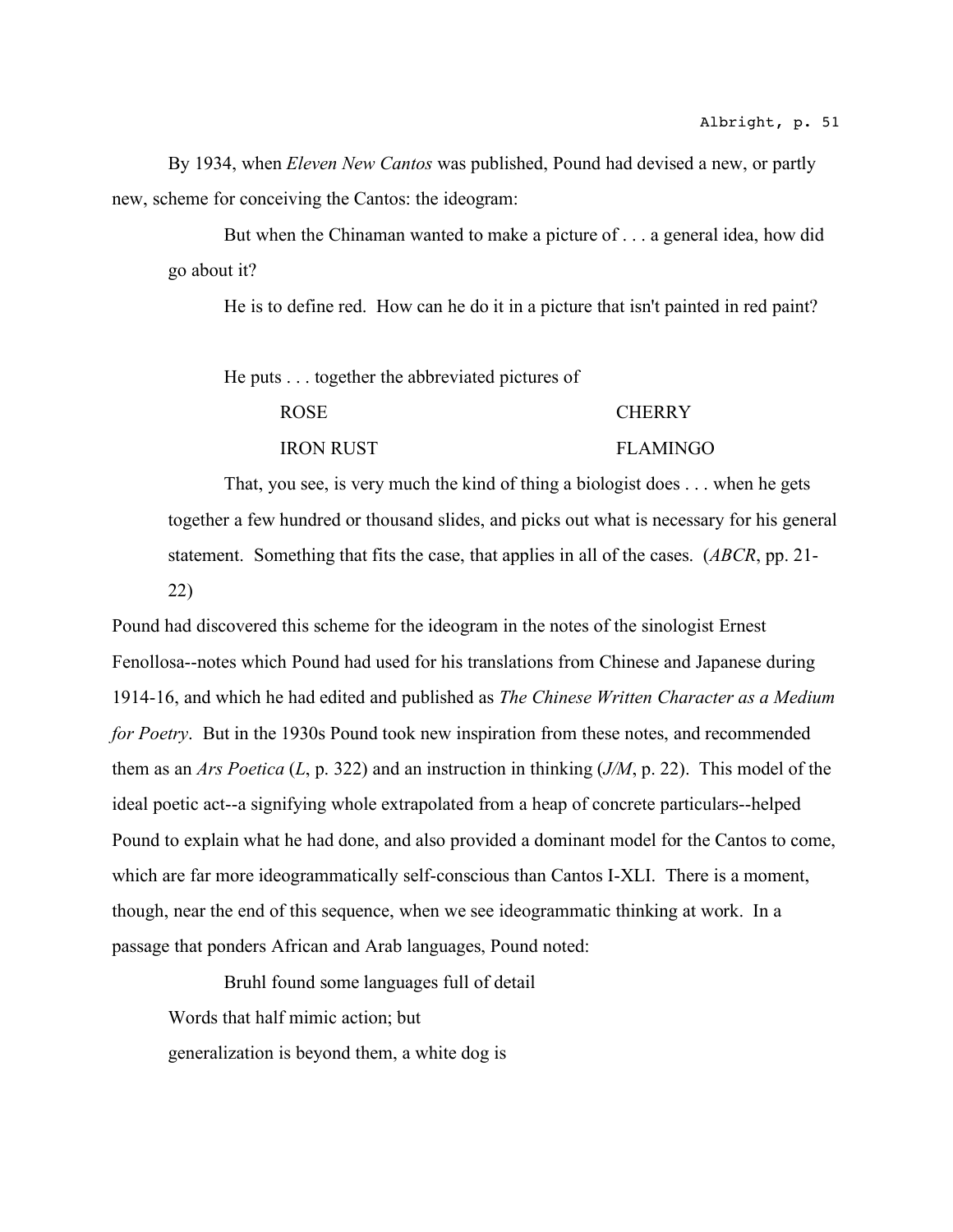By 1934, when *Eleven New Cantos* was published, Pound had devised a new, or partly new, scheme for conceiving the Cantos: the ideogram:

> But when the Chinaman wanted to make a picture of . . . a general idea, how did go about it?
>
> He is to define red. How can he do it in a picture that isn't painted in red paint?
>
> He puts . . . together the abbreviated pictures of
>
> ROSE CHERRY
>
> IRON RUST FLAMINGO
>
> That, you see, is very much the kind of thing a biologist does . . . when he gets together a few hundred or thousand slides, and picks out what is necessary for his general statement. Something that fits the case, that applies in all of the cases. (*ABCR*, pp. 21-22)

Pound had discovered this scheme for the ideogram in the notes of the sinologist Ernest Fenollosa--notes which Pound had used for his translations from Chinese and Japanese during 1914-16, and which he had edited and published as *The Chinese Written Character as a Medium for Poetry*. But in the 1930s Pound took new inspiration from these notes, and recommended them as an *Ars Poetica* (*L*, p. 322) and an instruction in thinking (*J/M*, p. 22). This model of the ideal poetic act--a signifying whole extrapolated from a heap of concrete particulars--helped Pound to explain what he had done, and also provided a dominant model for the Cantos to come, which are far more ideogrammatically self-conscious than Cantos I-XLI. There is a moment, though, near the end of this sequence, when we see ideogrammatic thinking at work. In a passage that ponders African and Arab languages, Pound noted:

> Bruhl found some languages full of detail
> Words that half mimic action; but
> generalization is beyond them, a white dog is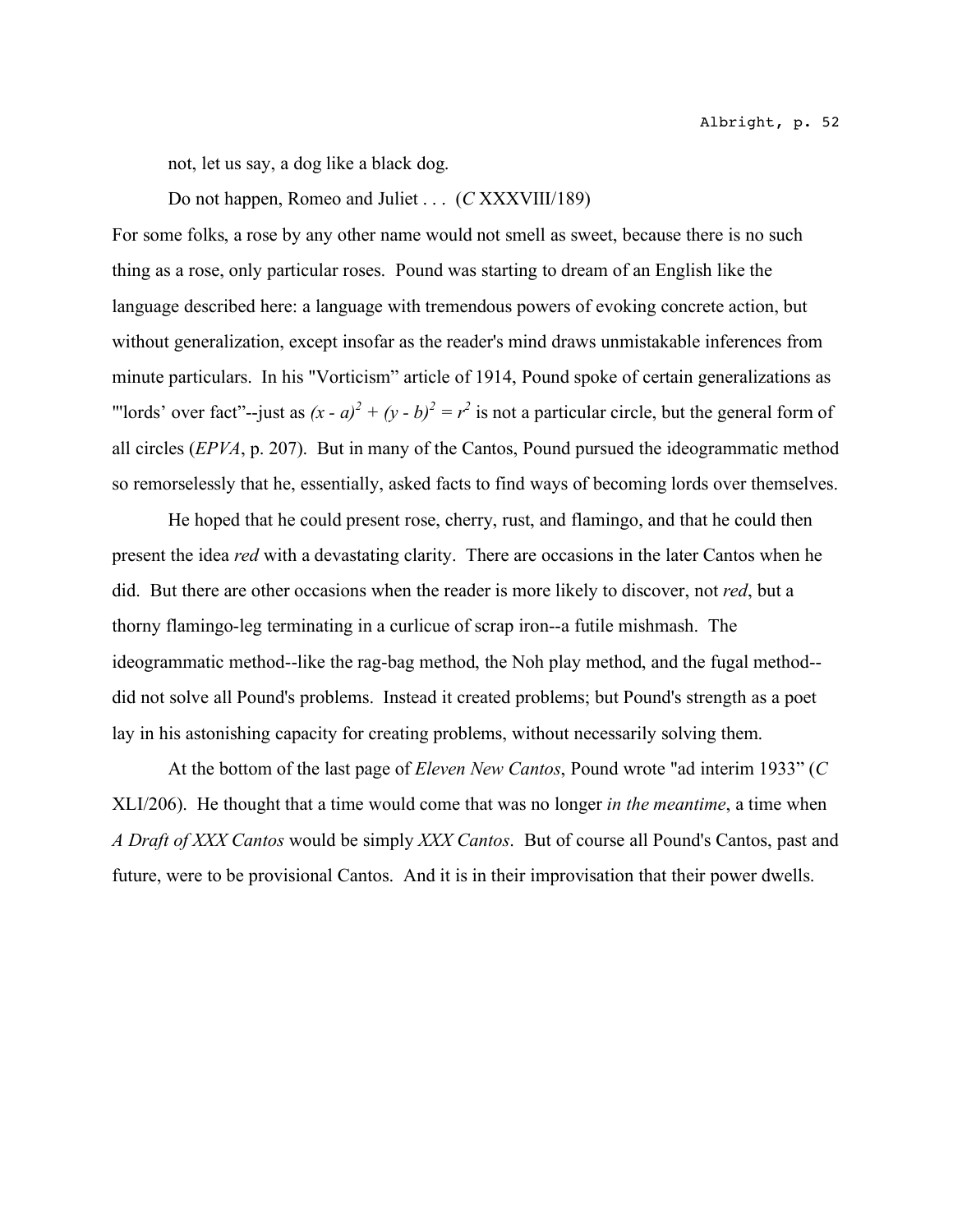not, let us say, a dog like a black dog.

Do not happen, Romeo and Juliet . . . (*C* XXXVIII/189)

For some folks, a rose by any other name would not smell as sweet, because there is no such thing as a rose, only particular roses. Pound was starting to dream of an English like the language described here: a language with tremendous powers of evoking concrete action, but without generalization, except insofar as the reader's mind draws unmistakable inferences from minute particulars. In his "Vorticism" article of 1914, Pound spoke of certain generalizations as "'lords' over fact"--just as $(x - a)^2 + (y - b)^2 = r^2$ is not a particular circle, but the general form of all circles (*EPVA*, p. 207). But in many of the Cantos, Pound pursued the ideogrammatic method so remorselessly that he, essentially, asked facts to find ways of becoming lords over themselves.

He hoped that he could present rose, cherry, rust, and flamingo, and that he could then present the idea *red* with a devastating clarity. There are occasions in the later Cantos when he did. But there are other occasions when the reader is more likely to discover, not *red*, but a thorny flamingo-leg terminating in a curlicue of scrap iron--a futile mishmash. The ideogrammatic method--like the rag-bag method, the Noh play method, and the fugal method--did not solve all Pound's problems. Instead it created problems; but Pound's strength as a poet lay in his astonishing capacity for creating problems, without necessarily solving them.

At the bottom of the last page of *Eleven New Cantos*, Pound wrote "ad interim 1933" (*C* XLI/206). He thought that a time would come that was no longer *in the meantime*, a time when *A Draft of XXX Cantos* would be simply *XXX Cantos*. But of course all Pound's Cantos, past and future, were to be provisional Cantos. And it is in their improvisation that their power dwells.